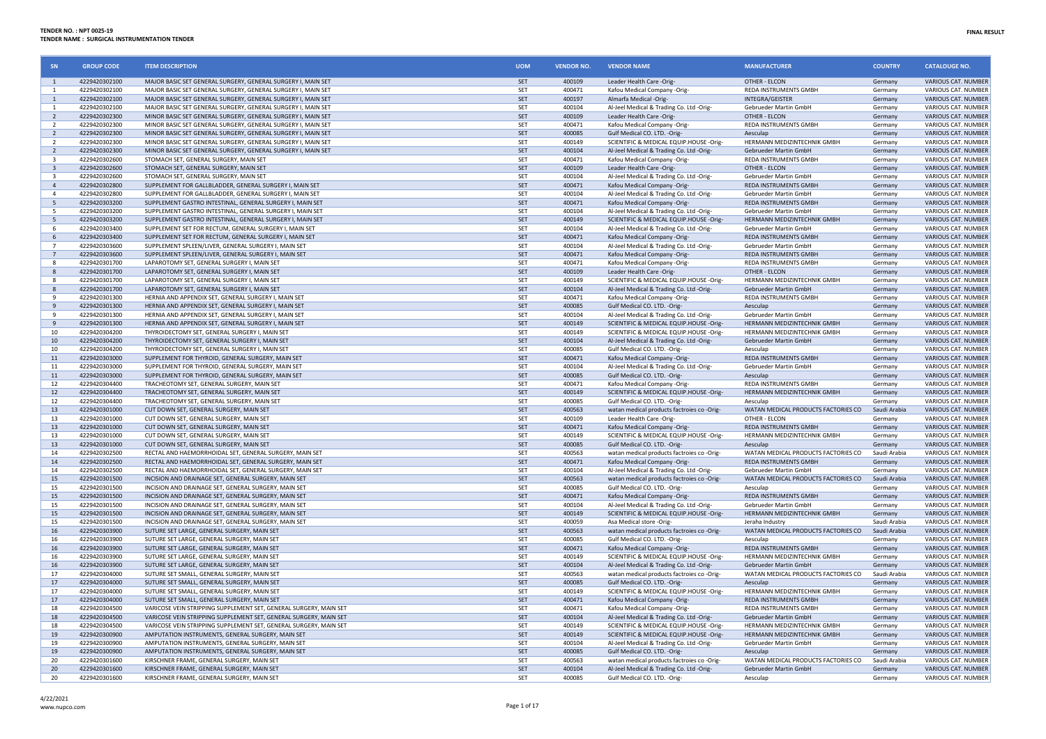**TENDER NO. : NPT 0025-19**
**TENDER NAME : SURGICAL INSTRUMENTATION TENDER**

**FINAL RESULT**

| SN | GROUP CODE | ITEM DESCRIPTION | UOM | VENDOR NO. | VENDOR NAME | MANUFACTURER | COUNTRY | CATALOUGE NO. |
|---|---|---|---|---|---|---|---|---|
| 1 | 4229420302100 | MAJOR BASIC SET GENERAL SURGERY, GENERAL SURGERY I, MAIN SET | SET | 400109 | Leader Health Care -Orig- | OTHER - ELCON | Germany | VARIOUS CAT. NUMBER |
| 1 | 4229420302100 | MAJOR BASIC SET GENERAL SURGERY, GENERAL SURGERY I, MAIN SET | SET | 400471 | Kafou Medical Company -Orig- | REDA INSTRUMENTS GMBH | Germany | VARIOUS CAT. NUMBER |
| 1 | 4229420302100 | MAJOR BASIC SET GENERAL SURGERY, GENERAL SURGERY I, MAIN SET | SET | 400197 | Almarfa Medical -Orig- | INTEGRA/GEISTER | Germany | VARIOUS CAT. NUMBER |
| 1 | 4229420302100 | MAJOR BASIC SET GENERAL SURGERY, GENERAL SURGERY I, MAIN SET | SET | 400104 | Al-Jeel Medical & Trading Co. Ltd -Orig- | Gebrueder Martin GmbH | Germany | VARIOUS CAT. NUMBER |
| 2 | 4229420302300 | MINOR BASIC SET GENERAL SURGERY, GENERAL SURGERY I, MAIN SET | SET | 400109 | Leader Health Care -Orig- | OTHER - ELCON | Germany | VARIOUS CAT. NUMBER |
| 2 | 4229420302300 | MINOR BASIC SET GENERAL SURGERY, GENERAL SURGERY I, MAIN SET | SET | 400471 | Kafou Medical Company -Orig- | REDA INSTRUMENTS GMBH | Germany | VARIOUS CAT. NUMBER |
| 2 | 4229420302300 | MINOR BASIC SET GENERAL SURGERY, GENERAL SURGERY I, MAIN SET | SET | 400085 | Gulf Medical CO. LTD. -Orig- | Aesculap | Germany | VARIOUS CAT. NUMBER |
| 2 | 4229420302300 | MINOR BASIC SET GENERAL SURGERY, GENERAL SURGERY I, MAIN SET | SET | 400149 | SCIENTIFIC & MEDICAL EQUIP.HOUSE -Orig- | HERMANN MEDIZINTECHNIK GMBH | Germany | VARIOUS CAT. NUMBER |
| 2 | 4229420302300 | MINOR BASIC SET GENERAL SURGERY, GENERAL SURGERY I, MAIN SET | SET | 400104 | Al-Jeel Medical & Trading Co. Ltd -Orig- | Gebrueder Martin GmbH | Germany | VARIOUS CAT. NUMBER |
| 3 | 4229420302600 | STOMACH SET, GENERAL SURGERY, MAIN SET | SET | 400471 | Kafou Medical Company -Orig- | REDA INSTRUMENTS GMBH | Germany | VARIOUS CAT. NUMBER |
| 3 | 4229420302600 | STOMACH SET, GENERAL SURGERY, MAIN SET | SET | 400109 | Leader Health Care -Orig- | OTHER - ELCON | Germany | VARIOUS CAT. NUMBER |
| 3 | 4229420302600 | STOMACH SET, GENERAL SURGERY, MAIN SET | SET | 400104 | Al-Jeel Medical & Trading Co. Ltd -Orig- | Gebrueder Martin GmbH | Germany | VARIOUS CAT. NUMBER |
| 4 | 4229420302800 | SUPPLEMENT FOR GALLBLADDER, GENERAL SURGERY I, MAIN SET | SET | 400471 | Kafou Medical Company -Orig- | REDA INSTRUMENTS GMBH | Germany | VARIOUS CAT. NUMBER |
| 4 | 4229420302800 | SUPPLEMENT FOR GALLBLADDER, GENERAL SURGERY I, MAIN SET | SET | 400104 | Al-Jeel Medical & Trading Co. Ltd -Orig- | Gebrueder Martin GmbH | Germany | VARIOUS CAT. NUMBER |
| 5 | 4229420303200 | SUPPLEMENT GASTRO INTESTINAL, GENERAL SURGERY I, MAIN SET | SET | 400471 | Kafou Medical Company -Orig- | REDA INSTRUMENTS GMBH | Germany | VARIOUS CAT. NUMBER |
| 5 | 4229420303200 | SUPPLEMENT GASTRO INTESTINAL, GENERAL SURGERY I, MAIN SET | SET | 400104 | Al-Jeel Medical & Trading Co. Ltd -Orig- | Gebrueder Martin GmbH | Germany | VARIOUS CAT. NUMBER |
| 5 | 4229420303200 | SUPPLEMENT GASTRO INTESTINAL, GENERAL SURGERY I, MAIN SET | SET | 400149 | SCIENTIFIC & MEDICAL EQUIP.HOUSE -Orig- | HERMANN MEDIZINTECHNIK GMBH | Germany | VARIOUS CAT. NUMBER |
| 6 | 4229420303400 | SUPPLEMENT SET FOR RECTUM, GENERAL SURGERY I, MAIN SET | SET | 400104 | Al-Jeel Medical & Trading Co. Ltd -Orig- | Gebrueder Martin GmbH | Germany | VARIOUS CAT. NUMBER |
| 6 | 4229420303400 | SUPPLEMENT SET FOR RECTUM, GENERAL SURGERY I, MAIN SET | SET | 400471 | Kafou Medical Company -Orig- | REDA INSTRUMENTS GMBH | Germany | VARIOUS CAT. NUMBER |
| 7 | 4229420303600 | SUPPLEMENT SPLEEN/LIVER, GENERAL SURGERY I, MAIN SET | SET | 400104 | Al-Jeel Medical & Trading Co. Ltd -Orig- | Gebrueder Martin GmbH | Germany | VARIOUS CAT. NUMBER |
| 7 | 4229420303600 | SUPPLEMENT SPLEEN/LIVER, GENERAL SURGERY I, MAIN SET | SET | 400471 | Kafou Medical Company -Orig- | REDA INSTRUMENTS GMBH | Germany | VARIOUS CAT. NUMBER |
| 8 | 4229420301700 | LAPAROTOMY SET, GENERAL SURGERY I, MAIN SET | SET | 400471 | Kafou Medical Company -Orig- | REDA INSTRUMENTS GMBH | Germany | VARIOUS CAT. NUMBER |
| 8 | 4229420301700 | LAPAROTOMY SET, GENERAL SURGERY I, MAIN SET | SET | 400109 | Leader Health Care -Orig- | OTHER - ELCON | Germany | VARIOUS CAT. NUMBER |
| 8 | 4229420301700 | LAPAROTOMY SET, GENERAL SURGERY I, MAIN SET | SET | 400149 | SCIENTIFIC & MEDICAL EQUIP.HOUSE -Orig- | HERMANN MEDIZINTECHNIK GMBH | Germany | VARIOUS CAT. NUMBER |
| 8 | 4229420301700 | LAPAROTOMY SET, GENERAL SURGERY I, MAIN SET | SET | 400104 | Al-Jeel Medical & Trading Co. Ltd -Orig- | Gebrueder Martin GmbH | Germany | VARIOUS CAT. NUMBER |
| 9 | 4229420301300 | HERNIA AND APPENDIX SET, GENERAL SURGERY I, MAIN SET | SET | 400471 | Kafou Medical Company -Orig- | REDA INSTRUMENTS GMBH | Germany | VARIOUS CAT. NUMBER |
| 9 | 4229420301300 | HERNIA AND APPENDIX SET, GENERAL SURGERY I, MAIN SET | SET | 400085 | Gulf Medical CO. LTD. -Orig- | Aesculap | Germany | VARIOUS CAT. NUMBER |
| 9 | 4229420301300 | HERNIA AND APPENDIX SET, GENERAL SURGERY I, MAIN SET | SET | 400104 | Al-Jeel Medical & Trading Co. Ltd -Orig- | Gebrueder Martin GmbH | Germany | VARIOUS CAT. NUMBER |
| 9 | 4229420301300 | HERNIA AND APPENDIX SET, GENERAL SURGERY I, MAIN SET | SET | 400149 | SCIENTIFIC & MEDICAL EQUIP.HOUSE -Orig- | HERMANN MEDIZINTECHNIK GMBH | Germany | VARIOUS CAT. NUMBER |
| 10 | 4229420304200 | THYROIDECTOMY SET, GENERAL SURGERY I, MAIN SET | SET | 400149 | SCIENTIFIC & MEDICAL EQUIP.HOUSE -Orig- | HERMANN MEDIZINTECHNIK GMBH | Germany | VARIOUS CAT. NUMBER |
| 10 | 4229420304200 | THYROIDECTOMY SET, GENERAL SURGERY I, MAIN SET | SET | 400104 | Al-Jeel Medical & Trading Co. Ltd -Orig- | Gebrueder Martin GmbH | Germany | VARIOUS CAT. NUMBER |
| 10 | 4229420304200 | THYROIDECTOMY SET, GENERAL SURGERY I, MAIN SET | SET | 400085 | Gulf Medical CO. LTD. -Orig- | Aesculap | Germany | VARIOUS CAT. NUMBER |
| 11 | 4229420303000 | SUPPLEMENT FOR THYROID, GENERAL SURGERY, MAIN SET | SET | 400471 | Kafou Medical Company -Orig- | REDA INSTRUMENTS GMBH | Germany | VARIOUS CAT. NUMBER |
| 11 | 4229420303000 | SUPPLEMENT FOR THYROID, GENERAL SURGERY, MAIN SET | SET | 400104 | Al-Jeel Medical & Trading Co. Ltd -Orig- | Gebrueder Martin GmbH | Germany | VARIOUS CAT. NUMBER |
| 11 | 4229420303000 | SUPPLEMENT FOR THYROID, GENERAL SURGERY, MAIN SET | SET | 400085 | Gulf Medical CO. LTD. -Orig- | Aesculap | Germany | VARIOUS CAT. NUMBER |
| 12 | 4229420304400 | TRACHEOTOMY SET, GENERAL SURGERY, MAIN SET | SET | 400471 | Kafou Medical Company -Orig- | REDA INSTRUMENTS GMBH | Germany | VARIOUS CAT. NUMBER |
| 12 | 4229420304400 | TRACHEOTOMY SET, GENERAL SURGERY, MAIN SET | SET | 400149 | SCIENTIFIC & MEDICAL EQUIP.HOUSE -Orig- | HERMANN MEDIZINTECHNIK GMBH | Germany | VARIOUS CAT. NUMBER |
| 12 | 4229420304400 | TRACHEOTOMY SET, GENERAL SURGERY, MAIN SET | SET | 400085 | Gulf Medical CO. LTD. -Orig- | Aesculap | Germany | VARIOUS CAT. NUMBER |
| 13 | 4229420301000 | CUT DOWN SET, GENERAL SURGERY, MAIN SET | SET | 400563 | watan medical products factroies co -Orig- | WATAN MEDICAL PRODUCTS FACTORIES CO | Saudi Arabia | VARIOUS CAT. NUMBER |
| 13 | 4229420301000 | CUT DOWN SET, GENERAL SURGERY, MAIN SET | SET | 400109 | Leader Health Care -Orig- | OTHER - ELCON | Germany | VARIOUS CAT. NUMBER |
| 13 | 4229420301000 | CUT DOWN SET, GENERAL SURGERY, MAIN SET | SET | 400471 | Kafou Medical Company -Orig- | REDA INSTRUMENTS GMBH | Germany | VARIOUS CAT. NUMBER |
| 13 | 4229420301000 | CUT DOWN SET, GENERAL SURGERY, MAIN SET | SET | 400149 | SCIENTIFIC & MEDICAL EQUIP.HOUSE -Orig- | HERMANN MEDIZINTECHNIK GMBH | Germany | VARIOUS CAT. NUMBER |
| 13 | 4229420301000 | CUT DOWN SET, GENERAL SURGERY, MAIN SET | SET | 400085 | Gulf Medical CO. LTD. -Orig- | Aesculap | Germany | VARIOUS CAT. NUMBER |
| 14 | 4229420302500 | RECTAL AND HAEMORRHOIDAL SET, GENERAL SURGERY, MAIN SET | SET | 400563 | watan medical products factroies co -Orig- | WATAN MEDICAL PRODUCTS FACTORIES CO | Saudi Arabia | VARIOUS CAT. NUMBER |
| 14 | 4229420302500 | RECTAL AND HAEMORRHOIDAL SET, GENERAL SURGERY, MAIN SET | SET | 400471 | Kafou Medical Company -Orig- | REDA INSTRUMENTS GMBH | Germany | VARIOUS CAT. NUMBER |
| 14 | 4229420302500 | RECTAL AND HAEMORRHOIDAL SET, GENERAL SURGERY, MAIN SET | SET | 400104 | Al-Jeel Medical & Trading Co. Ltd -Orig- | Gebrueder Martin GmbH | Germany | VARIOUS CAT. NUMBER |
| 15 | 4229420301500 | INCISION AND DRAINAGE SET, GENERAL SURGERY, MAIN SET | SET | 400563 | watan medical products factroies co -Orig- | WATAN MEDICAL PRODUCTS FACTORIES CO | Saudi Arabia | VARIOUS CAT. NUMBER |
| 15 | 4229420301500 | INCISION AND DRAINAGE SET, GENERAL SURGERY, MAIN SET | SET | 400085 | Gulf Medical CO. LTD. -Orig- | Aesculap | Germany | VARIOUS CAT. NUMBER |
| 15 | 4229420301500 | INCISION AND DRAINAGE SET, GENERAL SURGERY, MAIN SET | SET | 400471 | Kafou Medical Company -Orig- | REDA INSTRUMENTS GMBH | Germany | VARIOUS CAT. NUMBER |
| 15 | 4229420301500 | INCISION AND DRAINAGE SET, GENERAL SURGERY, MAIN SET | SET | 400104 | Al-Jeel Medical & Trading Co. Ltd -Orig- | Gebrueder Martin GmbH | Germany | VARIOUS CAT. NUMBER |
| 15 | 4229420301500 | INCISION AND DRAINAGE SET, GENERAL SURGERY, MAIN SET | SET | 400149 | SCIENTIFIC & MEDICAL EQUIP.HOUSE -Orig- | HERMANN MEDIZINTECHNIK GMBH | Germany | VARIOUS CAT. NUMBER |
| 15 | 4229420301500 | INCISION AND DRAINAGE SET, GENERAL SURGERY, MAIN SET | SET | 400059 | Asa Medical store -Orig- | Jeraha Industry | Saudi Arabia | VARIOUS CAT. NUMBER |
| 16 | 4229420303900 | SUTURE SET LARGE, GENERAL SURGERY, MAIN SET | SET | 400563 | watan medical products factroies co -Orig- | WATAN MEDICAL PRODUCTS FACTORIES CO | Saudi Arabia | VARIOUS CAT. NUMBER |
| 16 | 4229420303900 | SUTURE SET LARGE, GENERAL SURGERY, MAIN SET | SET | 400085 | Gulf Medical CO. LTD. -Orig- | Aesculap | Germany | VARIOUS CAT. NUMBER |
| 16 | 4229420303900 | SUTURE SET LARGE, GENERAL SURGERY, MAIN SET | SET | 400471 | Kafou Medical Company -Orig- | REDA INSTRUMENTS GMBH | Germany | VARIOUS CAT. NUMBER |
| 16 | 4229420303900 | SUTURE SET LARGE, GENERAL SURGERY, MAIN SET | SET | 400149 | SCIENTIFIC & MEDICAL EQUIP.HOUSE -Orig- | HERMANN MEDIZINTECHNIK GMBH | Germany | VARIOUS CAT. NUMBER |
| 16 | 4229420303900 | SUTURE SET LARGE, GENERAL SURGERY, MAIN SET | SET | 400104 | Al-Jeel Medical & Trading Co. Ltd -Orig- | Gebrueder Martin GmbH | Germany | VARIOUS CAT. NUMBER |
| 17 | 4229420304000 | SUTURE SET SMALL, GENERAL SURGERY, MAIN SET | SET | 400563 | watan medical products factroies co -Orig- | WATAN MEDICAL PRODUCTS FACTORIES CO | Saudi Arabia | VARIOUS CAT. NUMBER |
| 17 | 4229420304000 | SUTURE SET SMALL, GENERAL SURGERY, MAIN SET | SET | 400085 | Gulf Medical CO. LTD. -Orig- | Aesculap | Germany | VARIOUS CAT. NUMBER |
| 17 | 4229420304000 | SUTURE SET SMALL, GENERAL SURGERY, MAIN SET | SET | 400149 | SCIENTIFIC & MEDICAL EQUIP.HOUSE -Orig- | HERMANN MEDIZINTECHNIK GMBH | Germany | VARIOUS CAT. NUMBER |
| 17 | 4229420304000 | SUTURE SET SMALL, GENERAL SURGERY, MAIN SET | SET | 400471 | Kafou Medical Company -Orig- | REDA INSTRUMENTS GMBH | Germany | VARIOUS CAT. NUMBER |
| 18 | 4229420304500 | VARICOSE VEIN STRIPPING SUPPLEMENT SET, GENERAL SURGERY, MAIN SET | SET | 400471 | Kafou Medical Company -Orig- | REDA INSTRUMENTS GMBH | Germany | VARIOUS CAT. NUMBER |
| 18 | 4229420304500 | VARICOSE VEIN STRIPPING SUPPLEMENT SET, GENERAL SURGERY, MAIN SET | SET | 400104 | Al-Jeel Medical & Trading Co. Ltd -Orig- | Gebrueder Martin GmbH | Germany | VARIOUS CAT. NUMBER |
| 18 | 4229420304500 | VARICOSE VEIN STRIPPING SUPPLEMENT SET, GENERAL SURGERY, MAIN SET | SET | 400149 | SCIENTIFIC & MEDICAL EQUIP.HOUSE -Orig- | HERMANN MEDIZINTECHNIK GMBH | Germany | VARIOUS CAT. NUMBER |
| 19 | 4229420300900 | AMPUTATION INSTRUMENTS, GENERAL SURGERY, MAIN SET | SET | 400149 | SCIENTIFIC & MEDICAL EQUIP.HOUSE -Orig- | HERMANN MEDIZINTECHNIK GMBH | Germany | VARIOUS CAT. NUMBER |
| 19 | 4229420300900 | AMPUTATION INSTRUMENTS, GENERAL SURGERY, MAIN SET | SET | 400104 | Al-Jeel Medical & Trading Co. Ltd -Orig- | Gebrueder Martin GmbH | Germany | VARIOUS CAT. NUMBER |
| 19 | 4229420300900 | AMPUTATION INSTRUMENTS, GENERAL SURGERY, MAIN SET | SET | 400085 | Gulf Medical CO. LTD. -Orig- | Aesculap | Germany | VARIOUS CAT. NUMBER |
| 20 | 4229420301600 | KIRSCHNER FRAME, GENERAL SURGERY, MAIN SET | SET | 400563 | watan medical products factroies co -Orig- | WATAN MEDICAL PRODUCTS FACTORIES CO | Saudi Arabia | VARIOUS CAT. NUMBER |
| 20 | 4229420301600 | KIRSCHNER FRAME, GENERAL SURGERY, MAIN SET | SET | 400104 | Al-Jeel Medical & Trading Co. Ltd -Orig- | Gebrueder Martin GmbH | Germany | VARIOUS CAT. NUMBER |
| 20 | 4229420301600 | KIRSCHNER FRAME, GENERAL SURGERY, MAIN SET | SET | 400085 | Gulf Medical CO. LTD. -Orig- | Aesculap | Germany | VARIOUS CAT. NUMBER |

4/22/2021
www.nupco.com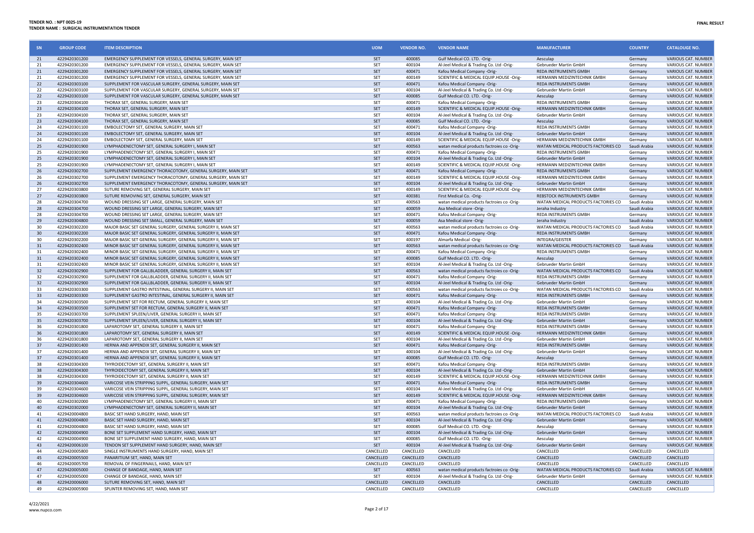**TENDER NO. : NPT 0025-19**
**TENDER NAME : SURGICAL INSTRUMENTATION TENDER**

**FINAL RESULT**

| SN | GROUP CODE | ITEM DESCRIPTION | UOM | VENDOR NO. | VENDOR NAME | MANUFACTURER | COUNTRY | CATALOUGE NO. |
|---|---|---|---|---|---|---|---|---|
| 21 | 4229420301200 | EMERGENCY SUPPLEMENT FOR VESSELS, GENERAL SURGERY, MAIN SET | SET | 400085 | Gulf Medical CO. LTD. -Orig- | Aesculap | Germany | VARIOUS CAT. NUMBER |
| 21 | 4229420301200 | EMERGENCY SUPPLEMENT FOR VESSELS, GENERAL SURGERY, MAIN SET | SET | 400104 | Al-Jeel Medical & Trading Co. Ltd -Orig- | Gebrueder Martin GmbH | Germany | VARIOUS CAT. NUMBER |
| 21 | 4229420301200 | EMERGENCY SUPPLEMENT FOR VESSELS, GENERAL SURGERY, MAIN SET | SET | 400471 | Kafou Medical Company -Orig- | REDA INSTRUMENTS GMBH | Germany | VARIOUS CAT. NUMBER |
| 21 | 4229420301200 | EMERGENCY SUPPLEMENT FOR VESSELS, GENERAL SURGERY, MAIN SET | SET | 400149 | SCIENTIFIC & MEDICAL EQUIP.HOUSE -Orig- | HERMANN MEDIZINTECHNIK GMBH | Germany | VARIOUS CAT. NUMBER |
| 22 | 4229420303100 | SUPPLEMENT FOR VASCULAR SURGERY, GENERAL SURGERY, MAIN SET | SET | 400471 | Kafou Medical Company -Orig- | REDA INSTRUMENTS GMBH | Germany | VARIOUS CAT. NUMBER |
| 22 | 4229420303100 | SUPPLEMENT FOR VASCULAR SURGERY, GENERAL SURGERY, MAIN SET | SET | 400104 | Al-Jeel Medical & Trading Co. Ltd -Orig- | Gebrueder Martin GmbH | Germany | VARIOUS CAT. NUMBER |
| 22 | 4229420303100 | SUPPLEMENT FOR VASCULAR SURGERY, GENERAL SURGERY, MAIN SET | SET | 400085 | Gulf Medical CO. LTD. -Orig- | Aesculap | Germany | VARIOUS CAT. NUMBER |
| 23 | 4229420304100 | THORAX SET, GENERAL SURGERY, MAIN SET | SET | 400471 | Kafou Medical Company -Orig- | REDA INSTRUMENTS GMBH | Germany | VARIOUS CAT. NUMBER |
| 23 | 4229420304100 | THORAX SET, GENERAL SURGERY, MAIN SET | SET | 400149 | SCIENTIFIC & MEDICAL EQUIP.HOUSE -Orig- | HERMANN MEDIZINTECHNIK GMBH | Germany | VARIOUS CAT. NUMBER |
| 23 | 4229420304100 | THORAX SET, GENERAL SURGERY, MAIN SET | SET | 400104 | Al-Jeel Medical & Trading Co. Ltd -Orig- | Gebrueder Martin GmbH | Germany | VARIOUS CAT. NUMBER |
| 23 | 4229420304100 | THORAX SET, GENERAL SURGERY, MAIN SET | SET | 400085 | Gulf Medical CO. LTD. -Orig- | Aesculap | Germany | VARIOUS CAT. NUMBER |
| 24 | 4229420301100 | EMBOLECTOMY SET, GENERAL SURGERY, MAIN SET | SET | 400471 | Kafou Medical Company -Orig- | REDA INSTRUMENTS GMBH | Germany | VARIOUS CAT. NUMBER |
| 24 | 4229420301100 | EMBOLECTOMY SET, GENERAL SURGERY, MAIN SET | SET | 400104 | Al-Jeel Medical & Trading Co. Ltd -Orig- | Gebrueder Martin GmbH | Germany | VARIOUS CAT. NUMBER |
| 24 | 4229420301100 | EMBOLECTOMY SET, GENERAL SURGERY, MAIN SET | SET | 400149 | SCIENTIFIC & MEDICAL EQUIP.HOUSE -Orig- | HERMANN MEDIZINTECHNIK GMBH | Germany | VARIOUS CAT. NUMBER |
| 25 | 4229420301900 | LYMPHADENECTOMY SET, GENERAL SURGERY I, MAIN SET | SET | 400563 | watan medical products factroies co -Orig- | WATAN MEDICAL PRODUCTS FACTORIES CO | Saudi Arabia | VARIOUS CAT. NUMBER |
| 25 | 4229420301900 | LYMPHADENECTOMY SET, GENERAL SURGERY I, MAIN SET | SET | 400471 | Kafou Medical Company -Orig- | REDA INSTRUMENTS GMBH | Germany | VARIOUS CAT. NUMBER |
| 25 | 4229420301900 | LYMPHADENECTOMY SET, GENERAL SURGERY I, MAIN SET | SET | 400104 | Al-Jeel Medical & Trading Co. Ltd -Orig- | Gebrueder Martin GmbH | Germany | VARIOUS CAT. NUMBER |
| 25 | 4229420301900 | LYMPHADENECTOMY SET, GENERAL SURGERY I, MAIN SET | SET | 400149 | SCIENTIFIC & MEDICAL EQUIP.HOUSE -Orig- | HERMANN MEDIZINTECHNIK GMBH | Germany | VARIOUS CAT. NUMBER |
| 26 | 4229420302700 | SUPPLEMENT EMERGENCY THORACOTOMY, GENERAL SURGERY, MAIN SET | SET | 400471 | Kafou Medical Company -Orig- | REDA INSTRUMENTS GMBH | Germany | VARIOUS CAT. NUMBER |
| 26 | 4229420302700 | SUPPLEMENT EMERGENCY THORACOTOMY, GENERAL SURGERY, MAIN SET | SET | 400149 | SCIENTIFIC & MEDICAL EQUIP.HOUSE -Orig- | HERMANN MEDIZINTECHNIK GMBH | Germany | VARIOUS CAT. NUMBER |
| 26 | 4229420302700 | SUPPLEMENT EMERGENCY THORACOTOMY, GENERAL SURGERY, MAIN SET | SET | 400104 | Al-Jeel Medical & Trading Co. Ltd -Orig- | Gebrueder Martin GmbH | Germany | VARIOUS CAT. NUMBER |
| 27 | 4229420303800 | SUTURE REMOVING SET, GENERAL SURGERY, MAIN SET | SET | 400149 | SCIENTIFIC & MEDICAL EQUIP.HOUSE -Orig- | HERMANN MEDIZINTECHNIK GMBH | Germany | VARIOUS CAT. NUMBER |
| 27 | 4229420303800 | SUTURE REMOVING SET, GENERAL SURGERY, MAIN SET | SET | 400381 | First Medical Co. -Orig- | REBSTOCK INSTRUMENTS GMBH | Germany | VARIOUS CAT. NUMBER |
| 28 | 4229420304700 | WOUND DRESSING SET LARGE, GENERAL SURGERY, MAIN SET | SET | 400563 | watan medical products factroies co -Orig- | WATAN MEDICAL PRODUCTS FACTORIES CO | Saudi Arabia | VARIOUS CAT. NUMBER |
| 28 | 4229420304700 | WOUND DRESSING SET LARGE, GENERAL SURGERY, MAIN SET | SET | 400059 | Asa Medical store -Orig- | Jeraha Industry | Saudi Arabia | VARIOUS CAT. NUMBER |
| 28 | 4229420304700 | WOUND DRESSING SET LARGE, GENERAL SURGERY, MAIN SET | SET | 400471 | Kafou Medical Company -Orig- | REDA INSTRUMENTS GMBH | Germany | VARIOUS CAT. NUMBER |
| 29 | 4229420304800 | WOUND DRESSING SET SMALL, GENERAL SURGERY, MAIN SET | SET | 400059 | Asa Medical store -Orig- | Jeraha Industry | Saudi Arabia | VARIOUS CAT. NUMBER |
| 30 | 4229420302200 | MAJOR BASIC SET GENERAL SURGERY, GENERAL SURGERY II, MAIN SET | SET | 400563 | watan medical products factroies co -Orig- | WATAN MEDICAL PRODUCTS FACTORIES CO | Saudi Arabia | VARIOUS CAT. NUMBER |
| 30 | 4229420302200 | MAJOR BASIC SET GENERAL SURGERY, GENERAL SURGERY II, MAIN SET | SET | 400471 | Kafou Medical Company -Orig- | REDA INSTRUMENTS GMBH | Germany | VARIOUS CAT. NUMBER |
| 30 | 4229420302200 | MAJOR BASIC SET GENERAL SURGERY, GENERAL SURGERY II, MAIN SET | SET | 400197 | Almarfa Medical -Orig- | INTEGRA/GEISTER | Germany | VARIOUS CAT. NUMBER |
| 31 | 4229420302400 | MINOR BASIC SET GENERAL SURGERY, GENERAL SURGERY II, MAIN SET | SET | 400563 | watan medical products factroies co -Orig- | WATAN MEDICAL PRODUCTS FACTORIES CO | Saudi Arabia | VARIOUS CAT. NUMBER |
| 31 | 4229420302400 | MINOR BASIC SET GENERAL SURGERY, GENERAL SURGERY II, MAIN SET | SET | 400471 | Kafou Medical Company -Orig- | REDA INSTRUMENTS GMBH | Germany | VARIOUS CAT. NUMBER |
| 31 | 4229420302400 | MINOR BASIC SET GENERAL SURGERY, GENERAL SURGERY II, MAIN SET | SET | 400085 | Gulf Medical CO. LTD. -Orig- | Aesculap | Germany | VARIOUS CAT. NUMBER |
| 31 | 4229420302400 | MINOR BASIC SET GENERAL SURGERY, GENERAL SURGERY II, MAIN SET | SET | 400104 | Al-Jeel Medical & Trading Co. Ltd -Orig- | Gebrueder Martin GmbH | Germany | VARIOUS CAT. NUMBER |
| 32 | 4229420302900 | SUPPLEMENT FOR GALLBLADDER, GENERAL SURGERY II, MAIN SET | SET | 400563 | watan medical products factroies co -Orig- | WATAN MEDICAL PRODUCTS FACTORIES CO | Saudi Arabia | VARIOUS CAT. NUMBER |
| 32 | 4229420302900 | SUPPLEMENT FOR GALLBLADDER, GENERAL SURGERY II, MAIN SET | SET | 400471 | Kafou Medical Company -Orig- | REDA INSTRUMENTS GMBH | Germany | VARIOUS CAT. NUMBER |
| 32 | 4229420302900 | SUPPLEMENT FOR GALLBLADDER, GENERAL SURGERY II, MAIN SET | SET | 400104 | Al-Jeel Medical & Trading Co. Ltd -Orig- | Gebrueder Martin GmbH | Germany | VARIOUS CAT. NUMBER |
| 33 | 4229420303300 | SUPPLEMENT GASTRO INTESTINAL, GENERAL SURGERY II, MAIN SET | SET | 400563 | watan medical products factroies co -Orig- | WATAN MEDICAL PRODUCTS FACTORIES CO | Saudi Arabia | VARIOUS CAT. NUMBER |
| 33 | 4229420303300 | SUPPLEMENT GASTRO INTESTINAL, GENERAL SURGERY II, MAIN SET | SET | 400471 | Kafou Medical Company -Orig- | REDA INSTRUMENTS GMBH | Germany | VARIOUS CAT. NUMBER |
| 34 | 4229420303500 | SUPPLEMENT SET FOR RECTUM, GENERAL SURGERY II, MAIN SET | SET | 400104 | Al-Jeel Medical & Trading Co. Ltd -Orig- | Gebrueder Martin GmbH | Germany | VARIOUS CAT. NUMBER |
| 34 | 4229420303500 | SUPPLEMENT SET FOR RECTUM, GENERAL SURGERY II, MAIN SET | SET | 400471 | Kafou Medical Company -Orig- | REDA INSTRUMENTS GMBH | Germany | VARIOUS CAT. NUMBER |
| 35 | 4229420303700 | SUPPLEMENT SPLEEN/LIVER, GENERAL SURGERY II, MAIN SET | SET | 400471 | Kafou Medical Company -Orig- | REDA INSTRUMENTS GMBH | Germany | VARIOUS CAT. NUMBER |
| 35 | 4229420303700 | SUPPLEMENT SPLEEN/LIVER, GENERAL SURGERY II, MAIN SET | SET | 400104 | Al-Jeel Medical & Trading Co. Ltd -Orig- | Gebrueder Martin GmbH | Germany | VARIOUS CAT. NUMBER |
| 36 | 4229420301800 | LAPAROTOMY SET, GENERAL SURGERY II, MAIN SET | SET | 400471 | Kafou Medical Company -Orig- | REDA INSTRUMENTS GMBH | Germany | VARIOUS CAT. NUMBER |
| 36 | 4229420301800 | LAPAROTOMY SET, GENERAL SURGERY II, MAIN SET | SET | 400149 | SCIENTIFIC & MEDICAL EQUIP.HOUSE -Orig- | HERMANN MEDIZINTECHNIK GMBH | Germany | VARIOUS CAT. NUMBER |
| 36 | 4229420301800 | LAPAROTOMY SET, GENERAL SURGERY II, MAIN SET | SET | 400104 | Al-Jeel Medical & Trading Co. Ltd -Orig- | Gebrueder Martin GmbH | Germany | VARIOUS CAT. NUMBER |
| 37 | 4229420301400 | HERNIA AND APPENDIX SET, GENERAL SURGERY II, MAIN SET | SET | 400471 | Kafou Medical Company -Orig- | REDA INSTRUMENTS GMBH | Germany | VARIOUS CAT. NUMBER |
| 37 | 4229420301400 | HERNIA AND APPENDIX SET, GENERAL SURGERY II, MAIN SET | SET | 400104 | Al-Jeel Medical & Trading Co. Ltd -Orig- | Gebrueder Martin GmbH | Germany | VARIOUS CAT. NUMBER |
| 37 | 4229420301400 | HERNIA AND APPENDIX SET, GENERAL SURGERY II, MAIN SET | SET | 400085 | Gulf Medical CO. LTD. -Orig- | Aesculap | Germany | VARIOUS CAT. NUMBER |
| 38 | 4229420304300 | THYROIDECTOMY SET, GENERAL SURGERY II, MAIN SET | SET | 400471 | Kafou Medical Company -Orig- | REDA INSTRUMENTS GMBH | Germany | VARIOUS CAT. NUMBER |
| 38 | 4229420304300 | THYROIDECTOMY SET, GENERAL SURGERY II, MAIN SET | SET | 400104 | Al-Jeel Medical & Trading Co. Ltd -Orig- | Gebrueder Martin GmbH | Germany | VARIOUS CAT. NUMBER |
| 38 | 4229420304300 | THYROIDECTOMY SET, GENERAL SURGERY II, MAIN SET | SET | 400149 | SCIENTIFIC & MEDICAL EQUIP.HOUSE -Orig- | HERMANN MEDIZINTECHNIK GMBH | Germany | VARIOUS CAT. NUMBER |
| 39 | 4229420304600 | VARICOSE VEIN STRIPPING SUPPL, GENERAL SURGERY, MAIN SET | SET | 400471 | Kafou Medical Company -Orig- | REDA INSTRUMENTS GMBH | Germany | VARIOUS CAT. NUMBER |
| 39 | 4229420304600 | VARICOSE VEIN STRIPPING SUPPL, GENERAL SURGERY, MAIN SET | SET | 400104 | Al-Jeel Medical & Trading Co. Ltd -Orig- | Gebrueder Martin GmbH | Germany | VARIOUS CAT. NUMBER |
| 39 | 4229420304600 | VARICOSE VEIN STRIPPING SUPPL, GENERAL SURGERY, MAIN SET | SET | 400149 | SCIENTIFIC & MEDICAL EQUIP.HOUSE -Orig- | HERMANN MEDIZINTECHNIK GMBH | Germany | VARIOUS CAT. NUMBER |
| 40 | 4229420302000 | LYMPHADENECTOMY SET, GENERAL SURGERY II, MAIN SET | SET | 400471 | Kafou Medical Company -Orig- | REDA INSTRUMENTS GMBH | Germany | VARIOUS CAT. NUMBER |
| 40 | 4229420302000 | LYMPHADENECTOMY SET, GENERAL SURGERY II, MAIN SET | SET | 400104 | Al-Jeel Medical & Trading Co. Ltd -Orig- | Gebrueder Martin GmbH | Germany | VARIOUS CAT. NUMBER |
| 41 | 4229420004800 | BASIC SET HAND SURGERY, HAND, MAIN SET | SET | 400563 | watan medical products factroies co -Orig- | WATAN MEDICAL PRODUCTS FACTORIES CO | Saudi Arabia | VARIOUS CAT. NUMBER |
| 41 | 4229420004800 | BASIC SET HAND SURGERY, HAND, MAIN SET | SET | 400104 | Al-Jeel Medical & Trading Co. Ltd -Orig- | Gebrueder Martin GmbH | Germany | VARIOUS CAT. NUMBER |
| 41 | 4229420004800 | BASIC SET HAND SURGERY, HAND, MAIN SET | SET | 400085 | Gulf Medical CO. LTD. -Orig- | Aesculap | Germany | VARIOUS CAT. NUMBER |
| 42 | 4229420004900 | BONE SET SUPPLEMENT HAND SURGERY, HAND, MAIN SET | SET | 400104 | Al-Jeel Medical & Trading Co. Ltd -Orig- | Gebrueder Martin GmbH | Germany | VARIOUS CAT. NUMBER |
| 42 | 4229420004900 | BONE SET SUPPLEMENT HAND SURGERY, HAND, MAIN SET | SET | 400085 | Gulf Medical CO. LTD. -Orig- | Aesculap | Germany | VARIOUS CAT. NUMBER |
| 43 | 4229420006100 | TENDON SET SUPPLEMENT HAND SURGERY, HAND, MAIN SET | SET | 400104 | Al-Jeel Medical & Trading Co. Ltd -Orig- | Gebrueder Martin GmbH | Germany | VARIOUS CAT. NUMBER |
| 44 | 4229420005800 | SINGLE INSTRUMENTS HAND SURGERY, HAND, MAIN SET | CANCELLED | CANCELLED | CANCELLED | CANCELLED | CANCELLED | CANCELLED |
| 45 | 4229420005500 | PANARITIUM SET, HAND, MAIN SET | CANCELLED | CANCELLED | CANCELLED | CANCELLED | CANCELLED | CANCELLED |
| 46 | 4229420005700 | REMOVAL OF FINGERNAILS, HAND, MAIN SET | CANCELLED | CANCELLED | CANCELLED | CANCELLED | CANCELLED | CANCELLED |
| 47 | 4229420005000 | CHANGE OF BANDAGE, HAND, MAIN SET | SET | 400563 | watan medical products factroies co -Orig- | WATAN MEDICAL PRODUCTS FACTORIES CO | Saudi Arabia | VARIOUS CAT. NUMBER |
| 47 | 4229420005000 | CHANGE OF BANDAGE, HAND, MAIN SET | SET | 400104 | Al-Jeel Medical & Trading Co. Ltd -Orig- | Gebrueder Martin GmbH | Germany | VARIOUS CAT. NUMBER |
| 48 | 4229420006000 | SUTURE REMOVING SET, HAND, MAIN SET | CANCELLED | CANCELLED | CANCELLED | CANCELLED | CANCELLED | CANCELLED |
| 49 | 4229420005900 | SPLINTER REMOVING SET, HAND, MAIN SET | CANCELLED | CANCELLED | CANCELLED | CANCELLED | CANCELLED | CANCELLED |

4/22/2021
www.nupco.com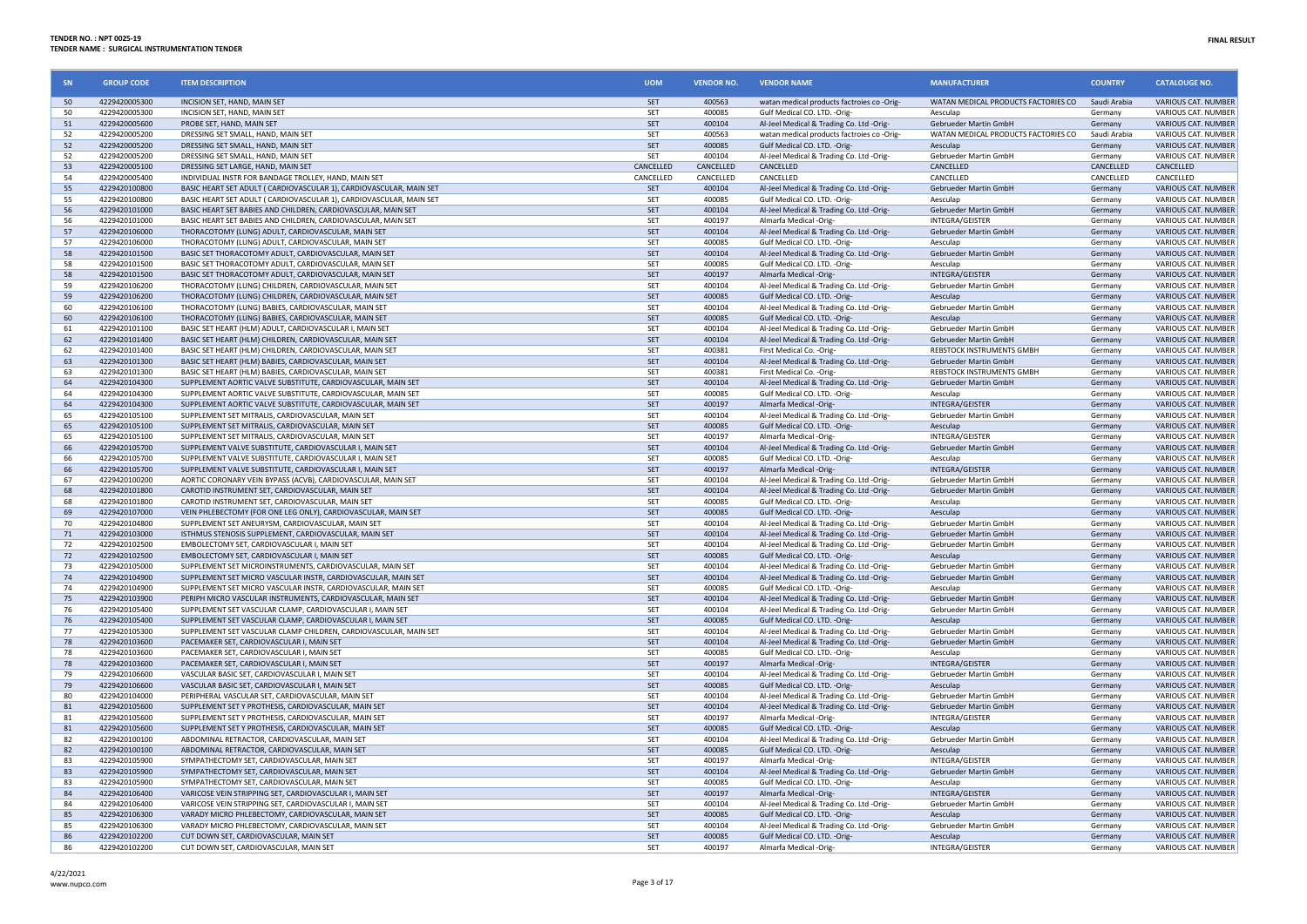**TENDER NO. : NPT 0025-19**
**TENDER NAME : SURGICAL INSTRUMENTATION TENDER**

**FINAL RESULT**

| SN | GROUP CODE | ITEM DESCRIPTION | UOM | VENDOR NO. | VENDOR NAME | MANUFACTURER | COUNTRY | CATALOUGE NO. |
|---|---|---|---|---|---|---|---|---|
| 50 | 4229420005300 | INCISION SET, HAND, MAIN SET | SET | 400563 | watan medical products factroies co -Orig- | WATAN MEDICAL PRODUCTS FACTORIES CO | Saudi Arabia | VARIOUS CAT. NUMBER |
| 50 | 4229420005300 | INCISION SET, HAND, MAIN SET | SET | 400085 | Gulf Medical CO. LTD. -Orig- | Aesculap | Germany | VARIOUS CAT. NUMBER |
| 51 | 4229420005600 | PROBE SET, HAND, MAIN SET | SET | 400104 | Al-Jeel Medical & Trading Co. Ltd -Orig- | Gebrueder Martin GmbH | Germany | VARIOUS CAT. NUMBER |
| 52 | 4229420005200 | DRESSING SET SMALL, HAND, MAIN SET | SET | 400563 | watan medical products factroies co -Orig- | WATAN MEDICAL PRODUCTS FACTORIES CO | Saudi Arabia | VARIOUS CAT. NUMBER |
| 52 | 4229420005200 | DRESSING SET SMALL, HAND, MAIN SET | SET | 400085 | Gulf Medical CO. LTD. -Orig- | Aesculap | Germany | VARIOUS CAT. NUMBER |
| 52 | 4229420005200 | DRESSING SET SMALL, HAND, MAIN SET | SET | 400104 | Al-Jeel Medical & Trading Co. Ltd -Orig- | Gebrueder Martin GmbH | Germany | VARIOUS CAT. NUMBER |
| 53 | 4229420005100 | DRESSING SET LARGE, HAND, MAIN SET | CANCELLED | CANCELLED | CANCELLED | CANCELLED | CANCELLED | CANCELLED |
| 54 | 4229420005400 | INDIVIDUAL INSTR FOR BANDAGE TROLLEY, HAND, MAIN SET | CANCELLED | CANCELLED | CANCELLED | CANCELLED | CANCELLED | CANCELLED |
| 55 | 4229420100800 | BASIC HEART SET ADULT ( CARDIOVASCULAR 1), CARDIOVASCULAR, MAIN SET | SET | 400104 | Al-Jeel Medical & Trading Co. Ltd -Orig- | Gebrueder Martin GmbH | Germany | VARIOUS CAT. NUMBER |
| 55 | 4229420100800 | BASIC HEART SET ADULT ( CARDIOVASCULAR 1), CARDIOVASCULAR, MAIN SET | SET | 400085 | Gulf Medical CO. LTD. -Orig- | Aesculap | Germany | VARIOUS CAT. NUMBER |
| 56 | 4229420101000 | BASIC HEART SET BABIES AND CHILDREN, CARDIOVASCULAR, MAIN SET | SET | 400104 | Al-Jeel Medical & Trading Co. Ltd -Orig- | Gebrueder Martin GmbH | Germany | VARIOUS CAT. NUMBER |
| 56 | 4229420101000 | BASIC HEART SET BABIES AND CHILDREN, CARDIOVASCULAR, MAIN SET | SET | 400197 | Almarfa Medical -Orig- | INTEGRA/GEISTER | Germany | VARIOUS CAT. NUMBER |
| 57 | 4229420106000 | THORACOTOMY (LUNG) ADULT, CARDIOVASCULAR, MAIN SET | SET | 400104 | Al-Jeel Medical & Trading Co. Ltd -Orig- | Gebrueder Martin GmbH | Germany | VARIOUS CAT. NUMBER |
| 57 | 4229420106000 | THORACOTOMY (LUNG) ADULT, CARDIOVASCULAR, MAIN SET | SET | 400085 | Gulf Medical CO. LTD. -Orig- | Aesculap | Germany | VARIOUS CAT. NUMBER |
| 58 | 4229420101500 | BASIC SET THORACOTOMY ADULT, CARDIOVASCULAR, MAIN SET | SET | 400104 | Al-Jeel Medical & Trading Co. Ltd -Orig- | Gebrueder Martin GmbH | Germany | VARIOUS CAT. NUMBER |
| 58 | 4229420101500 | BASIC SET THORACOTOMY ADULT, CARDIOVASCULAR, MAIN SET | SET | 400085 | Gulf Medical CO. LTD. -Orig- | Aesculap | Germany | VARIOUS CAT. NUMBER |
| 58 | 4229420101500 | BASIC SET THORACOTOMY ADULT, CARDIOVASCULAR, MAIN SET | SET | 400197 | Almarfa Medical -Orig- | INTEGRA/GEISTER | Germany | VARIOUS CAT. NUMBER |
| 59 | 4229420106200 | THORACOTOMY (LUNG) CHILDREN, CARDIOVASCULAR, MAIN SET | SET | 400104 | Al-Jeel Medical & Trading Co. Ltd -Orig- | Gebrueder Martin GmbH | Germany | VARIOUS CAT. NUMBER |
| 59 | 4229420106200 | THORACOTOMY (LUNG) CHILDREN, CARDIOVASCULAR, MAIN SET | SET | 400085 | Gulf Medical CO. LTD. -Orig- | Aesculap | Germany | VARIOUS CAT. NUMBER |
| 60 | 4229420106100 | THORACOTOMY (LUNG) BABIES, CARDIOVASCULAR, MAIN SET | SET | 400104 | Al-Jeel Medical & Trading Co. Ltd -Orig- | Gebrueder Martin GmbH | Germany | VARIOUS CAT. NUMBER |
| 60 | 4229420106100 | THORACOTOMY (LUNG) BABIES, CARDIOVASCULAR, MAIN SET | SET | 400085 | Gulf Medical CO. LTD. -Orig- | Aesculap | Germany | VARIOUS CAT. NUMBER |
| 61 | 4229420101100 | BASIC SET HEART (HLM) ADULT, CARDIOVASCULAR I, MAIN SET | SET | 400104 | Al-Jeel Medical & Trading Co. Ltd -Orig- | Gebrueder Martin GmbH | Germany | VARIOUS CAT. NUMBER |
| 62 | 4229420101400 | BASIC SET HEART (HLM) CHILDREN, CARDIOVASCULAR, MAIN SET | SET | 400104 | Al-Jeel Medical & Trading Co. Ltd -Orig- | Gebrueder Martin GmbH | Germany | VARIOUS CAT. NUMBER |
| 62 | 4229420101400 | BASIC SET HEART (HLM) CHILDREN, CARDIOVASCULAR, MAIN SET | SET | 400381 | First Medical Co. -Orig- | REBSTOCK INSTRUMENTS GMBH | Germany | VARIOUS CAT. NUMBER |
| 63 | 4229420101300 | BASIC SET HEART (HLM) BABIES, CARDIOVASCULAR, MAIN SET | SET | 400104 | Al-Jeel Medical & Trading Co. Ltd -Orig- | Gebrueder Martin GmbH | Germany | VARIOUS CAT. NUMBER |
| 63 | 4229420101300 | BASIC SET HEART (HLM) BABIES, CARDIOVASCULAR, MAIN SET | SET | 400381 | First Medical Co. -Orig- | REBSTOCK INSTRUMENTS GMBH | Germany | VARIOUS CAT. NUMBER |
| 64 | 4229420104300 | SUPPLEMENT AORTIC VALVE SUBSTITUTE, CARDIOVASCULAR, MAIN SET | SET | 400104 | Al-Jeel Medical & Trading Co. Ltd -Orig- | Gebrueder Martin GmbH | Germany | VARIOUS CAT. NUMBER |
| 64 | 4229420104300 | SUPPLEMENT AORTIC VALVE SUBSTITUTE, CARDIOVASCULAR, MAIN SET | SET | 400085 | Gulf Medical CO. LTD. -Orig- | Aesculap | Germany | VARIOUS CAT. NUMBER |
| 64 | 4229420104300 | SUPPLEMENT AORTIC VALVE SUBSTITUTE, CARDIOVASCULAR, MAIN SET | SET | 400197 | Almarfa Medical -Orig- | INTEGRA/GEISTER | Germany | VARIOUS CAT. NUMBER |
| 65 | 4229420105100 | SUPPLEMENT SET MITRALIS, CARDIOVASCULAR, MAIN SET | SET | 400104 | Al-Jeel Medical & Trading Co. Ltd -Orig- | Gebrueder Martin GmbH | Germany | VARIOUS CAT. NUMBER |
| 65 | 4229420105100 | SUPPLEMENT SET MITRALIS, CARDIOVASCULAR, MAIN SET | SET | 400085 | Gulf Medical CO. LTD. -Orig- | Aesculap | Germany | VARIOUS CAT. NUMBER |
| 65 | 4229420105100 | SUPPLEMENT SET MITRALIS, CARDIOVASCULAR, MAIN SET | SET | 400197 | Almarfa Medical -Orig- | INTEGRA/GEISTER | Germany | VARIOUS CAT. NUMBER |
| 66 | 4229420105700 | SUPPLEMENT VALVE SUBSTITUTE, CARDIOVASCULAR I, MAIN SET | SET | 400104 | Al-Jeel Medical & Trading Co. Ltd -Orig- | Gebrueder Martin GmbH | Germany | VARIOUS CAT. NUMBER |
| 66 | 4229420105700 | SUPPLEMENT VALVE SUBSTITUTE, CARDIOVASCULAR I, MAIN SET | SET | 400085 | Gulf Medical CO. LTD. -Orig- | Aesculap | Germany | VARIOUS CAT. NUMBER |
| 66 | 4229420105700 | SUPPLEMENT VALVE SUBSTITUTE, CARDIOVASCULAR I, MAIN SET | SET | 400197 | Almarfa Medical -Orig- | INTEGRA/GEISTER | Germany | VARIOUS CAT. NUMBER |
| 67 | 4229420100200 | AORTIC CORONARY VEIN BYPASS (ACVB), CARDIOVASCULAR, MAIN SET | SET | 400104 | Al-Jeel Medical & Trading Co. Ltd -Orig- | Gebrueder Martin GmbH | Germany | VARIOUS CAT. NUMBER |
| 68 | 4229420101800 | CAROTID INSTRUMENT SET, CARDIOVASCULAR, MAIN SET | SET | 400104 | Al-Jeel Medical & Trading Co. Ltd -Orig- | Gebrueder Martin GmbH | Germany | VARIOUS CAT. NUMBER |
| 68 | 4229420101800 | CAROTID INSTRUMENT SET, CARDIOVASCULAR, MAIN SET | SET | 400085 | Gulf Medical CO. LTD. -Orig- | Aesculap | Germany | VARIOUS CAT. NUMBER |
| 69 | 4229420107000 | VEIN PHLEBECTOMY (FOR ONE LEG ONLY), CARDIOVASCULAR, MAIN SET | SET | 400085 | Gulf Medical CO. LTD. -Orig- | Aesculap | Germany | VARIOUS CAT. NUMBER |
| 70 | 4229420104800 | SUPPLEMENT SET ANEURYSM, CARDIOVASCULAR, MAIN SET | SET | 400104 | Al-Jeel Medical & Trading Co. Ltd -Orig- | Gebrueder Martin GmbH | Germany | VARIOUS CAT. NUMBER |
| 71 | 4229420103000 | ISTHMUS STENOSIS SUPPLEMENT, CARDIOVASCULAR, MAIN SET | SET | 400104 | Al-Jeel Medical & Trading Co. Ltd -Orig- | Gebrueder Martin GmbH | Germany | VARIOUS CAT. NUMBER |
| 72 | 4229420102500 | EMBOLECTOMY SET, CARDIOVASCULAR I, MAIN SET | SET | 400104 | Al-Jeel Medical & Trading Co. Ltd -Orig- | Gebrueder Martin GmbH | Germany | VARIOUS CAT. NUMBER |
| 72 | 4229420102500 | EMBOLECTOMY SET, CARDIOVASCULAR I, MAIN SET | SET | 400085 | Gulf Medical CO. LTD. -Orig- | Aesculap | Germany | VARIOUS CAT. NUMBER |
| 73 | 4229420105000 | SUPPLEMENT SET MICROINSTRUMENTS, CARDIOVASCULAR, MAIN SET | SET | 400104 | Al-Jeel Medical & Trading Co. Ltd -Orig- | Gebrueder Martin GmbH | Germany | VARIOUS CAT. NUMBER |
| 74 | 4229420104900 | SUPPLEMENT SET MICRO VASCULAR INSTR, CARDIOVASCULAR, MAIN SET | SET | 400104 | Al-Jeel Medical & Trading Co. Ltd -Orig- | Gebrueder Martin GmbH | Germany | VARIOUS CAT. NUMBER |
| 74 | 4229420104900 | SUPPLEMENT SET MICRO VASCULAR INSTR, CARDIOVASCULAR, MAIN SET | SET | 400085 | Gulf Medical CO. LTD. -Orig- | Aesculap | Germany | VARIOUS CAT. NUMBER |
| 75 | 4229420103900 | PERIPH MICRO VASCULAR INSTRUMENTS, CARDIOVASCULAR, MAIN SET | SET | 400104 | Al-Jeel Medical & Trading Co. Ltd -Orig- | Gebrueder Martin GmbH | Germany | VARIOUS CAT. NUMBER |
| 76 | 4229420105400 | SUPPLEMENT SET VASCULAR CLAMP, CARDIOVASCULAR I, MAIN SET | SET | 400104 | Al-Jeel Medical & Trading Co. Ltd -Orig- | Gebrueder Martin GmbH | Germany | VARIOUS CAT. NUMBER |
| 76 | 4229420105400 | SUPPLEMENT SET VASCULAR CLAMP, CARDIOVASCULAR I, MAIN SET | SET | 400085 | Gulf Medical CO. LTD. -Orig- | Aesculap | Germany | VARIOUS CAT. NUMBER |
| 77 | 4229420105300 | SUPPLEMENT SET VASCULAR CLAMP CHILDREN, CARDIOVASCULAR, MAIN SET | SET | 400104 | Al-Jeel Medical & Trading Co. Ltd -Orig- | Gebrueder Martin GmbH | Germany | VARIOUS CAT. NUMBER |
| 78 | 4229420103600 | PACEMAKER SET, CARDIOVASCULAR I, MAIN SET | SET | 400104 | Al-Jeel Medical & Trading Co. Ltd -Orig- | Gebrueder Martin GmbH | Germany | VARIOUS CAT. NUMBER |
| 78 | 4229420103600 | PACEMAKER SET, CARDIOVASCULAR I, MAIN SET | SET | 400085 | Gulf Medical CO. LTD. -Orig- | Aesculap | Germany | VARIOUS CAT. NUMBER |
| 78 | 4229420103600 | PACEMAKER SET, CARDIOVASCULAR I, MAIN SET | SET | 400197 | Almarfa Medical -Orig- | INTEGRA/GEISTER | Germany | VARIOUS CAT. NUMBER |
| 79 | 4229420106600 | VASCULAR BASIC SET, CARDIOVASCULAR I, MAIN SET | SET | 400104 | Al-Jeel Medical & Trading Co. Ltd -Orig- | Gebrueder Martin GmbH | Germany | VARIOUS CAT. NUMBER |
| 79 | 4229420106600 | VASCULAR BASIC SET, CARDIOVASCULAR I, MAIN SET | SET | 400085 | Gulf Medical CO. LTD. -Orig- | Aesculap | Germany | VARIOUS CAT. NUMBER |
| 80 | 4229420104000 | PERIPHERAL VASCULAR SET, CARDIOVASCULAR, MAIN SET | SET | 400104 | Al-Jeel Medical & Trading Co. Ltd -Orig- | Gebrueder Martin GmbH | Germany | VARIOUS CAT. NUMBER |
| 81 | 4229420105600 | SUPPLEMENT SET Y PROTHESIS, CARDIOVASCULAR, MAIN SET | SET | 400104 | Al-Jeel Medical & Trading Co. Ltd -Orig- | Gebrueder Martin GmbH | Germany | VARIOUS CAT. NUMBER |
| 81 | 4229420105600 | SUPPLEMENT SET Y PROTHESIS, CARDIOVASCULAR, MAIN SET | SET | 400197 | Almarfa Medical -Orig- | INTEGRA/GEISTER | Germany | VARIOUS CAT. NUMBER |
| 81 | 4229420105600 | SUPPLEMENT SET Y PROTHESIS, CARDIOVASCULAR, MAIN SET | SET | 400085 | Gulf Medical CO. LTD. -Orig- | Aesculap | Germany | VARIOUS CAT. NUMBER |
| 82 | 4229420100100 | ABDOMINAL RETRACTOR, CARDIOVASCULAR, MAIN SET | SET | 400104 | Al-Jeel Medical & Trading Co. Ltd -Orig- | Gebrueder Martin GmbH | Germany | VARIOUS CAT. NUMBER |
| 82 | 4229420100100 | ABDOMINAL RETRACTOR, CARDIOVASCULAR, MAIN SET | SET | 400085 | Gulf Medical CO. LTD. -Orig- | Aesculap | Germany | VARIOUS CAT. NUMBER |
| 83 | 4229420105900 | SYMPATHECTOMY SET, CARDIOVASCULAR, MAIN SET | SET | 400197 | Almarfa Medical -Orig- | INTEGRA/GEISTER | Germany | VARIOUS CAT. NUMBER |
| 83 | 4229420105900 | SYMPATHECTOMY SET, CARDIOVASCULAR, MAIN SET | SET | 400104 | Al-Jeel Medical & Trading Co. Ltd -Orig- | Gebrueder Martin GmbH | Germany | VARIOUS CAT. NUMBER |
| 83 | 4229420105900 | SYMPATHECTOMY SET, CARDIOVASCULAR, MAIN SET | SET | 400085 | Gulf Medical CO. LTD. -Orig- | Aesculap | Germany | VARIOUS CAT. NUMBER |
| 84 | 4229420106400 | VARICOSE VEIN STRIPPING SET, CARDIOVASCULAR I, MAIN SET | SET | 400197 | Almarfa Medical -Orig- | INTEGRA/GEISTER | Germany | VARIOUS CAT. NUMBER |
| 84 | 4229420106400 | VARICOSE VEIN STRIPPING SET, CARDIOVASCULAR I, MAIN SET | SET | 400104 | Al-Jeel Medical & Trading Co. Ltd -Orig- | Gebrueder Martin GmbH | Germany | VARIOUS CAT. NUMBER |
| 85 | 4229420106300 | VARADY MICRO PHLEBECTOMY, CARDIOVASCULAR, MAIN SET | SET | 400085 | Gulf Medical CO. LTD. -Orig- | Aesculap | Germany | VARIOUS CAT. NUMBER |
| 85 | 4229420106300 | VARADY MICRO PHLEBECTOMY, CARDIOVASCULAR, MAIN SET | SET | 400104 | Al-Jeel Medical & Trading Co. Ltd -Orig- | Gebrueder Martin GmbH | Germany | VARIOUS CAT. NUMBER |
| 86 | 4229420102200 | CUT DOWN SET, CARDIOVASCULAR, MAIN SET | SET | 400085 | Gulf Medical CO. LTD. -Orig- | Aesculap | Germany | VARIOUS CAT. NUMBER |
| 86 | 4229420102200 | CUT DOWN SET, CARDIOVASCULAR, MAIN SET | SET | 400197 | Almarfa Medical -Orig- | INTEGRA/GEISTER | Germany | VARIOUS CAT. NUMBER |

4/22/2021
www.nupco.com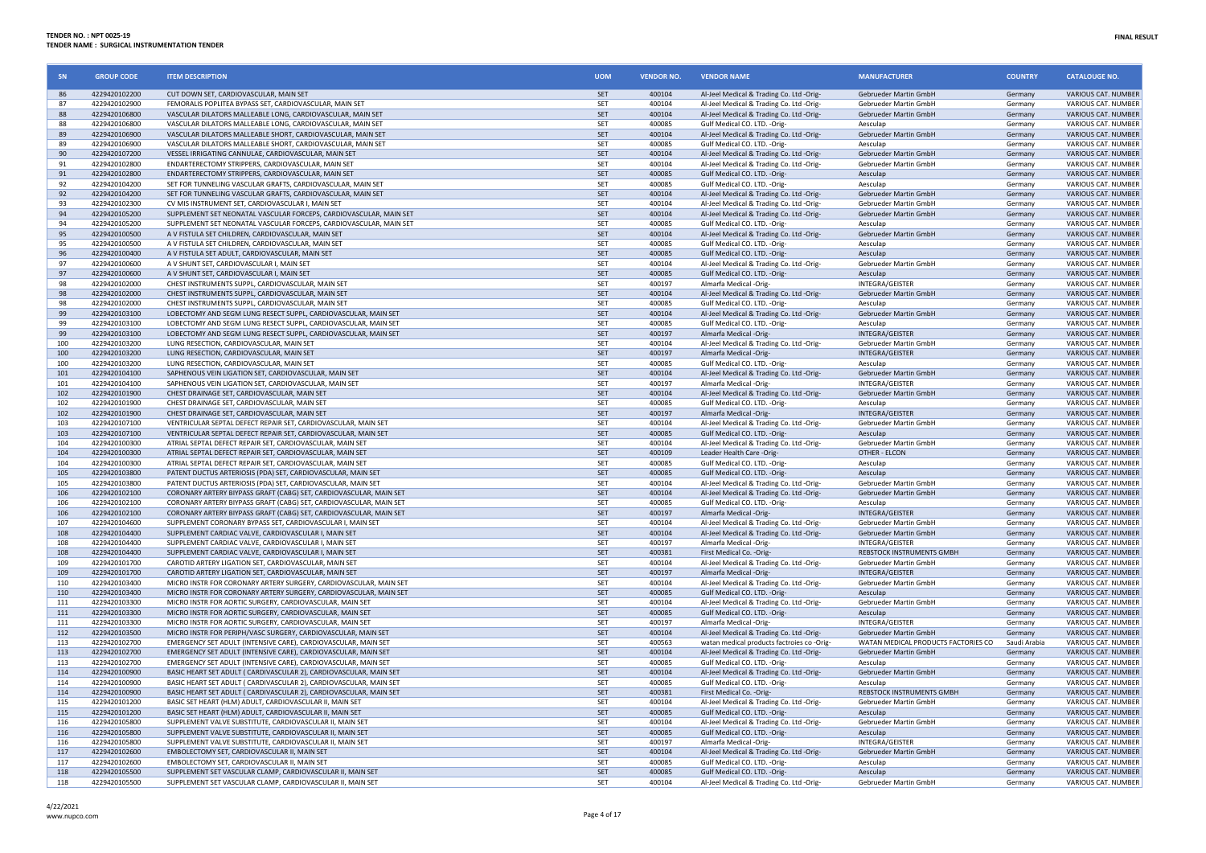**TENDER NO. : NPT 0025-19**
**TENDER NAME : SURGICAL INSTRUMENTATION TENDER**

**FINAL RESULT**

| SN | GROUP CODE | ITEM DESCRIPTION | UOM | VENDOR NO. | VENDOR NAME | MANUFACTURER | COUNTRY | CATALOUGE NO. |
|---|---|---|---|---|---|---|---|---|
| 86 | 4229420102200 | CUT DOWN SET, CARDIOVASCULAR, MAIN SET | SET | 400104 | Al-Jeel Medical & Trading Co. Ltd -Orig- | Gebrueder Martin GmbH | Germany | VARIOUS CAT. NUMBER |
| 87 | 4229420102900 | FEMORALIS POPLITEA BYPASS SET, CARDIOVASCULAR, MAIN SET | SET | 400104 | Al-Jeel Medical & Trading Co. Ltd -Orig- | Gebrueder Martin GmbH | Germany | VARIOUS CAT. NUMBER |
| 88 | 4229420106800 | VASCULAR DILATORS MALLEABLE LONG, CARDIOVASCULAR, MAIN SET | SET | 400104 | Al-Jeel Medical & Trading Co. Ltd -Orig- | Gebrueder Martin GmbH | Germany | VARIOUS CAT. NUMBER |
| 88 | 4229420106800 | VASCULAR DILATORS MALLEABLE LONG, CARDIOVASCULAR, MAIN SET | SET | 400085 | Gulf Medical CO. LTD. -Orig- | Aesculap | Germany | VARIOUS CAT. NUMBER |
| 89 | 4229420106900 | VASCULAR DILATORS MALLEABLE SHORT, CARDIOVASCULAR, MAIN SET | SET | 400104 | Al-Jeel Medical & Trading Co. Ltd -Orig- | Gebrueder Martin GmbH | Germany | VARIOUS CAT. NUMBER |
| 89 | 4229420106900 | VASCULAR DILATORS MALLEABLE SHORT, CARDIOVASCULAR, MAIN SET | SET | 400085 | Gulf Medical CO. LTD. -Orig- | Aesculap | Germany | VARIOUS CAT. NUMBER |
| 90 | 4229420107200 | VESSEL IRRIGATING CANNULAE, CARDIOVASCULAR, MAIN SET | SET | 400104 | Al-Jeel Medical & Trading Co. Ltd -Orig- | Gebrueder Martin GmbH | Germany | VARIOUS CAT. NUMBER |
| 91 | 4229420102800 | ENDARTERECTOMY STRIPPERS, CARDIOVASCULAR, MAIN SET | SET | 400104 | Al-Jeel Medical & Trading Co. Ltd -Orig- | Gebrueder Martin GmbH | Germany | VARIOUS CAT. NUMBER |
| 91 | 4229420102800 | ENDARTERECTOMY STRIPPERS, CARDIOVASCULAR, MAIN SET | SET | 400085 | Gulf Medical CO. LTD. -Orig- | Aesculap | Germany | VARIOUS CAT. NUMBER |
| 92 | 4229420104200 | SET FOR TUNNELING VASCULAR GRAFTS, CARDIOVASCULAR, MAIN SET | SET | 400085 | Gulf Medical CO. LTD. -Orig- | Aesculap | Germany | VARIOUS CAT. NUMBER |
| 92 | 4229420104200 | SET FOR TUNNELING VASCULAR GRAFTS, CARDIOVASCULAR, MAIN SET | SET | 400104 | Al-Jeel Medical & Trading Co. Ltd -Orig- | Gebrueder Martin GmbH | Germany | VARIOUS CAT. NUMBER |
| 93 | 4229420102300 | CV MIS INSTRUMENT SET, CARDIOVASCULAR I, MAIN SET | SET | 400104 | Al-Jeel Medical & Trading Co. Ltd -Orig- | Gebrueder Martin GmbH | Germany | VARIOUS CAT. NUMBER |
| 94 | 4229420105200 | SUPPLEMENT SET NEONATAL VASCULAR FORCEPS, CARDIOVASCULAR, MAIN SET | SET | 400104 | Al-Jeel Medical & Trading Co. Ltd -Orig- | Gebrueder Martin GmbH | Germany | VARIOUS CAT. NUMBER |
| 94 | 4229420105200 | SUPPLEMENT SET NEONATAL VASCULAR FORCEPS, CARDIOVASCULAR, MAIN SET | SET | 400085 | Gulf Medical CO. LTD. -Orig- | Aesculap | Germany | VARIOUS CAT. NUMBER |
| 95 | 4229420100500 | A V FISTULA SET CHILDREN, CARDIOVASCULAR, MAIN SET | SET | 400104 | Al-Jeel Medical & Trading Co. Ltd -Orig- | Gebrueder Martin GmbH | Germany | VARIOUS CAT. NUMBER |
| 95 | 4229420100500 | A V FISTULA SET CHILDREN, CARDIOVASCULAR, MAIN SET | SET | 400085 | Gulf Medical CO. LTD. -Orig- | Aesculap | Germany | VARIOUS CAT. NUMBER |
| 96 | 4229420100400 | A V FISTULA SET ADULT, CARDIOVASCULAR, MAIN SET | SET | 400085 | Gulf Medical CO. LTD. -Orig- | Aesculap | Germany | VARIOUS CAT. NUMBER |
| 97 | 4229420100600 | A V SHUNT SET, CARDIOVASCULAR I, MAIN SET | SET | 400104 | Al-Jeel Medical & Trading Co. Ltd -Orig- | Gebrueder Martin GmbH | Germany | VARIOUS CAT. NUMBER |
| 97 | 4229420100600 | A V SHUNT SET, CARDIOVASCULAR I, MAIN SET | SET | 400085 | Gulf Medical CO. LTD. -Orig- | Aesculap | Germany | VARIOUS CAT. NUMBER |
| 98 | 4229420102000 | CHEST INSTRUMENTS SUPPL, CARDIOVASCULAR, MAIN SET | SET | 400197 | Almarfa Medical -Orig- | INTEGRA/GEISTER | Germany | VARIOUS CAT. NUMBER |
| 98 | 4229420102000 | CHEST INSTRUMENTS SUPPL, CARDIOVASCULAR, MAIN SET | SET | 400104 | Al-Jeel Medical & Trading Co. Ltd -Orig- | Gebrueder Martin GmbH | Germany | VARIOUS CAT. NUMBER |
| 98 | 4229420102000 | CHEST INSTRUMENTS SUPPL, CARDIOVASCULAR, MAIN SET | SET | 400085 | Gulf Medical CO. LTD. -Orig- | Aesculap | Germany | VARIOUS CAT. NUMBER |
| 99 | 4229420103100 | LOBECTOMY AND SEGM LUNG RESECT SUPPL, CARDIOVASCULAR, MAIN SET | SET | 400104 | Al-Jeel Medical & Trading Co. Ltd -Orig- | Gebrueder Martin GmbH | Germany | VARIOUS CAT. NUMBER |
| 99 | 4229420103100 | LOBECTOMY AND SEGM LUNG RESECT SUPPL, CARDIOVASCULAR, MAIN SET | SET | 400085 | Gulf Medical CO. LTD. -Orig- | Aesculap | Germany | VARIOUS CAT. NUMBER |
| 99 | 4229420103100 | LOBECTOMY AND SEGM LUNG RESECT SUPPL, CARDIOVASCULAR, MAIN SET | SET | 400197 | Almarfa Medical -Orig- | INTEGRA/GEISTER | Germany | VARIOUS CAT. NUMBER |
| 100 | 4229420103200 | LUNG RESECTION, CARDIOVASCULAR, MAIN SET | SET | 400104 | Al-Jeel Medical & Trading Co. Ltd -Orig- | Gebrueder Martin GmbH | Germany | VARIOUS CAT. NUMBER |
| 100 | 4229420103200 | LUNG RESECTION, CARDIOVASCULAR, MAIN SET | SET | 400197 | Almarfa Medical -Orig- | INTEGRA/GEISTER | Germany | VARIOUS CAT. NUMBER |
| 100 | 4229420103200 | LUNG RESECTION, CARDIOVASCULAR, MAIN SET | SET | 400085 | Gulf Medical CO. LTD. -Orig- | Aesculap | Germany | VARIOUS CAT. NUMBER |
| 101 | 4229420104100 | SAPHENOUS VEIN LIGATION SET, CARDIOVASCULAR, MAIN SET | SET | 400104 | Al-Jeel Medical & Trading Co. Ltd -Orig- | Gebrueder Martin GmbH | Germany | VARIOUS CAT. NUMBER |
| 101 | 4229420104100 | SAPHENOUS VEIN LIGATION SET, CARDIOVASCULAR, MAIN SET | SET | 400197 | Almarfa Medical -Orig- | INTEGRA/GEISTER | Germany | VARIOUS CAT. NUMBER |
| 102 | 4229420101900 | CHEST DRAINAGE SET, CARDIOVASCULAR, MAIN SET | SET | 400104 | Al-Jeel Medical & Trading Co. Ltd -Orig- | Gebrueder Martin GmbH | Germany | VARIOUS CAT. NUMBER |
| 102 | 4229420101900 | CHEST DRAINAGE SET, CARDIOVASCULAR, MAIN SET | SET | 400085 | Gulf Medical CO. LTD. -Orig- | Aesculap | Germany | VARIOUS CAT. NUMBER |
| 102 | 4229420101900 | CHEST DRAINAGE SET, CARDIOVASCULAR, MAIN SET | SET | 400197 | Almarfa Medical -Orig- | INTEGRA/GEISTER | Germany | VARIOUS CAT. NUMBER |
| 103 | 4229420107100 | VENTRICULAR SEPTAL DEFECT REPAIR SET, CARDIOVASCULAR, MAIN SET | SET | 400104 | Al-Jeel Medical & Trading Co. Ltd -Orig- | Gebrueder Martin GmbH | Germany | VARIOUS CAT. NUMBER |
| 103 | 4229420107100 | VENTRICULAR SEPTAL DEFECT REPAIR SET, CARDIOVASCULAR, MAIN SET | SET | 400085 | Gulf Medical CO. LTD. -Orig- | Aesculap | Germany | VARIOUS CAT. NUMBER |
| 104 | 4229420100300 | ATRIAL SEPTAL DEFECT REPAIR SET, CARDIOVASCULAR, MAIN SET | SET | 400104 | Al-Jeel Medical & Trading Co. Ltd -Orig- | Gebrueder Martin GmbH | Germany | VARIOUS CAT. NUMBER |
| 104 | 4229420100300 | ATRIAL SEPTAL DEFECT REPAIR SET, CARDIOVASCULAR, MAIN SET | SET | 400109 | Leader Health Care -Orig- | OTHER - ELCON | Germany | VARIOUS CAT. NUMBER |
| 104 | 4229420100300 | ATRIAL SEPTAL DEFECT REPAIR SET, CARDIOVASCULAR, MAIN SET | SET | 400085 | Gulf Medical CO. LTD. -Orig- | Aesculap | Germany | VARIOUS CAT. NUMBER |
| 105 | 4229420103800 | PATENT DUCTUS ARTERIOSIS (PDA) SET, CARDIOVASCULAR, MAIN SET | SET | 400085 | Gulf Medical CO. LTD. -Orig- | Aesculap | Germany | VARIOUS CAT. NUMBER |
| 105 | 4229420103800 | PATENT DUCTUS ARTERIOSIS (PDA) SET, CARDIOVASCULAR, MAIN SET | SET | 400104 | Al-Jeel Medical & Trading Co. Ltd -Orig- | Gebrueder Martin GmbH | Germany | VARIOUS CAT. NUMBER |
| 106 | 4229420102100 | CORONARY ARTERY BIYPASS GRAFT (CABG) SET, CARDIOVASCULAR, MAIN SET | SET | 400104 | Al-Jeel Medical & Trading Co. Ltd -Orig- | Gebrueder Martin GmbH | Germany | VARIOUS CAT. NUMBER |
| 106 | 4229420102100 | CORONARY ARTERY BIYPASS GRAFT (CABG) SET, CARDIOVASCULAR, MAIN SET | SET | 400085 | Gulf Medical CO. LTD. -Orig- | Aesculap | Germany | VARIOUS CAT. NUMBER |
| 106 | 4229420102100 | CORONARY ARTERY BIYPASS GRAFT (CABG) SET, CARDIOVASCULAR, MAIN SET | SET | 400197 | Almarfa Medical -Orig- | INTEGRA/GEISTER | Germany | VARIOUS CAT. NUMBER |
| 107 | 4229420104600 | SUPPLEMENT CORONARY BYPASS SET, CARDIOVASCULAR I, MAIN SET | SET | 400104 | Al-Jeel Medical & Trading Co. Ltd -Orig- | Gebrueder Martin GmbH | Germany | VARIOUS CAT. NUMBER |
| 108 | 4229420104400 | SUPPLEMENT CARDIAC VALVE, CARDIOVASCULAR I, MAIN SET | SET | 400104 | Al-Jeel Medical & Trading Co. Ltd -Orig- | Gebrueder Martin GmbH | Germany | VARIOUS CAT. NUMBER |
| 108 | 4229420104400 | SUPPLEMENT CARDIAC VALVE, CARDIOVASCULAR I, MAIN SET | SET | 400197 | Almarfa Medical -Orig- | INTEGRA/GEISTER | Germany | VARIOUS CAT. NUMBER |
| 108 | 4229420104400 | SUPPLEMENT CARDIAC VALVE, CARDIOVASCULAR I, MAIN SET | SET | 400381 | First Medical Co. -Orig- | REBSTOCK INSTRUMENTS GMBH | Germany | VARIOUS CAT. NUMBER |
| 109 | 4229420101700 | CAROTID ARTERY LIGATION SET, CARDIOVASCULAR, MAIN SET | SET | 400104 | Al-Jeel Medical & Trading Co. Ltd -Orig- | Gebrueder Martin GmbH | Germany | VARIOUS CAT. NUMBER |
| 109 | 4229420101700 | CAROTID ARTERY LIGATION SET, CARDIOVASCULAR, MAIN SET | SET | 400197 | Almarfa Medical -Orig- | INTEGRA/GEISTER | Germany | VARIOUS CAT. NUMBER |
| 110 | 4229420103400 | MICRO INSTR FOR CORONARY ARTERY SURGERY, CARDIOVASCULAR, MAIN SET | SET | 400104 | Al-Jeel Medical & Trading Co. Ltd -Orig- | Gebrueder Martin GmbH | Germany | VARIOUS CAT. NUMBER |
| 110 | 4229420103400 | MICRO INSTR FOR CORONARY ARTERY SURGERY, CARDIOVASCULAR, MAIN SET | SET | 400085 | Gulf Medical CO. LTD. -Orig- | Aesculap | Germany | VARIOUS CAT. NUMBER |
| 111 | 4229420103300 | MICRO INSTR FOR AORTIC SURGERY, CARDIOVASCULAR, MAIN SET | SET | 400104 | Al-Jeel Medical & Trading Co. Ltd -Orig- | Gebrueder Martin GmbH | Germany | VARIOUS CAT. NUMBER |
| 111 | 4229420103300 | MICRO INSTR FOR AORTIC SURGERY, CARDIOVASCULAR, MAIN SET | SET | 400085 | Gulf Medical CO. LTD. -Orig- | Aesculap | Germany | VARIOUS CAT. NUMBER |
| 111 | 4229420103300 | MICRO INSTR FOR AORTIC SURGERY, CARDIOVASCULAR, MAIN SET | SET | 400197 | Almarfa Medical -Orig- | INTEGRA/GEISTER | Germany | VARIOUS CAT. NUMBER |
| 112 | 4229420103500 | MICRO INSTR FOR PERIPH/VASC SURGERY, CARDIOVASCULAR, MAIN SET | SET | 400104 | Al-Jeel Medical & Trading Co. Ltd -Orig- | Gebrueder Martin GmbH | Germany | VARIOUS CAT. NUMBER |
| 113 | 4229420102700 | EMERGENCY SET ADULT (INTENSIVE CARE), CARDIOVASCULAR, MAIN SET | SET | 400563 | watan medical products factroies co -Orig- | WATAN MEDICAL PRODUCTS FACTORIES CO | Saudi Arabia | VARIOUS CAT. NUMBER |
| 113 | 4229420102700 | EMERGENCY SET ADULT (INTENSIVE CARE), CARDIOVASCULAR, MAIN SET | SET | 400104 | Al-Jeel Medical & Trading Co. Ltd -Orig- | Gebrueder Martin GmbH | Germany | VARIOUS CAT. NUMBER |
| 113 | 4229420102700 | EMERGENCY SET ADULT (INTENSIVE CARE), CARDIOVASCULAR, MAIN SET | SET | 400085 | Gulf Medical CO. LTD. -Orig- | Aesculap | Germany | VARIOUS CAT. NUMBER |
| 114 | 4229420100900 | BASIC HEART SET ADULT ( CARDIOVASCULAR 2), CARDIOVASCULAR, MAIN SET | SET | 400104 | Al-Jeel Medical & Trading Co. Ltd -Orig- | Gebrueder Martin GmbH | Germany | VARIOUS CAT. NUMBER |
| 114 | 4229420100900 | BASIC HEART SET ADULT ( CARDIOVASCULAR 2), CARDIOVASCULAR, MAIN SET | SET | 400085 | Gulf Medical CO. LTD. -Orig- | Aesculap | Germany | VARIOUS CAT. NUMBER |
| 114 | 4229420100900 | BASIC HEART SET ADULT ( CARDIOVASCULAR 2), CARDIOVASCULAR, MAIN SET | SET | 400381 | First Medical Co. -Orig- | REBSTOCK INSTRUMENTS GMBH | Germany | VARIOUS CAT. NUMBER |
| 115 | 4229420101200 | BASIC SET HEART (HLM) ADULT, CARDIOVASCULAR II, MAIN SET | SET | 400104 | Al-Jeel Medical & Trading Co. Ltd -Orig- | Gebrueder Martin GmbH | Germany | VARIOUS CAT. NUMBER |
| 115 | 4229420101200 | BASIC SET HEART (HLM) ADULT, CARDIOVASCULAR II, MAIN SET | SET | 400085 | Gulf Medical CO. LTD. -Orig- | Aesculap | Germany | VARIOUS CAT. NUMBER |
| 116 | 4229420105800 | SUPPLEMENT VALVE SUBSTITUTE, CARDIOVASCULAR II, MAIN SET | SET | 400104 | Al-Jeel Medical & Trading Co. Ltd -Orig- | Gebrueder Martin GmbH | Germany | VARIOUS CAT. NUMBER |
| 116 | 4229420105800 | SUPPLEMENT VALVE SUBSTITUTE, CARDIOVASCULAR II, MAIN SET | SET | 400085 | Gulf Medical CO. LTD. -Orig- | Aesculap | Germany | VARIOUS CAT. NUMBER |
| 116 | 4229420105800 | SUPPLEMENT VALVE SUBSTITUTE, CARDIOVASCULAR II, MAIN SET | SET | 400197 | Almarfa Medical -Orig- | INTEGRA/GEISTER | Germany | VARIOUS CAT. NUMBER |
| 117 | 4229420102600 | EMBOLECTOMY SET, CARDIOVASCULAR II, MAIN SET | SET | 400104 | Al-Jeel Medical & Trading Co. Ltd -Orig- | Gebrueder Martin GmbH | Germany | VARIOUS CAT. NUMBER |
| 117 | 4229420102600 | EMBOLECTOMY SET, CARDIOVASCULAR II, MAIN SET | SET | 400085 | Gulf Medical CO. LTD. -Orig- | Aesculap | Germany | VARIOUS CAT. NUMBER |
| 118 | 4229420105500 | SUPPLEMENT SET VASCULAR CLAMP, CARDIOVASCULAR II, MAIN SET | SET | 400085 | Gulf Medical CO. LTD. -Orig- | Aesculap | Germany | VARIOUS CAT. NUMBER |
| 118 | 4229420105500 | SUPPLEMENT SET VASCULAR CLAMP, CARDIOVASCULAR II, MAIN SET | SET | 400104 | Al-Jeel Medical & Trading Co. Ltd -Orig- | Gebrueder Martin GmbH | Germany | VARIOUS CAT. NUMBER |

4/22/2021
www.nupco.com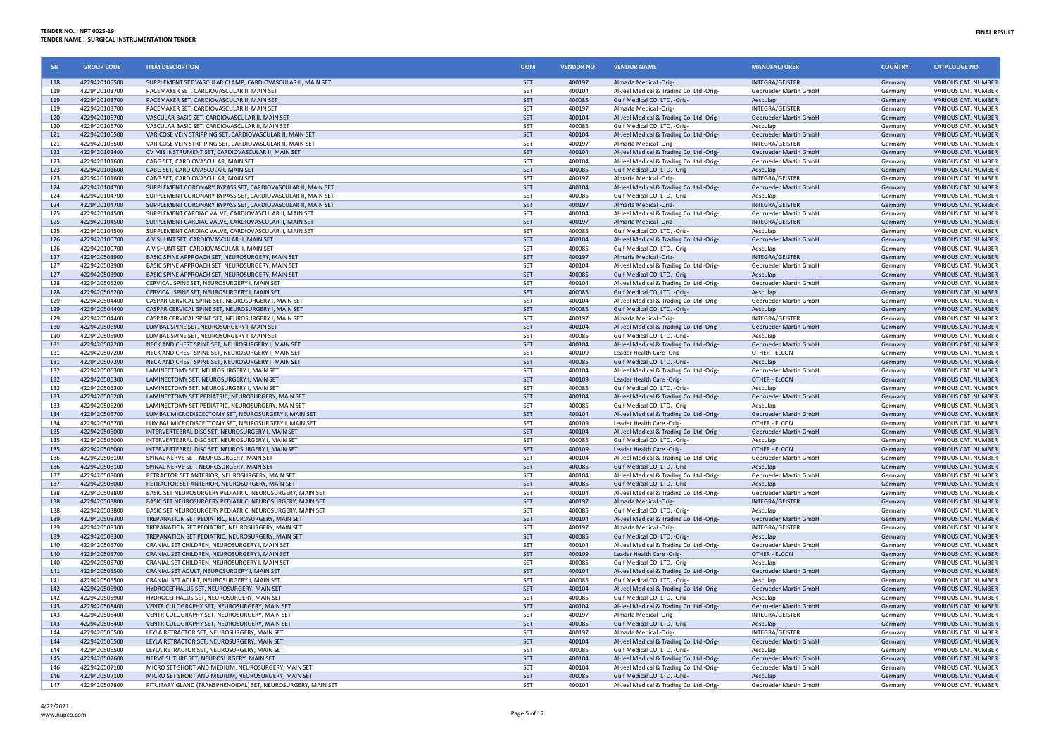**TENDER NO. : NPT 0025-19**
**TENDER NAME : SURGICAL INSTRUMENTATION TENDER**

**FINAL RESULT**

| SN | GROUP CODE | ITEM DESCRIPTION | UOM | VENDOR NO. | VENDOR NAME | MANUFACTURER | COUNTRY | CATALOUGE NO. |
|---|---|---|---|---|---|---|---|---|
| 118 | 4229420105500 | SUPPLEMENT SET VASCULAR CLAMP, CARDIOVASCULAR II, MAIN SET | SET | 400197 | Almarfa Medical -Orig- | INTEGRA/GEISTER | Germany | VARIOUS CAT. NUMBER |
| 119 | 4229420103700 | PACEMAKER SET, CARDIOVASCULAR II, MAIN SET | SET | 400104 | Al-Jeel Medical & Trading Co. Ltd -Orig- | Gebrueder Martin GmbH | Germany | VARIOUS CAT. NUMBER |
| 119 | 4229420103700 | PACEMAKER SET, CARDIOVASCULAR II, MAIN SET | SET | 400085 | Gulf Medical CO. LTD. -Orig- | Aesculap | Germany | VARIOUS CAT. NUMBER |
| 119 | 4229420103700 | PACEMAKER SET, CARDIOVASCULAR II, MAIN SET | SET | 400197 | Almarfa Medical -Orig- | INTEGRA/GEISTER | Germany | VARIOUS CAT. NUMBER |
| 120 | 4229420106700 | VASCULAR BASIC SET, CARDIOVASCULAR II, MAIN SET | SET | 400104 | Al-Jeel Medical & Trading Co. Ltd -Orig- | Gebrueder Martin GmbH | Germany | VARIOUS CAT. NUMBER |
| 120 | 4229420106700 | VASCULAR BASIC SET, CARDIOVASCULAR II, MAIN SET | SET | 400085 | Gulf Medical CO. LTD. -Orig- | Aesculap | Germany | VARIOUS CAT. NUMBER |
| 121 | 4229420106500 | VARICOSE VEIN STRIPPING SET, CARDIOVASCULAR II, MAIN SET | SET | 400104 | Al-Jeel Medical & Trading Co. Ltd -Orig- | Gebrueder Martin GmbH | Germany | VARIOUS CAT. NUMBER |
| 121 | 4229420106500 | VARICOSE VEIN STRIPPING SET, CARDIOVASCULAR II, MAIN SET | SET | 400197 | Almarfa Medical -Orig- | INTEGRA/GEISTER | Germany | VARIOUS CAT. NUMBER |
| 122 | 4229420102400 | CV MIS INSTRUMENT SET, CARDIOVASCULAR II, MAIN SET | SET | 400104 | Al-Jeel Medical & Trading Co. Ltd -Orig- | Gebrueder Martin GmbH | Germany | VARIOUS CAT. NUMBER |
| 123 | 4229420101600 | CABG SET, CARDIOVASCULAR, MAIN SET | SET | 400104 | Al-Jeel Medical & Trading Co. Ltd -Orig- | Gebrueder Martin GmbH | Germany | VARIOUS CAT. NUMBER |
| 123 | 4229420101600 | CABG SET, CARDIOVASCULAR, MAIN SET | SET | 400085 | Gulf Medical CO. LTD. -Orig- | Aesculap | Germany | VARIOUS CAT. NUMBER |
| 123 | 4229420101600 | CABG SET, CARDIOVASCULAR, MAIN SET | SET | 400197 | Almarfa Medical -Orig- | INTEGRA/GEISTER | Germany | VARIOUS CAT. NUMBER |
| 124 | 4229420104700 | SUPPLEMENT CORONARY BYPASS SET, CARDIOVASCULAR II, MAIN SET | SET | 400104 | Al-Jeel Medical & Trading Co. Ltd -Orig- | Gebrueder Martin GmbH | Germany | VARIOUS CAT. NUMBER |
| 124 | 4229420104700 | SUPPLEMENT CORONARY BYPASS SET, CARDIOVASCULAR II, MAIN SET | SET | 400085 | Gulf Medical CO. LTD. -Orig- | Aesculap | Germany | VARIOUS CAT. NUMBER |
| 124 | 4229420104700 | SUPPLEMENT CORONARY BYPASS SET, CARDIOVASCULAR II, MAIN SET | SET | 400197 | Almarfa Medical -Orig- | INTEGRA/GEISTER | Germany | VARIOUS CAT. NUMBER |
| 125 | 4229420104500 | SUPPLEMENT CARDIAC VALVE, CARDIOVASCULAR II, MAIN SET | SET | 400104 | Al-Jeel Medical & Trading Co. Ltd -Orig- | Gebrueder Martin GmbH | Germany | VARIOUS CAT. NUMBER |
| 125 | 4229420104500 | SUPPLEMENT CARDIAC VALVE, CARDIOVASCULAR II, MAIN SET | SET | 400197 | Almarfa Medical -Orig- | INTEGRA/GEISTER | Germany | VARIOUS CAT. NUMBER |
| 125 | 4229420104500 | SUPPLEMENT CARDIAC VALVE, CARDIOVASCULAR II, MAIN SET | SET | 400085 | Gulf Medical CO. LTD. -Orig- | Aesculap | Germany | VARIOUS CAT. NUMBER |
| 126 | 4229420100700 | A V SHUNT SET, CARDIOVASCULAR II, MAIN SET | SET | 400104 | Al-Jeel Medical & Trading Co. Ltd -Orig- | Gebrueder Martin GmbH | Germany | VARIOUS CAT. NUMBER |
| 126 | 4229420100700 | A V SHUNT SET, CARDIOVASCULAR II, MAIN SET | SET | 400085 | Gulf Medical CO. LTD. -Orig- | Aesculap | Germany | VARIOUS CAT. NUMBER |
| 127 | 4229420503900 | BASIC SPINE APPROACH SET, NEUROSURGERY, MAIN SET | SET | 400197 | Almarfa Medical -Orig- | INTEGRA/GEISTER | Germany | VARIOUS CAT. NUMBER |
| 127 | 4229420503900 | BASIC SPINE APPROACH SET, NEUROSURGERY, MAIN SET | SET | 400104 | Al-Jeel Medical & Trading Co. Ltd -Orig- | Gebrueder Martin GmbH | Germany | VARIOUS CAT. NUMBER |
| 127 | 4229420503900 | BASIC SPINE APPROACH SET, NEUROSURGERY, MAIN SET | SET | 400085 | Gulf Medical CO. LTD. -Orig- | Aesculap | Germany | VARIOUS CAT. NUMBER |
| 128 | 4229420505200 | CERVICAL SPINE SET, NEUROSURGERY I, MAIN SET | SET | 400104 | Al-Jeel Medical & Trading Co. Ltd -Orig- | Gebrueder Martin GmbH | Germany | VARIOUS CAT. NUMBER |
| 128 | 4229420505200 | CERVICAL SPINE SET, NEUROSURGERY I, MAIN SET | SET | 400085 | Gulf Medical CO. LTD. -Orig- | Aesculap | Germany | VARIOUS CAT. NUMBER |
| 129 | 4229420504400 | CASPAR CERVICAL SPINE SET, NEUROSURGERY I, MAIN SET | SET | 400104 | Al-Jeel Medical & Trading Co. Ltd -Orig- | Gebrueder Martin GmbH | Germany | VARIOUS CAT. NUMBER |
| 129 | 4229420504400 | CASPAR CERVICAL SPINE SET, NEUROSURGERY I, MAIN SET | SET | 400085 | Gulf Medical CO. LTD. -Orig- | Aesculap | Germany | VARIOUS CAT. NUMBER |
| 129 | 4229420504400 | CASPAR CERVICAL SPINE SET, NEUROSURGERY I, MAIN SET | SET | 400197 | Almarfa Medical -Orig- | INTEGRA/GEISTER | Germany | VARIOUS CAT. NUMBER |
| 130 | 4229420506900 | LUMBAL SPINE SET, NEUROSURGERY I, MAIN SET | SET | 400104 | Al-Jeel Medical & Trading Co. Ltd -Orig- | Gebrueder Martin GmbH | Germany | VARIOUS CAT. NUMBER |
| 130 | 4229420506900 | LUMBAL SPINE SET, NEUROSURGERY I, MAIN SET | SET | 400085 | Gulf Medical CO. LTD. -Orig- | Aesculap | Germany | VARIOUS CAT. NUMBER |
| 131 | 4229420507200 | NECK AND CHEST SPINE SET, NEUROSURGERY I, MAIN SET | SET | 400104 | Al-Jeel Medical & Trading Co. Ltd -Orig- | Gebrueder Martin GmbH | Germany | VARIOUS CAT. NUMBER |
| 131 | 4229420507200 | NECK AND CHEST SPINE SET, NEUROSURGERY I, MAIN SET | SET | 400109 | Leader Health Care -Orig- | OTHER - ELCON | Germany | VARIOUS CAT. NUMBER |
| 131 | 4229420507200 | NECK AND CHEST SPINE SET, NEUROSURGERY I, MAIN SET | SET | 400085 | Gulf Medical CO. LTD. -Orig- | Aesculap | Germany | VARIOUS CAT. NUMBER |
| 132 | 4229420506300 | LAMINECTOMY SET, NEUROSURGERY I, MAIN SET | SET | 400104 | Al-Jeel Medical & Trading Co. Ltd -Orig- | Gebrueder Martin GmbH | Germany | VARIOUS CAT. NUMBER |
| 132 | 4229420506300 | LAMINECTOMY SET, NEUROSURGERY I, MAIN SET | SET | 400109 | Leader Health Care -Orig- | OTHER - ELCON | Germany | VARIOUS CAT. NUMBER |
| 132 | 4229420506300 | LAMINECTOMY SET, NEUROSURGERY I, MAIN SET | SET | 400085 | Gulf Medical CO. LTD. -Orig- | Aesculap | Germany | VARIOUS CAT. NUMBER |
| 133 | 4229420506200 | LAMINECTOMY SET PEDIATRIC, NEUROSURGERY, MAIN SET | SET | 400104 | Al-Jeel Medical & Trading Co. Ltd -Orig- | Gebrueder Martin GmbH | Germany | VARIOUS CAT. NUMBER |
| 133 | 4229420506200 | LAMINECTOMY SET PEDIATRIC, NEUROSURGERY, MAIN SET | SET | 400085 | Gulf Medical CO. LTD. -Orig- | Aesculap | Germany | VARIOUS CAT. NUMBER |
| 134 | 4229420506700 | LUMBAL MICRODISCECTOMY SET, NEUROSURGERY I, MAIN SET | SET | 400104 | Al-Jeel Medical & Trading Co. Ltd -Orig- | Gebrueder Martin GmbH | Germany | VARIOUS CAT. NUMBER |
| 134 | 4229420506700 | LUMBAL MICRODISCECTOMY SET, NEUROSURGERY I, MAIN SET | SET | 400109 | Leader Health Care -Orig- | OTHER - ELCON | Germany | VARIOUS CAT. NUMBER |
| 135 | 4229420506000 | INTERVERTEBRAL DISC SET, NEUROSURGERY I, MAIN SET | SET | 400104 | Al-Jeel Medical & Trading Co. Ltd -Orig- | Gebrueder Martin GmbH | Germany | VARIOUS CAT. NUMBER |
| 135 | 4229420506000 | INTERVERTEBRAL DISC SET, NEUROSURGERY I, MAIN SET | SET | 400085 | Gulf Medical CO. LTD. -Orig- | Aesculap | Germany | VARIOUS CAT. NUMBER |
| 135 | 4229420506000 | INTERVERTEBRAL DISC SET, NEUROSURGERY I, MAIN SET | SET | 400109 | Leader Health Care -Orig- | OTHER - ELCON | Germany | VARIOUS CAT. NUMBER |
| 136 | 4229420508100 | SPINAL NERVE SET, NEUROSURGERY, MAIN SET | SET | 400104 | Al-Jeel Medical & Trading Co. Ltd -Orig- | Gebrueder Martin GmbH | Germany | VARIOUS CAT. NUMBER |
| 136 | 4229420508100 | SPINAL NERVE SET, NEUROSURGERY, MAIN SET | SET | 400085 | Gulf Medical CO. LTD. -Orig- | Aesculap | Germany | VARIOUS CAT. NUMBER |
| 137 | 4229420508000 | RETRACTOR SET ANTERIOR, NEUROSURGERY, MAIN SET | SET | 400104 | Al-Jeel Medical & Trading Co. Ltd -Orig- | Gebrueder Martin GmbH | Germany | VARIOUS CAT. NUMBER |
| 137 | 4229420508000 | RETRACTOR SET ANTERIOR, NEUROSURGERY, MAIN SET | SET | 400085 | Gulf Medical CO. LTD. -Orig- | Aesculap | Germany | VARIOUS CAT. NUMBER |
| 138 | 4229420503800 | BASIC SET NEUROSURGERY PEDIATRIC, NEUROSURGERY, MAIN SET | SET | 400104 | Al-Jeel Medical & Trading Co. Ltd -Orig- | Gebrueder Martin GmbH | Germany | VARIOUS CAT. NUMBER |
| 138 | 4229420503800 | BASIC SET NEUROSURGERY PEDIATRIC, NEUROSURGERY, MAIN SET | SET | 400197 | Almarfa Medical -Orig- | INTEGRA/GEISTER | Germany | VARIOUS CAT. NUMBER |
| 138 | 4229420503800 | BASIC SET NEUROSURGERY PEDIATRIC, NEUROSURGERY, MAIN SET | SET | 400085 | Gulf Medical CO. LTD. -Orig- | Aesculap | Germany | VARIOUS CAT. NUMBER |
| 139 | 4229420508300 | TREPANATION SET PEDIATRIC, NEUROSURGERY, MAIN SET | SET | 400104 | Al-Jeel Medical & Trading Co. Ltd -Orig- | Gebrueder Martin GmbH | Germany | VARIOUS CAT. NUMBER |
| 139 | 4229420508300 | TREPANATION SET PEDIATRIC, NEUROSURGERY, MAIN SET | SET | 400197 | Almarfa Medical -Orig- | INTEGRA/GEISTER | Germany | VARIOUS CAT. NUMBER |
| 139 | 4229420508300 | TREPANATION SET PEDIATRIC, NEUROSURGERY, MAIN SET | SET | 400085 | Gulf Medical CO. LTD. -Orig- | Aesculap | Germany | VARIOUS CAT. NUMBER |
| 140 | 4229420505700 | CRANIAL SET CHILDREN, NEUROSURGERY I, MAIN SET | SET | 400104 | Al-Jeel Medical & Trading Co. Ltd -Orig- | Gebrueder Martin GmbH | Germany | VARIOUS CAT. NUMBER |
| 140 | 4229420505700 | CRANIAL SET CHILDREN, NEUROSURGERY I, MAIN SET | SET | 400109 | Leader Health Care -Orig- | OTHER - ELCON | Germany | VARIOUS CAT. NUMBER |
| 140 | 4229420505700 | CRANIAL SET CHILDREN, NEUROSURGERY I, MAIN SET | SET | 400085 | Gulf Medical CO. LTD. -Orig- | Aesculap | Germany | VARIOUS CAT. NUMBER |
| 141 | 4229420505500 | CRANIAL SET ADULT, NEUROSURGERY I, MAIN SET | SET | 400104 | Al-Jeel Medical & Trading Co. Ltd -Orig- | Gebrueder Martin GmbH | Germany | VARIOUS CAT. NUMBER |
| 141 | 4229420505500 | CRANIAL SET ADULT, NEUROSURGERY I, MAIN SET | SET | 400085 | Gulf Medical CO. LTD. -Orig- | Aesculap | Germany | VARIOUS CAT. NUMBER |
| 142 | 4229420505900 | HYDROCEPHALUS SET, NEUROSURGERY, MAIN SET | SET | 400104 | Al-Jeel Medical & Trading Co. Ltd -Orig- | Gebrueder Martin GmbH | Germany | VARIOUS CAT. NUMBER |
| 142 | 4229420505900 | HYDROCEPHALUS SET, NEUROSURGERY, MAIN SET | SET | 400085 | Gulf Medical CO. LTD. -Orig- | Aesculap | Germany | VARIOUS CAT. NUMBER |
| 143 | 4229420508400 | VENTRICULOGRAPHY SET, NEUROSURGERY, MAIN SET | SET | 400104 | Al-Jeel Medical & Trading Co. Ltd -Orig- | Gebrueder Martin GmbH | Germany | VARIOUS CAT. NUMBER |
| 143 | 4229420508400 | VENTRICULOGRAPHY SET, NEUROSURGERY, MAIN SET | SET | 400197 | Almarfa Medical -Orig- | INTEGRA/GEISTER | Germany | VARIOUS CAT. NUMBER |
| 143 | 4229420508400 | VENTRICULOGRAPHY SET, NEUROSURGERY, MAIN SET | SET | 400085 | Gulf Medical CO. LTD. -Orig- | Aesculap | Germany | VARIOUS CAT. NUMBER |
| 144 | 4229420506500 | LEYLA RETRACTOR SET, NEUROSURGERY, MAIN SET | SET | 400197 | Almarfa Medical -Orig- | INTEGRA/GEISTER | Germany | VARIOUS CAT. NUMBER |
| 144 | 4229420506500 | LEYLA RETRACTOR SET, NEUROSURGERY, MAIN SET | SET | 400104 | Al-Jeel Medical & Trading Co. Ltd -Orig- | Gebrueder Martin GmbH | Germany | VARIOUS CAT. NUMBER |
| 144 | 4229420506500 | LEYLA RETRACTOR SET, NEUROSURGERY, MAIN SET | SET | 400085 | Gulf Medical CO. LTD. -Orig- | Aesculap | Germany | VARIOUS CAT. NUMBER |
| 145 | 4229420507600 | NERVE SUTURE SET, NEUROSURGERY, MAIN SET | SET | 400104 | Al-Jeel Medical & Trading Co. Ltd -Orig- | Gebrueder Martin GmbH | Germany | VARIOUS CAT. NUMBER |
| 146 | 4229420507100 | MICRO SET SHORT AND MEDIUM, NEUROSURGERY, MAIN SET | SET | 400104 | Al-Jeel Medical & Trading Co. Ltd -Orig- | Gebrueder Martin GmbH | Germany | VARIOUS CAT. NUMBER |
| 146 | 4229420507100 | MICRO SET SHORT AND MEDIUM, NEUROSURGERY, MAIN SET | SET | 400085 | Gulf Medical CO. LTD. -Orig- | Aesculap | Germany | VARIOUS CAT. NUMBER |
| 147 | 4229420507800 | PITUITARY GLAND (TRANSPHENOIDAL) SET, NEUROSURGERY, MAIN SET | SET | 400104 | Al-Jeel Medical & Trading Co. Ltd -Orig- | Gebrueder Martin GmbH | Germany | VARIOUS CAT. NUMBER |

4/22/2021
www.nupco.com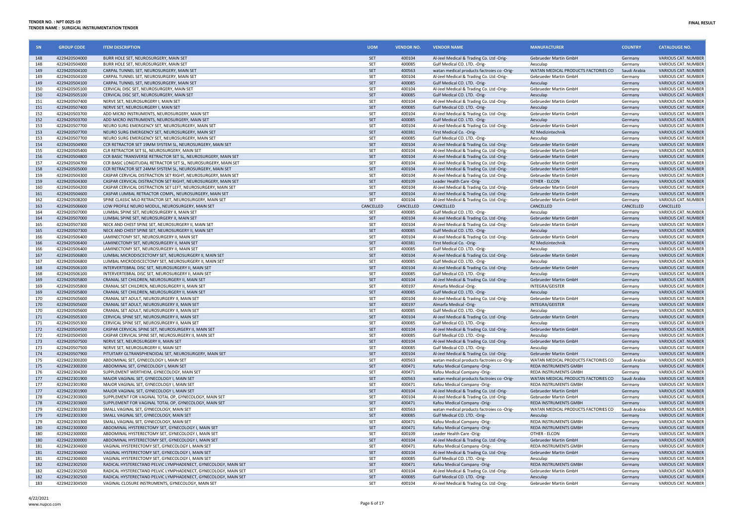**TENDER NO. : NPT 0025-19**
**TENDER NAME : SURGICAL INSTRUMENTATION TENDER**

**FINAL RESULT**

| SN | GROUP CODE | ITEM DESCRIPTION | UOM | VENDOR NO. | VENDOR NAME | MANUFACTURER | COUNTRY | CATALOUGE NO. |
|---|---|---|---|---|---|---|---|---|
| 148 | 4229420504000 | BURR HOLE SET, NEUROSURGERY, MAIN SET | SET | 400104 | Al-Jeel Medical & Trading Co. Ltd -Orig- | Gebrueder Martin GmbH | Germany | VARIOUS CAT. NUMBER |
| 148 | 4229420504000 | BURR HOLE SET, NEUROSURGERY, MAIN SET | SET | 400085 | Gulf Medical CO. LTD. -Orig- | Aesculap | Germany | VARIOUS CAT. NUMBER |
| 149 | 4229420504100 | CARPAL TUNNEL SET, NEUROSURGERY, MAIN SET | SET | 400563 | watan medical products factroies co -Orig- | WATAN MEDICAL PRODUCTS FACTORIES CO | Saudi Arabia | VARIOUS CAT. NUMBER |
| 149 | 4229420504100 | CARPAL TUNNEL SET, NEUROSURGERY, MAIN SET | SET | 400104 | Al-Jeel Medical & Trading Co. Ltd -Orig- | Gebrueder Martin GmbH | Germany | VARIOUS CAT. NUMBER |
| 149 | 4229420504100 | CARPAL TUNNEL SET, NEUROSURGERY, MAIN SET | SET | 400085 | Gulf Medical CO. LTD. -Orig- | Aesculap | Germany | VARIOUS CAT. NUMBER |
| 150 | 4229420505100 | CERVICAL DISC SET, NEUROSURGERY, MAIN SET | SET | 400104 | Al-Jeel Medical & Trading Co. Ltd -Orig- | Gebrueder Martin GmbH | Germany | VARIOUS CAT. NUMBER |
| 150 | 4229420505100 | CERVICAL DISC SET, NEUROSURGERY, MAIN SET | SET | 400085 | Gulf Medical CO. LTD. -Orig- | Aesculap | Germany | VARIOUS CAT. NUMBER |
| 151 | 4229420507400 | NERVE SET, NEUROSURGERY I, MAIN SET | SET | 400104 | Al-Jeel Medical & Trading Co. Ltd -Orig- | Gebrueder Martin GmbH | Germany | VARIOUS CAT. NUMBER |
| 151 | 4229420507400 | NERVE SET, NEUROSURGERY I, MAIN SET | SET | 400085 | Gulf Medical CO. LTD. -Orig- | Aesculap | Germany | VARIOUS CAT. NUMBER |
| 152 | 4229420503700 | ADD MICRO INSTRUMENTS, NEUROSURGERY, MAIN SET | SET | 400104 | Al-Jeel Medical & Trading Co. Ltd -Orig- | Gebrueder Martin GmbH | Germany | VARIOUS CAT. NUMBER |
| 152 | 4229420503700 | ADD MICRO INSTRUMENTS, NEUROSURGERY, MAIN SET | SET | 400085 | Gulf Medical CO. LTD. -Orig- | Aesculap | Germany | VARIOUS CAT. NUMBER |
| 153 | 4229420507700 | NEURO SURG EMERGENCY SET, NEUROSURGERY, MAIN SET | SET | 400104 | Al-Jeel Medical & Trading Co. Ltd -Orig- | Gebrueder Martin GmbH | Germany | VARIOUS CAT. NUMBER |
| 153 | 4229420507700 | NEURO SURG EMERGENCY SET, NEUROSURGERY, MAIN SET | SET | 400381 | First Medical Co. -Orig- | RZ Medizintechnik | Germany | VARIOUS CAT. NUMBER |
| 153 | 4229420507700 | NEURO SURG EMERGENCY SET, NEUROSURGERY, MAIN SET | SET | 400085 | Gulf Medical CO. LTD. -Orig- | Aesculap | Germany | VARIOUS CAT. NUMBER |
| 154 | 4229420504900 | CCR RETRACTOR SET 19MM SYSTEM SL, NEUROSURGERY, MAIN SET | SET | 400104 | Al-Jeel Medical & Trading Co. Ltd -Orig- | Gebrueder Martin GmbH | Germany | VARIOUS CAT. NUMBER |
| 155 | 4229420505400 | CLR RETRACTOR SET SL, NEUROSURGERY, MAIN SET | SET | 400104 | Al-Jeel Medical & Trading Co. Ltd -Orig- | Gebrueder Martin GmbH | Germany | VARIOUS CAT. NUMBER |
| 156 | 4229420504800 | CCR BASIC TRANSVERSE RETRACTOR SET SL, NEUROSURGERY, MAIN SET | SET | 400104 | Al-Jeel Medical & Trading Co. Ltd -Orig- | Gebrueder Martin GmbH | Germany | VARIOUS CAT. NUMBER |
| 157 | 4229420504700 | CCR BASIC LONGITUDAL RETRACTOR SET SL, NEUROSURGERY, MAIN SET | SET | 400104 | Al-Jeel Medical & Trading Co. Ltd -Orig- | Gebrueder Martin GmbH | Germany | VARIOUS CAT. NUMBER |
| 158 | 4229420505000 | CCR RETRACTOR SET 24MM SYSTEM SL, NEUROSURGERY, MAIN SET | SET | 400104 | Al-Jeel Medical & Trading Co. Ltd -Orig- | Gebrueder Martin GmbH | Germany | VARIOUS CAT. NUMBER |
| 159 | 4229420504300 | CASPAR CERVICAL DISTRACTION SET RIGHT, NEUROSURGERY, MAIN SET | SET | 400104 | Al-Jeel Medical & Trading Co. Ltd -Orig- | Gebrueder Martin GmbH | Germany | VARIOUS CAT. NUMBER |
| 159 | 4229420504300 | CASPAR CERVICAL DISTRACTION SET RIGHT, NEUROSURGERY, MAIN SET | SET | 400109 | Leader Health Care -Orig- | OTHER - ELCON | Germany | VARIOUS CAT. NUMBER |
| 160 | 4229420504200 | CASPAR CERVICAL DISTRACTION SET LEFT, NEUROSURGERY, MAIN SET | SET | 400104 | Al-Jeel Medical & Trading Co. Ltd -Orig- | Gebrueder Martin GmbH | Germany | VARIOUS CAT. NUMBER |
| 161 | 4229420504600 | CASPAR LUMBAL RETRACTOR COMPL, NEUROSURGERY, MAIN SET | SET | 400104 | Al-Jeel Medical & Trading Co. Ltd -Orig- | Gebrueder Martin GmbH | Germany | VARIOUS CAT. NUMBER |
| 162 | 4229420508200 | SPINE CLASSIC MLD RETRACTOR SET, NEUROSURGERY, MAIN SET | SET | 400104 | Al-Jeel Medical & Trading Co. Ltd -Orig- | Gebrueder Martin GmbH | Germany | VARIOUS CAT. NUMBER |
| 163 | 4229420506600 | LOW PROFILE NEURO MODUL, NEUROSURGERY, MAIN SET | CANCELLED | CANCELLED | CANCELLED | CANCELLED | CANCELLED | CANCELLED |
| 164 | 4229420507000 | LUMBAL SPINE SET, NEUROSURGERY II, MAIN SET | SET | 400085 | Gulf Medical CO. LTD. -Orig- | Aesculap | Germany | VARIOUS CAT. NUMBER |
| 164 | 4229420507000 | LUMBAL SPINE SET, NEUROSURGERY II, MAIN SET | SET | 400104 | Al-Jeel Medical & Trading Co. Ltd -Orig- | Gebrueder Martin GmbH | Germany | VARIOUS CAT. NUMBER |
| 165 | 4229420507300 | NECK AND CHEST SPINE SET, NEUROSURGERY II, MAIN SET | SET | 400104 | Al-Jeel Medical & Trading Co. Ltd -Orig- | Gebrueder Martin GmbH | Germany | VARIOUS CAT. NUMBER |
| 165 | 4229420507300 | NECK AND CHEST SPINE SET, NEUROSURGERY II, MAIN SET | SET | 400085 | Gulf Medical CO. LTD. -Orig- | Aesculap | Germany | VARIOUS CAT. NUMBER |
| 166 | 4229420506400 | LAMINECTOMY SET, NEUROSURGERY II, MAIN SET | SET | 400104 | Al-Jeel Medical & Trading Co. Ltd -Orig- | Gebrueder Martin GmbH | Germany | VARIOUS CAT. NUMBER |
| 166 | 4229420506400 | LAMINECTOMY SET, NEUROSURGERY II, MAIN SET | SET | 400381 | First Medical Co. -Orig- | RZ Medizintechnik | Germany | VARIOUS CAT. NUMBER |
| 166 | 4229420506400 | LAMINECTOMY SET, NEUROSURGERY II, MAIN SET | SET | 400085 | Gulf Medical CO. LTD. -Orig- | Aesculap | Germany | VARIOUS CAT. NUMBER |
| 167 | 4229420506800 | LUMBAL MICRODISCECTOMY SET, NEUROSURGERY II, MAIN SET | SET | 400104 | Al-Jeel Medical & Trading Co. Ltd -Orig- | Gebrueder Martin GmbH | Germany | VARIOUS CAT. NUMBER |
| 167 | 4229420506800 | LUMBAL MICRODISCECTOMY SET, NEUROSURGERY II, MAIN SET | SET | 400085 | Gulf Medical CO. LTD. -Orig- | Aesculap | Germany | VARIOUS CAT. NUMBER |
| 168 | 4229420506100 | INTERVERTEBRAL DISC SET, NEUROSURGERY II, MAIN SET | SET | 400104 | Al-Jeel Medical & Trading Co. Ltd -Orig- | Gebrueder Martin GmbH | Germany | VARIOUS CAT. NUMBER |
| 168 | 4229420506100 | INTERVERTEBRAL DISC SET, NEUROSURGERY II, MAIN SET | SET | 400085 | Gulf Medical CO. LTD. -Orig- | Aesculap | Germany | VARIOUS CAT. NUMBER |
| 169 | 4229420505800 | CRANIAL SET CHILDREN, NEUROSURGERY II, MAIN SET | SET | 400104 | Al-Jeel Medical & Trading Co. Ltd -Orig- | Gebrueder Martin GmbH | Germany | VARIOUS CAT. NUMBER |
| 169 | 4229420505800 | CRANIAL SET CHILDREN, NEUROSURGERY II, MAIN SET | SET | 400197 | Almarfa Medical -Orig- | INTEGRA/GEISTER | Germany | VARIOUS CAT. NUMBER |
| 169 | 4229420505800 | CRANIAL SET CHILDREN, NEUROSURGERY II, MAIN SET | SET | 400085 | Gulf Medical CO. LTD. -Orig- | Aesculap | Germany | VARIOUS CAT. NUMBER |
| 170 | 4229420505600 | CRANIAL SET ADULT, NEUROSURGERY II, MAIN SET | SET | 400104 | Al-Jeel Medical & Trading Co. Ltd -Orig- | Gebrueder Martin GmbH | Germany | VARIOUS CAT. NUMBER |
| 170 | 4229420505600 | CRANIAL SET ADULT, NEUROSURGERY II, MAIN SET | SET | 400197 | Almarfa Medical -Orig- | INTEGRA/GEISTER | Germany | VARIOUS CAT. NUMBER |
| 170 | 4229420505600 | CRANIAL SET ADULT, NEUROSURGERY II, MAIN SET | SET | 400085 | Gulf Medical CO. LTD. -Orig- | Aesculap | Germany | VARIOUS CAT. NUMBER |
| 171 | 4229420505300 | CERVICAL SPINE SET, NEUROSURGERY II, MAIN SET | SET | 400104 | Al-Jeel Medical & Trading Co. Ltd -Orig- | Gebrueder Martin GmbH | Germany | VARIOUS CAT. NUMBER |
| 171 | 4229420505300 | CERVICAL SPINE SET, NEUROSURGERY II, MAIN SET | SET | 400085 | Gulf Medical CO. LTD. -Orig- | Aesculap | Germany | VARIOUS CAT. NUMBER |
| 172 | 4229420504500 | CASPAR CERVICAL SPINE SET, NEUROSURGERY II, MAIN SET | SET | 400104 | Al-Jeel Medical & Trading Co. Ltd -Orig- | Gebrueder Martin GmbH | Germany | VARIOUS CAT. NUMBER |
| 172 | 4229420504500 | CASPAR CERVICAL SPINE SET, NEUROSURGERY II, MAIN SET | SET | 400085 | Gulf Medical CO. LTD. -Orig- | Aesculap | Germany | VARIOUS CAT. NUMBER |
| 173 | 4229420507500 | NERVE SET, NEUROSURGERY II, MAIN SET | SET | 400104 | Al-Jeel Medical & Trading Co. Ltd -Orig- | Gebrueder Martin GmbH | Germany | VARIOUS CAT. NUMBER |
| 173 | 4229420507500 | NERVE SET, NEUROSURGERY II, MAIN SET | SET | 400085 | Gulf Medical CO. LTD. -Orig- | Aesculap | Germany | VARIOUS CAT. NUMBER |
| 174 | 4229420507900 | PITUITARY GLTRANSPHENOIDAL SET, NEUROSURGERY, MAIN SET | SET | 400104 | Al-Jeel Medical & Trading Co. Ltd -Orig- | Gebrueder Martin GmbH | Germany | VARIOUS CAT. NUMBER |
| 175 | 4229422300200 | ABDOMINAL SET, GYNECOLOGY I, MAIN SET | SET | 400563 | watan medical products factroies co -Orig- | WATAN MEDICAL PRODUCTS FACTORIES CO | Saudi Arabia | VARIOUS CAT. NUMBER |
| 175 | 4229422300200 | ABDOMINAL SET, GYNECOLOGY I, MAIN SET | SET | 400471 | Kafou Medical Company -Orig- | REDA INSTRUMENTS GMBH | Germany | VARIOUS CAT. NUMBER |
| 176 | 4229422304200 | SUPPLEMENT WERTHEIM, GYNECOLOGY, MAIN SET | SET | 400471 | Kafou Medical Company -Orig- | REDA INSTRUMENTS GMBH | Germany | VARIOUS CAT. NUMBER |
| 177 | 4229422301900 | MAJOR VAGINAL SET, GYNECOLOGY I, MAIN SET | SET | 400563 | watan medical products factroies co -Orig- | WATAN MEDICAL PRODUCTS FACTORIES CO | Saudi Arabia | VARIOUS CAT. NUMBER |
| 177 | 4229422301900 | MAJOR VAGINAL SET, GYNECOLOGY I, MAIN SET | SET | 400471 | Kafou Medical Company -Orig- | REDA INSTRUMENTS GMBH | Germany | VARIOUS CAT. NUMBER |
| 177 | 4229422301900 | MAJOR VAGINAL SET, GYNECOLOGY I, MAIN SET | SET | 400104 | Al-Jeel Medical & Trading Co. Ltd -Orig- | Gebrueder Martin GmbH | Germany | VARIOUS CAT. NUMBER |
| 178 | 4229422303600 | SUPPLEMENT FOR VAGINAL TOTAL OP, GYNECOLOGY, MAIN SET | SET | 400104 | Al-Jeel Medical & Trading Co. Ltd -Orig- | Gebrueder Martin GmbH | Germany | VARIOUS CAT. NUMBER |
| 178 | 4229422303600 | SUPPLEMENT FOR VAGINAL TOTAL OP, GYNECOLOGY, MAIN SET | SET | 400471 | Kafou Medical Company -Orig- | REDA INSTRUMENTS GMBH | Germany | VARIOUS CAT. NUMBER |
| 179 | 4229422303300 | SMALL VAGINAL SET, GYNECOLOGY, MAIN SET | SET | 400563 | watan medical products factroies co -Orig- | WATAN MEDICAL PRODUCTS FACTORIES CO | Saudi Arabia | VARIOUS CAT. NUMBER |
| 179 | 4229422303300 | SMALL VAGINAL SET, GYNECOLOGY, MAIN SET | SET | 400085 | Gulf Medical CO. LTD. -Orig- | Aesculap | Germany | VARIOUS CAT. NUMBER |
| 179 | 4229422303300 | SMALL VAGINAL SET, GYNECOLOGY, MAIN SET | SET | 400471 | Kafou Medical Company -Orig- | REDA INSTRUMENTS GMBH | Germany | VARIOUS CAT. NUMBER |
| 180 | 4229422300000 | ABDOMINAL HYSTERECTOMY SET, GYNECOLOGY I, MAIN SET | SET | 400471 | Kafou Medical Company -Orig- | REDA INSTRUMENTS GMBH | Germany | VARIOUS CAT. NUMBER |
| 180 | 4229422300000 | ABDOMINAL HYSTERECTOMY SET, GYNECOLOGY I, MAIN SET | SET | 400109 | Leader Health Care -Orig- | OTHER - ELCON | Germany | VARIOUS CAT. NUMBER |
| 180 | 4229422300000 | ABDOMINAL HYSTERECTOMY SET, GYNECOLOGY I, MAIN SET | SET | 400104 | Al-Jeel Medical & Trading Co. Ltd -Orig- | Gebrueder Martin GmbH | Germany | VARIOUS CAT. NUMBER |
| 181 | 4229422304600 | VAGINAL HYSTERECTOMY SET, GYNECOLOGY I, MAIN SET | SET | 400471 | Kafou Medical Company -Orig- | REDA INSTRUMENTS GMBH | Germany | VARIOUS CAT. NUMBER |
| 181 | 4229422304600 | VAGINAL HYSTERECTOMY SET, GYNECOLOGY I, MAIN SET | SET | 400104 | Al-Jeel Medical & Trading Co. Ltd -Orig- | Gebrueder Martin GmbH | Germany | VARIOUS CAT. NUMBER |
| 181 | 4229422304600 | VAGINAL HYSTERECTOMY SET, GYNECOLOGY I, MAIN SET | SET | 400085 | Gulf Medical CO. LTD. -Orig- | Aesculap | Germany | VARIOUS CAT. NUMBER |
| 182 | 4229422302500 | RADICAL HYSTERECTAND PELVIC LYMPHADENECT, GYNECOLOGY, MAIN SET | SET | 400471 | Kafou Medical Company -Orig- | REDA INSTRUMENTS GMBH | Germany | VARIOUS CAT. NUMBER |
| 182 | 4229422302500 | RADICAL HYSTERECTAND PELVIC LYMPHADENECT, GYNECOLOGY, MAIN SET | SET | 400104 | Al-Jeel Medical & Trading Co. Ltd -Orig- | Gebrueder Martin GmbH | Germany | VARIOUS CAT. NUMBER |
| 182 | 4229422302500 | RADICAL HYSTERECTAND PELVIC LYMPHADENECT, GYNECOLOGY, MAIN SET | SET | 400085 | Gulf Medical CO. LTD. -Orig- | Aesculap | Germany | VARIOUS CAT. NUMBER |
| 183 | 4229422304500 | VAGINAL CLOSURE INSTRUMENTS, GYNECOLOGY, MAIN SET | SET | 400104 | Al-Jeel Medical & Trading Co. Ltd -Orig- | Gebrueder Martin GmbH | Germany | VARIOUS CAT. NUMBER |

4/22/2021
www.nupco.com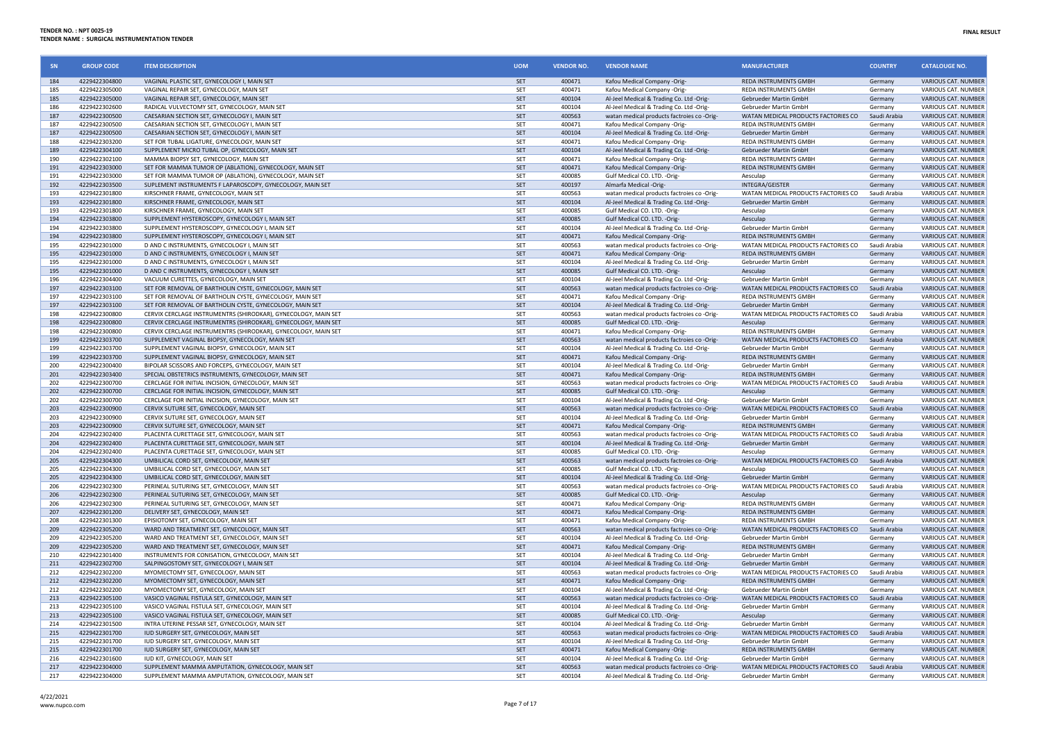**TENDER NO. : NPT 0025-19**
**TENDER NAME : SURGICAL INSTRUMENTATION TENDER**

**FINAL RESULT**

| SN | GROUP CODE | ITEM DESCRIPTION | UOM | VENDOR NO. | VENDOR NAME | MANUFACTURER | COUNTRY | CATALOUGE NO. |
|---|---|---|---|---|---|---|---|---|
| 184 | 4229422304800 | VAGINAL PLASTIC SET, GYNECOLOGY I, MAIN SET | SET | 400471 | Kafou Medical Company -Orig- | REDA INSTRUMENTS GMBH | Germany | VARIOUS CAT. NUMBER |
| 185 | 4229422305000 | VAGINAL REPAIR SET, GYNECOLOGY, MAIN SET | SET | 400471 | Kafou Medical Company -Orig- | REDA INSTRUMENTS GMBH | Germany | VARIOUS CAT. NUMBER |
| 185 | 4229422305000 | VAGINAL REPAIR SET, GYNECOLOGY, MAIN SET | SET | 400104 | Al-Jeel Medical & Trading Co. Ltd -Orig- | Gebrueder Martin GmbH | Germany | VARIOUS CAT. NUMBER |
| 186 | 4229422302600 | RADICAL VULVECTOMY SET, GYNECOLOGY, MAIN SET | SET | 400104 | Al-Jeel Medical & Trading Co. Ltd -Orig- | Gebrueder Martin GmbH | Germany | VARIOUS CAT. NUMBER |
| 187 | 4229422300500 | CAESARIAN SECTION SET, GYNECOLOGY I, MAIN SET | SET | 400563 | watan medical products factroies co -Orig- | WATAN MEDICAL PRODUCTS FACTORIES CO | Saudi Arabia | VARIOUS CAT. NUMBER |
| 187 | 4229422300500 | CAESARIAN SECTION SET, GYNECOLOGY I, MAIN SET | SET | 400471 | Kafou Medical Company -Orig- | REDA INSTRUMENTS GMBH | Germany | VARIOUS CAT. NUMBER |
| 187 | 4229422300500 | CAESARIAN SECTION SET, GYNECOLOGY I, MAIN SET | SET | 400104 | Al-Jeel Medical & Trading Co. Ltd -Orig- | Gebrueder Martin GmbH | Germany | VARIOUS CAT. NUMBER |
| 188 | 4229422303200 | SET FOR TUBAL LIGATURE, GYNECOLOGY, MAIN SET | SET | 400471 | Kafou Medical Company -Orig- | REDA INSTRUMENTS GMBH | Germany | VARIOUS CAT. NUMBER |
| 189 | 4229422304100 | SUPPLEMENT MICRO TUBAL OP, GYNECOLOGY, MAIN SET | SET | 400104 | Al-Jeel Medical & Trading Co. Ltd -Orig- | Gebrueder Martin GmbH | Germany | VARIOUS CAT. NUMBER |
| 190 | 4229422302100 | MAMMA BIOPSY SET, GYNECOLOGY, MAIN SET | SET | 400471 | Kafou Medical Company -Orig- | REDA INSTRUMENTS GMBH | Germany | VARIOUS CAT. NUMBER |
| 191 | 4229422303000 | SET FOR MAMMA TUMOR OP (ABLATION), GYNECOLOGY, MAIN SET | SET | 400471 | Kafou Medical Company -Orig- | REDA INSTRUMENTS GMBH | Germany | VARIOUS CAT. NUMBER |
| 191 | 4229422303000 | SET FOR MAMMA TUMOR OP (ABLATION), GYNECOLOGY, MAIN SET | SET | 400085 | Gulf Medical CO. LTD. -Orig- | Aesculap | Germany | VARIOUS CAT. NUMBER |
| 192 | 4229422303500 | SUPLEMENT INSTRUMENTS F LAPAROSCOPY, GYNECOLOGY, MAIN SET | SET | 400197 | Almarfa Medical -Orig- | INTEGRA/GEISTER | Germany | VARIOUS CAT. NUMBER |
| 193 | 4229422301800 | KIRSCHNER FRAME, GYNECOLOGY, MAIN SET | SET | 400563 | watan medical products factroies co -Orig- | WATAN MEDICAL PRODUCTS FACTORIES CO | Saudi Arabia | VARIOUS CAT. NUMBER |
| 193 | 4229422301800 | KIRSCHNER FRAME, GYNECOLOGY, MAIN SET | SET | 400104 | Al-Jeel Medical & Trading Co. Ltd -Orig- | Gebrueder Martin GmbH | Germany | VARIOUS CAT. NUMBER |
| 193 | 4229422301800 | KIRSCHNER FRAME, GYNECOLOGY, MAIN SET | SET | 400085 | Gulf Medical CO. LTD. -Orig- | Aesculap | Germany | VARIOUS CAT. NUMBER |
| 194 | 4229422303800 | SUPPLEMENT HYSTEROSCOPY, GYNECOLOGY I, MAIN SET | SET | 400085 | Gulf Medical CO. LTD. -Orig- | Aesculap | Germany | VARIOUS CAT. NUMBER |
| 194 | 4229422303800 | SUPPLEMENT HYSTEROSCOPY, GYNECOLOGY I, MAIN SET | SET | 400104 | Al-Jeel Medical & Trading Co. Ltd -Orig- | Gebrueder Martin GmbH | Germany | VARIOUS CAT. NUMBER |
| 194 | 4229422303800 | SUPPLEMENT HYSTEROSCOPY, GYNECOLOGY I, MAIN SET | SET | 400471 | Kafou Medical Company -Orig- | REDA INSTRUMENTS GMBH | Germany | VARIOUS CAT. NUMBER |
| 195 | 4229422301000 | D AND C INSTRUMENTS, GYNECOLOGY I, MAIN SET | SET | 400563 | watan medical products factroies co -Orig- | WATAN MEDICAL PRODUCTS FACTORIES CO | Saudi Arabia | VARIOUS CAT. NUMBER |
| 195 | 4229422301000 | D AND C INSTRUMENTS, GYNECOLOGY I, MAIN SET | SET | 400471 | Kafou Medical Company -Orig- | REDA INSTRUMENTS GMBH | Germany | VARIOUS CAT. NUMBER |
| 195 | 4229422301000 | D AND C INSTRUMENTS, GYNECOLOGY I, MAIN SET | SET | 400104 | Al-Jeel Medical & Trading Co. Ltd -Orig- | Gebrueder Martin GmbH | Germany | VARIOUS CAT. NUMBER |
| 195 | 4229422301000 | D AND C INSTRUMENTS, GYNECOLOGY I, MAIN SET | SET | 400085 | Gulf Medical CO. LTD. -Orig- | Aesculap | Germany | VARIOUS CAT. NUMBER |
| 196 | 4229422304400 | VACUUM CURETTES, GYNECOLOGY, MAIN SET | SET | 400104 | Al-Jeel Medical & Trading Co. Ltd -Orig- | Gebrueder Martin GmbH | Germany | VARIOUS CAT. NUMBER |
| 197 | 4229422303100 | SET FOR REMOVAL OF BARTHOLIN CYSTE, GYNECOLOGY, MAIN SET | SET | 400563 | watan medical products factroies co -Orig- | WATAN MEDICAL PRODUCTS FACTORIES CO | Saudi Arabia | VARIOUS CAT. NUMBER |
| 197 | 4229422303100 | SET FOR REMOVAL OF BARTHOLIN CYSTE, GYNECOLOGY, MAIN SET | SET | 400471 | Kafou Medical Company -Orig- | REDA INSTRUMENTS GMBH | Germany | VARIOUS CAT. NUMBER |
| 197 | 4229422303100 | SET FOR REMOVAL OF BARTHOLIN CYSTE, GYNECOLOGY, MAIN SET | SET | 400104 | Al-Jeel Medical & Trading Co. Ltd -Orig- | Gebrueder Martin GmbH | Germany | VARIOUS CAT. NUMBER |
| 198 | 4229422300800 | CERVIX CERCLAGE INSTRUMENTRS (SHIRODKAR), GYNECOLOGY, MAIN SET | SET | 400563 | watan medical products factroies co -Orig- | WATAN MEDICAL PRODUCTS FACTORIES CO | Saudi Arabia | VARIOUS CAT. NUMBER |
| 198 | 4229422300800 | CERVIX CERCLAGE INSTRUMENTRS (SHIRODKAR), GYNECOLOGY, MAIN SET | SET | 400085 | Gulf Medical CO. LTD. -Orig- | Aesculap | Germany | VARIOUS CAT. NUMBER |
| 198 | 4229422300800 | CERVIX CERCLAGE INSTRUMENTRS (SHIRODKAR), GYNECOLOGY, MAIN SET | SET | 400471 | Kafou Medical Company -Orig- | REDA INSTRUMENTS GMBH | Germany | VARIOUS CAT. NUMBER |
| 199 | 4229422303700 | SUPPLEMENT VAGINAL BIOPSY, GYNECOLOGY, MAIN SET | SET | 400563 | watan medical products factroies co -Orig- | WATAN MEDICAL PRODUCTS FACTORIES CO | Saudi Arabia | VARIOUS CAT. NUMBER |
| 199 | 4229422303700 | SUPPLEMENT VAGINAL BIOPSY, GYNECOLOGY, MAIN SET | SET | 400104 | Al-Jeel Medical & Trading Co. Ltd -Orig- | Gebrueder Martin GmbH | Germany | VARIOUS CAT. NUMBER |
| 199 | 4229422303700 | SUPPLEMENT VAGINAL BIOPSY, GYNECOLOGY, MAIN SET | SET | 400471 | Kafou Medical Company -Orig- | REDA INSTRUMENTS GMBH | Germany | VARIOUS CAT. NUMBER |
| 200 | 4229422300400 | BIPOLAR SCISSORS AND FORCEPS, GYNECOLOGY, MAIN SET | SET | 400104 | Al-Jeel Medical & Trading Co. Ltd -Orig- | Gebrueder Martin GmbH | Germany | VARIOUS CAT. NUMBER |
| 201 | 4229422303400 | SPECIAL OBSTETRICS INSTRUMENTS, GYNECOLOGY, MAIN SET | SET | 400471 | Kafou Medical Company -Orig- | REDA INSTRUMENTS GMBH | Germany | VARIOUS CAT. NUMBER |
| 202 | 4229422300700 | CERCLAGE FOR INITIAL INCISION, GYNECOLOGY, MAIN SET | SET | 400563 | watan medical products factroies co -Orig- | WATAN MEDICAL PRODUCTS FACTORIES CO | Saudi Arabia | VARIOUS CAT. NUMBER |
| 202 | 4229422300700 | CERCLAGE FOR INITIAL INCISION, GYNECOLOGY, MAIN SET | SET | 400085 | Gulf Medical CO. LTD. -Orig- | Aesculap | Germany | VARIOUS CAT. NUMBER |
| 202 | 4229422300700 | CERCLAGE FOR INITIAL INCISION, GYNECOLOGY, MAIN SET | SET | 400104 | Al-Jeel Medical & Trading Co. Ltd -Orig- | Gebrueder Martin GmbH | Germany | VARIOUS CAT. NUMBER |
| 203 | 4229422300900 | CERVIX SUTURE SET, GYNECOLOGY, MAIN SET | SET | 400563 | watan medical products factroies co -Orig- | WATAN MEDICAL PRODUCTS FACTORIES CO | Saudi Arabia | VARIOUS CAT. NUMBER |
| 203 | 4229422300900 | CERVIX SUTURE SET, GYNECOLOGY, MAIN SET | SET | 400104 | Al-Jeel Medical & Trading Co. Ltd -Orig- | Gebrueder Martin GmbH | Germany | VARIOUS CAT. NUMBER |
| 203 | 4229422300900 | CERVIX SUTURE SET, GYNECOLOGY, MAIN SET | SET | 400471 | Kafou Medical Company -Orig- | REDA INSTRUMENTS GMBH | Germany | VARIOUS CAT. NUMBER |
| 204 | 4229422302400 | PLACENTA CURETTAGE SET, GYNECOLOGY, MAIN SET | SET | 400563 | watan medical products factroies co -Orig- | WATAN MEDICAL PRODUCTS FACTORIES CO | Saudi Arabia | VARIOUS CAT. NUMBER |
| 204 | 4229422302400 | PLACENTA CURETTAGE SET, GYNECOLOGY, MAIN SET | SET | 400104 | Al-Jeel Medical & Trading Co. Ltd -Orig- | Gebrueder Martin GmbH | Germany | VARIOUS CAT. NUMBER |
| 204 | 4229422302400 | PLACENTA CURETTAGE SET, GYNECOLOGY, MAIN SET | SET | 400085 | Gulf Medical CO. LTD. -Orig- | Aesculap | Germany | VARIOUS CAT. NUMBER |
| 205 | 4229422304300 | UMBILICAL CORD SET, GYNECOLOGY, MAIN SET | SET | 400563 | watan medical products factroies co -Orig- | WATAN MEDICAL PRODUCTS FACTORIES CO | Saudi Arabia | VARIOUS CAT. NUMBER |
| 205 | 4229422304300 | UMBILICAL CORD SET, GYNECOLOGY, MAIN SET | SET | 400085 | Gulf Medical CO. LTD. -Orig- | Aesculap | Germany | VARIOUS CAT. NUMBER |
| 205 | 4229422304300 | UMBILICAL CORD SET, GYNECOLOGY, MAIN SET | SET | 400104 | Al-Jeel Medical & Trading Co. Ltd -Orig- | Gebrueder Martin GmbH | Germany | VARIOUS CAT. NUMBER |
| 206 | 4229422302300 | PERINEAL SUTURING SET, GYNECOLOGY, MAIN SET | SET | 400563 | watan medical products factroies co -Orig- | WATAN MEDICAL PRODUCTS FACTORIES CO | Saudi Arabia | VARIOUS CAT. NUMBER |
| 206 | 4229422302300 | PERINEAL SUTURING SET, GYNECOLOGY, MAIN SET | SET | 400085 | Gulf Medical CO. LTD. -Orig- | Aesculap | Germany | VARIOUS CAT. NUMBER |
| 206 | 4229422302300 | PERINEAL SUTURING SET, GYNECOLOGY, MAIN SET | SET | 400471 | Kafou Medical Company -Orig- | REDA INSTRUMENTS GMBH | Germany | VARIOUS CAT. NUMBER |
| 207 | 4229422301200 | DELIVERY SET, GYNECOLOGY, MAIN SET | SET | 400471 | Kafou Medical Company -Orig- | REDA INSTRUMENTS GMBH | Germany | VARIOUS CAT. NUMBER |
| 208 | 4229422301300 | EPISIOTOMY SET, GYNECOLOGY, MAIN SET | SET | 400471 | Kafou Medical Company -Orig- | REDA INSTRUMENTS GMBH | Germany | VARIOUS CAT. NUMBER |
| 209 | 4229422305200 | WARD AND TREATMENT SET, GYNECOLOGY, MAIN SET | SET | 400563 | watan medical products factroies co -Orig- | WATAN MEDICAL PRODUCTS FACTORIES CO | Saudi Arabia | VARIOUS CAT. NUMBER |
| 209 | 4229422305200 | WARD AND TREATMENT SET, GYNECOLOGY, MAIN SET | SET | 400104 | Al-Jeel Medical & Trading Co. Ltd -Orig- | Gebrueder Martin GmbH | Germany | VARIOUS CAT. NUMBER |
| 209 | 4229422305200 | WARD AND TREATMENT SET, GYNECOLOGY, MAIN SET | SET | 400471 | Kafou Medical Company -Orig- | REDA INSTRUMENTS GMBH | Germany | VARIOUS CAT. NUMBER |
| 210 | 4229422301400 | INSTRUMENTS FOR CONISATION, GYNECOLOGY, MAIN SET | SET | 400104 | Al-Jeel Medical & Trading Co. Ltd -Orig- | Gebrueder Martin GmbH | Germany | VARIOUS CAT. NUMBER |
| 211 | 4229422302700 | SALPINGOSTOMY SET, GYNECOLOGY I, MAIN SET | SET | 400104 | Al-Jeel Medical & Trading Co. Ltd -Orig- | Gebrueder Martin GmbH | Germany | VARIOUS CAT. NUMBER |
| 212 | 4229422302200 | MYOMECTOMY SET, GYNECOLOGY, MAIN SET | SET | 400563 | watan medical products factroies co -Orig- | WATAN MEDICAL PRODUCTS FACTORIES CO | Saudi Arabia | VARIOUS CAT. NUMBER |
| 212 | 4229422302200 | MYOMECTOMY SET, GYNECOLOGY, MAIN SET | SET | 400471 | Kafou Medical Company -Orig- | REDA INSTRUMENTS GMBH | Germany | VARIOUS CAT. NUMBER |
| 212 | 4229422302200 | MYOMECTOMY SET, GYNECOLOGY, MAIN SET | SET | 400104 | Al-Jeel Medical & Trading Co. Ltd -Orig- | Gebrueder Martin GmbH | Germany | VARIOUS CAT. NUMBER |
| 213 | 4229422305100 | VASICO VAGINAL FISTULA SET, GYNECOLOGY, MAIN SET | SET | 400563 | watan medical products factroies co -Orig- | WATAN MEDICAL PRODUCTS FACTORIES CO | Saudi Arabia | VARIOUS CAT. NUMBER |
| 213 | 4229422305100 | VASICO VAGINAL FISTULA SET, GYNECOLOGY, MAIN SET | SET | 400104 | Al-Jeel Medical & Trading Co. Ltd -Orig- | Gebrueder Martin GmbH | Germany | VARIOUS CAT. NUMBER |
| 213 | 4229422305100 | VASICO VAGINAL FISTULA SET, GYNECOLOGY, MAIN SET | SET | 400085 | Gulf Medical CO. LTD. -Orig- | Aesculap | Germany | VARIOUS CAT. NUMBER |
| 214 | 4229422301500 | INTRA UTERINE PESSAR SET, GYNECOLOGY, MAIN SET | SET | 400104 | Al-Jeel Medical & Trading Co. Ltd -Orig- | Gebrueder Martin GmbH | Germany | VARIOUS CAT. NUMBER |
| 215 | 4229422301700 | IUD SURGERY SET, GYNECOLOGY, MAIN SET | SET | 400563 | watan medical products factroies co -Orig- | WATAN MEDICAL PRODUCTS FACTORIES CO | Saudi Arabia | VARIOUS CAT. NUMBER |
| 215 | 4229422301700 | IUD SURGERY SET, GYNECOLOGY, MAIN SET | SET | 400104 | Al-Jeel Medical & Trading Co. Ltd -Orig- | Gebrueder Martin GmbH | Germany | VARIOUS CAT. NUMBER |
| 215 | 4229422301700 | IUD SURGERY SET, GYNECOLOGY, MAIN SET | SET | 400471 | Kafou Medical Company -Orig- | REDA INSTRUMENTS GMBH | Germany | VARIOUS CAT. NUMBER |
| 216 | 4229422301600 | IUD KIT, GYNECOLOGY, MAIN SET | SET | 400104 | Al-Jeel Medical & Trading Co. Ltd -Orig- | Gebrueder Martin GmbH | Germany | VARIOUS CAT. NUMBER |
| 217 | 4229422304000 | SUPPLEMENT MAMMA AMPUTATION, GYNECOLOGY, MAIN SET | SET | 400563 | watan medical products factroies co -Orig- | WATAN MEDICAL PRODUCTS FACTORIES CO | Saudi Arabia | VARIOUS CAT. NUMBER |
| 217 | 4229422304000 | SUPPLEMENT MAMMA AMPUTATION, GYNECOLOGY, MAIN SET | SET | 400104 | Al-Jeel Medical & Trading Co. Ltd -Orig- | Gebrueder Martin GmbH | Germany | VARIOUS CAT. NUMBER |

4/22/2021
www.nupco.com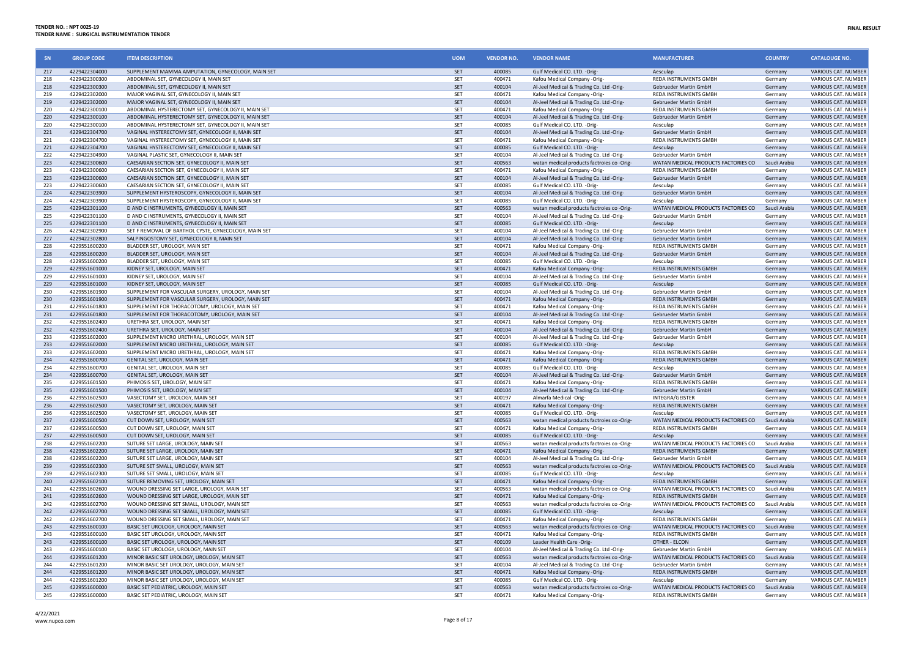**TENDER NO. : NPT 0025-19**
**TENDER NAME : SURGICAL INSTRUMENTATION TENDER**

**FINAL RESULT**

| SN | GROUP CODE | ITEM DESCRIPTION | UOM | VENDOR NO. | VENDOR NAME | MANUFACTURER | COUNTRY | CATALOUGE NO. |
|---|---|---|---|---|---|---|---|---|
| 217 | 4229422304000 | SUPPLEMENT MAMMA AMPUTATION, GYNECOLOGY, MAIN SET | SET | 400085 | Gulf Medical CO. LTD. -Orig- | Aesculap | Germany | VARIOUS CAT. NUMBER |
| 218 | 4229422300300 | ABDOMINAL SET, GYNECOLOGY II, MAIN SET | SET | 400471 | Kafou Medical Company -Orig- | REDA INSTRUMENTS GMBH | Germany | VARIOUS CAT. NUMBER |
| 218 | 4229422300300 | ABDOMINAL SET, GYNECOLOGY II, MAIN SET | SET | 400104 | Al-Jeel Medical & Trading Co. Ltd -Orig- | Gebrueder Martin GmbH | Germany | VARIOUS CAT. NUMBER |
| 219 | 4229422302000 | MAJOR VAGINAL SET, GYNECOLOGY II, MAIN SET | SET | 400471 | Kafou Medical Company -Orig- | REDA INSTRUMENTS GMBH | Germany | VARIOUS CAT. NUMBER |
| 219 | 4229422302000 | MAJOR VAGINAL SET, GYNECOLOGY II, MAIN SET | SET | 400104 | Al-Jeel Medical & Trading Co. Ltd -Orig- | Gebrueder Martin GmbH | Germany | VARIOUS CAT. NUMBER |
| 220 | 4229422300100 | ABDOMINAL HYSTERECTOMY SET, GYNECOLOGY II, MAIN SET | SET | 400471 | Kafou Medical Company -Orig- | REDA INSTRUMENTS GMBH | Germany | VARIOUS CAT. NUMBER |
| 220 | 4229422300100 | ABDOMINAL HYSTERECTOMY SET, GYNECOLOGY II, MAIN SET | SET | 400104 | Al-Jeel Medical & Trading Co. Ltd -Orig- | Gebrueder Martin GmbH | Germany | VARIOUS CAT. NUMBER |
| 220 | 4229422300100 | ABDOMINAL HYSTERECTOMY SET, GYNECOLOGY II, MAIN SET | SET | 400085 | Gulf Medical CO. LTD. -Orig- | Aesculap | Germany | VARIOUS CAT. NUMBER |
| 221 | 4229422304700 | VAGINAL HYSTERECTOMY SET, GYNECOLOGY II, MAIN SET | SET | 400104 | Al-Jeel Medical & Trading Co. Ltd -Orig- | Gebrueder Martin GmbH | Germany | VARIOUS CAT. NUMBER |
| 221 | 4229422304700 | VAGINAL HYSTERECTOMY SET, GYNECOLOGY II, MAIN SET | SET | 400471 | Kafou Medical Company -Orig- | REDA INSTRUMENTS GMBH | Germany | VARIOUS CAT. NUMBER |
| 221 | 4229422304700 | VAGINAL HYSTERECTOMY SET, GYNECOLOGY II, MAIN SET | SET | 400085 | Gulf Medical CO. LTD. -Orig- | Aesculap | Germany | VARIOUS CAT. NUMBER |
| 222 | 4229422304900 | VAGINAL PLASTIC SET, GYNECOLOGY II, MAIN SET | SET | 400104 | Al-Jeel Medical & Trading Co. Ltd -Orig- | Gebrueder Martin GmbH | Germany | VARIOUS CAT. NUMBER |
| 223 | 4229422300600 | CAESARIAN SECTION SET, GYNECOLOGY II, MAIN SET | SET | 400563 | watan medical products factroies co -Orig- | WATAN MEDICAL PRODUCTS FACTORIES CO | Saudi Arabia | VARIOUS CAT. NUMBER |
| 223 | 4229422300600 | CAESARIAN SECTION SET, GYNECOLOGY II, MAIN SET | SET | 400471 | Kafou Medical Company -Orig- | REDA INSTRUMENTS GMBH | Germany | VARIOUS CAT. NUMBER |
| 223 | 4229422300600 | CAESARIAN SECTION SET, GYNECOLOGY II, MAIN SET | SET | 400104 | Al-Jeel Medical & Trading Co. Ltd -Orig- | Gebrueder Martin GmbH | Germany | VARIOUS CAT. NUMBER |
| 223 | 4229422300600 | CAESARIAN SECTION SET, GYNECOLOGY II, MAIN SET | SET | 400085 | Gulf Medical CO. LTD. -Orig- | Aesculap | Germany | VARIOUS CAT. NUMBER |
| 224 | 4229422303900 | SUPPLEMENT HYSTEROSCOPY, GYNECOLOGY II, MAIN SET | SET | 400104 | Al-Jeel Medical & Trading Co. Ltd -Orig- | Gebrueder Martin GmbH | Germany | VARIOUS CAT. NUMBER |
| 224 | 4229422303900 | SUPPLEMENT HYSTEROSCOPY, GYNECOLOGY II, MAIN SET | SET | 400085 | Gulf Medical CO. LTD. -Orig- | Aesculap | Germany | VARIOUS CAT. NUMBER |
| 225 | 4229422301100 | D AND C INSTRUMENTS, GYNECOLOGY II, MAIN SET | SET | 400563 | watan medical products factroies co -Orig- | WATAN MEDICAL PRODUCTS FACTORIES CO | Saudi Arabia | VARIOUS CAT. NUMBER |
| 225 | 4229422301100 | D AND C INSTRUMENTS, GYNECOLOGY II, MAIN SET | SET | 400104 | Al-Jeel Medical & Trading Co. Ltd -Orig- | Gebrueder Martin GmbH | Germany | VARIOUS CAT. NUMBER |
| 225 | 4229422301100 | D AND C INSTRUMENTS, GYNECOLOGY II, MAIN SET | SET | 400085 | Gulf Medical CO. LTD. -Orig- | Aesculap | Germany | VARIOUS CAT. NUMBER |
| 226 | 4229422302900 | SET F REMOVAL OF BARTHOL CYSTE, GYNECOLOGY, MAIN SET | SET | 400104 | Al-Jeel Medical & Trading Co. Ltd -Orig- | Gebrueder Martin GmbH | Germany | VARIOUS CAT. NUMBER |
| 227 | 4229422302800 | SALPINGOSTOMY SET, GYNECOLOGY II, MAIN SET | SET | 400104 | Al-Jeel Medical & Trading Co. Ltd -Orig- | Gebrueder Martin GmbH | Germany | VARIOUS CAT. NUMBER |
| 228 | 4229551600200 | BLADDER SET, UROLOGY, MAIN SET | SET | 400471 | Kafou Medical Company -Orig- | REDA INSTRUMENTS GMBH | Germany | VARIOUS CAT. NUMBER |
| 228 | 4229551600200 | BLADDER SET, UROLOGY, MAIN SET | SET | 400104 | Al-Jeel Medical & Trading Co. Ltd -Orig- | Gebrueder Martin GmbH | Germany | VARIOUS CAT. NUMBER |
| 228 | 4229551600200 | BLADDER SET, UROLOGY, MAIN SET | SET | 400085 | Gulf Medical CO. LTD. -Orig- | Aesculap | Germany | VARIOUS CAT. NUMBER |
| 229 | 4229551601000 | KIDNEY SET, UROLOGY, MAIN SET | SET | 400471 | Kafou Medical Company -Orig- | REDA INSTRUMENTS GMBH | Germany | VARIOUS CAT. NUMBER |
| 229 | 4229551601000 | KIDNEY SET, UROLOGY, MAIN SET | SET | 400104 | Al-Jeel Medical & Trading Co. Ltd -Orig- | Gebrueder Martin GmbH | Germany | VARIOUS CAT. NUMBER |
| 229 | 4229551601000 | KIDNEY SET, UROLOGY, MAIN SET | SET | 400085 | Gulf Medical CO. LTD. -Orig- | Aesculap | Germany | VARIOUS CAT. NUMBER |
| 230 | 4229551601900 | SUPPLEMENT FOR VASCULAR SURGERY, UROLOGY, MAIN SET | SET | 400104 | Al-Jeel Medical & Trading Co. Ltd -Orig- | Gebrueder Martin GmbH | Germany | VARIOUS CAT. NUMBER |
| 230 | 4229551601900 | SUPPLEMENT FOR VASCULAR SURGERY, UROLOGY, MAIN SET | SET | 400471 | Kafou Medical Company -Orig- | REDA INSTRUMENTS GMBH | Germany | VARIOUS CAT. NUMBER |
| 231 | 4229551601800 | SUPPLEMENT FOR THORACOTOMY, UROLOGY, MAIN SET | SET | 400471 | Kafou Medical Company -Orig- | REDA INSTRUMENTS GMBH | Germany | VARIOUS CAT. NUMBER |
| 231 | 4229551601800 | SUPPLEMENT FOR THORACOTOMY, UROLOGY, MAIN SET | SET | 400104 | Al-Jeel Medical & Trading Co. Ltd -Orig- | Gebrueder Martin GmbH | Germany | VARIOUS CAT. NUMBER |
| 232 | 4229551602400 | URETHRA SET, UROLOGY, MAIN SET | SET | 400471 | Kafou Medical Company -Orig- | REDA INSTRUMENTS GMBH | Germany | VARIOUS CAT. NUMBER |
| 232 | 4229551602400 | URETHRA SET, UROLOGY, MAIN SET | SET | 400104 | Al-Jeel Medical & Trading Co. Ltd -Orig- | Gebrueder Martin GmbH | Germany | VARIOUS CAT. NUMBER |
| 233 | 4229551602000 | SUPPLEMENT MICRO URETHRAL, UROLOGY, MAIN SET | SET | 400104 | Al-Jeel Medical & Trading Co. Ltd -Orig- | Gebrueder Martin GmbH | Germany | VARIOUS CAT. NUMBER |
| 233 | 4229551602000 | SUPPLEMENT MICRO URETHRAL, UROLOGY, MAIN SET | SET | 400085 | Gulf Medical CO. LTD. -Orig- | Aesculap | Germany | VARIOUS CAT. NUMBER |
| 233 | 4229551602000 | SUPPLEMENT MICRO URETHRAL, UROLOGY, MAIN SET | SET | 400471 | Kafou Medical Company -Orig- | REDA INSTRUMENTS GMBH | Germany | VARIOUS CAT. NUMBER |
| 234 | 4229551600700 | GENITAL SET, UROLOGY, MAIN SET | SET | 400471 | Kafou Medical Company -Orig- | REDA INSTRUMENTS GMBH | Germany | VARIOUS CAT. NUMBER |
| 234 | 4229551600700 | GENITAL SET, UROLOGY, MAIN SET | SET | 400085 | Gulf Medical CO. LTD. -Orig- | Aesculap | Germany | VARIOUS CAT. NUMBER |
| 234 | 4229551600700 | GENITAL SET, UROLOGY, MAIN SET | SET | 400104 | Al-Jeel Medical & Trading Co. Ltd -Orig- | Gebrueder Martin GmbH | Germany | VARIOUS CAT. NUMBER |
| 235 | 4229551601500 | PHIMOSIS SET, UROLOGY, MAIN SET | SET | 400471 | Kafou Medical Company -Orig- | REDA INSTRUMENTS GMBH | Germany | VARIOUS CAT. NUMBER |
| 235 | 4229551601500 | PHIMOSIS SET, UROLOGY, MAIN SET | SET | 400104 | Al-Jeel Medical & Trading Co. Ltd -Orig- | Gebrueder Martin GmbH | Germany | VARIOUS CAT. NUMBER |
| 236 | 4229551602500 | VASECTOMY SET, UROLOGY, MAIN SET | SET | 400197 | Almarfa Medical -Orig- | INTEGRA/GEISTER | Germany | VARIOUS CAT. NUMBER |
| 236 | 4229551602500 | VASECTOMY SET, UROLOGY, MAIN SET | SET | 400471 | Kafou Medical Company -Orig- | REDA INSTRUMENTS GMBH | Germany | VARIOUS CAT. NUMBER |
| 236 | 4229551602500 | VASECTOMY SET, UROLOGY, MAIN SET | SET | 400085 | Gulf Medical CO. LTD. -Orig- | Aesculap | Germany | VARIOUS CAT. NUMBER |
| 237 | 4229551600500 | CUT DOWN SET, UROLOGY, MAIN SET | SET | 400563 | watan medical products factroies co -Orig- | WATAN MEDICAL PRODUCTS FACTORIES CO | Saudi Arabia | VARIOUS CAT. NUMBER |
| 237 | 4229551600500 | CUT DOWN SET, UROLOGY, MAIN SET | SET | 400471 | Kafou Medical Company -Orig- | REDA INSTRUMENTS GMBH | Germany | VARIOUS CAT. NUMBER |
| 237 | 4229551600500 | CUT DOWN SET, UROLOGY, MAIN SET | SET | 400085 | Gulf Medical CO. LTD. -Orig- | Aesculap | Germany | VARIOUS CAT. NUMBER |
| 238 | 4229551602200 | SUTURE SET LARGE, UROLOGY, MAIN SET | SET | 400563 | watan medical products factroies co -Orig- | WATAN MEDICAL PRODUCTS FACTORIES CO | Saudi Arabia | VARIOUS CAT. NUMBER |
| 238 | 4229551602200 | SUTURE SET LARGE, UROLOGY, MAIN SET | SET | 400471 | Kafou Medical Company -Orig- | REDA INSTRUMENTS GMBH | Germany | VARIOUS CAT. NUMBER |
| 238 | 4229551602200 | SUTURE SET LARGE, UROLOGY, MAIN SET | SET | 400104 | Al-Jeel Medical & Trading Co. Ltd -Orig- | Gebrueder Martin GmbH | Germany | VARIOUS CAT. NUMBER |
| 239 | 4229551602300 | SUTURE SET SMALL, UROLOGY, MAIN SET | SET | 400563 | watan medical products factroies co -Orig- | WATAN MEDICAL PRODUCTS FACTORIES CO | Saudi Arabia | VARIOUS CAT. NUMBER |
| 239 | 4229551602300 | SUTURE SET SMALL, UROLOGY, MAIN SET | SET | 400085 | Gulf Medical CO. LTD. -Orig- | Aesculap | Germany | VARIOUS CAT. NUMBER |
| 240 | 4229551602100 | SUTURE REMOVING SET, UROLOGY, MAIN SET | SET | 400471 | Kafou Medical Company -Orig- | REDA INSTRUMENTS GMBH | Germany | VARIOUS CAT. NUMBER |
| 241 | 4229551602600 | WOUND DRESSING SET LARGE, UROLOGY, MAIN SET | SET | 400563 | watan medical products factroies co -Orig- | WATAN MEDICAL PRODUCTS FACTORIES CO | Saudi Arabia | VARIOUS CAT. NUMBER |
| 241 | 4229551602600 | WOUND DRESSING SET LARGE, UROLOGY, MAIN SET | SET | 400471 | Kafou Medical Company -Orig- | REDA INSTRUMENTS GMBH | Germany | VARIOUS CAT. NUMBER |
| 242 | 4229551602700 | WOUND DRESSING SET SMALL, UROLOGY, MAIN SET | SET | 400563 | watan medical products factroies co -Orig- | WATAN MEDICAL PRODUCTS FACTORIES CO | Saudi Arabia | VARIOUS CAT. NUMBER |
| 242 | 4229551602700 | WOUND DRESSING SET SMALL, UROLOGY, MAIN SET | SET | 400085 | Gulf Medical CO. LTD. -Orig- | Aesculap | Germany | VARIOUS CAT. NUMBER |
| 242 | 4229551602700 | WOUND DRESSING SET SMALL, UROLOGY, MAIN SET | SET | 400471 | Kafou Medical Company -Orig- | REDA INSTRUMENTS GMBH | Germany | VARIOUS CAT. NUMBER |
| 243 | 4229551600100 | BASIC SET UROLOGY, UROLOGY, MAIN SET | SET | 400563 | watan medical products factroies co -Orig- | WATAN MEDICAL PRODUCTS FACTORIES CO | Saudi Arabia | VARIOUS CAT. NUMBER |
| 243 | 4229551600100 | BASIC SET UROLOGY, UROLOGY, MAIN SET | SET | 400471 | Kafou Medical Company -Orig- | REDA INSTRUMENTS GMBH | Germany | VARIOUS CAT. NUMBER |
| 243 | 4229551600100 | BASIC SET UROLOGY, UROLOGY, MAIN SET | SET | 400109 | Leader Health Care -Orig- | OTHER - ELCON | Germany | VARIOUS CAT. NUMBER |
| 243 | 4229551600100 | BASIC SET UROLOGY, UROLOGY, MAIN SET | SET | 400104 | Al-Jeel Medical & Trading Co. Ltd -Orig- | Gebrueder Martin GmbH | Germany | VARIOUS CAT. NUMBER |
| 244 | 4229551601200 | MINOR BASIC SET UROLOGY, UROLOGY, MAIN SET | SET | 400563 | watan medical products factroies co -Orig- | WATAN MEDICAL PRODUCTS FACTORIES CO | Saudi Arabia | VARIOUS CAT. NUMBER |
| 244 | 4229551601200 | MINOR BASIC SET UROLOGY, UROLOGY, MAIN SET | SET | 400104 | Al-Jeel Medical & Trading Co. Ltd -Orig- | Gebrueder Martin GmbH | Germany | VARIOUS CAT. NUMBER |
| 244 | 4229551601200 | MINOR BASIC SET UROLOGY, UROLOGY, MAIN SET | SET | 400471 | Kafou Medical Company -Orig- | REDA INSTRUMENTS GMBH | Germany | VARIOUS CAT. NUMBER |
| 244 | 4229551601200 | MINOR BASIC SET UROLOGY, UROLOGY, MAIN SET | SET | 400085 | Gulf Medical CO. LTD. -Orig- | Aesculap | Germany | VARIOUS CAT. NUMBER |
| 245 | 4229551600000 | BASIC SET PEDIATRIC, UROLOGY, MAIN SET | SET | 400563 | watan medical products factroies co -Orig- | WATAN MEDICAL PRODUCTS FACTORIES CO | Saudi Arabia | VARIOUS CAT. NUMBER |
| 245 | 4229551600000 | BASIC SET PEDIATRIC, UROLOGY, MAIN SET | SET | 400471 | Kafou Medical Company -Orig- | REDA INSTRUMENTS GMBH | Germany | VARIOUS CAT. NUMBER |

4/22/2021
www.nupco.com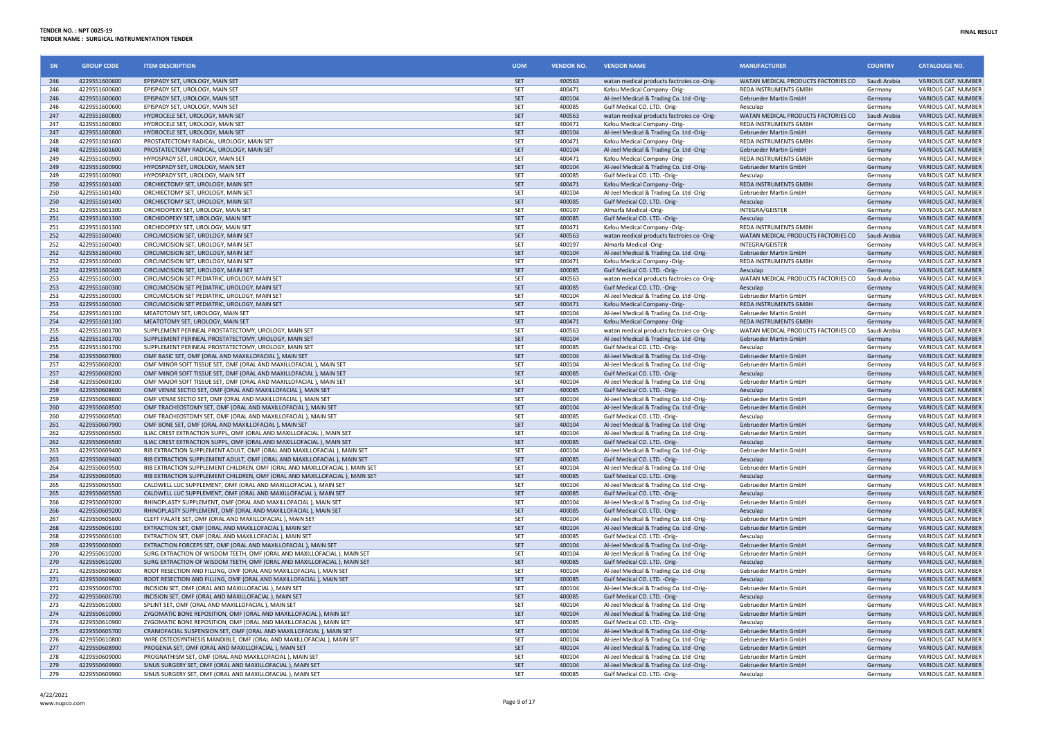**TENDER NO. : NPT 0025-19**
**TENDER NAME : SURGICAL INSTRUMENTATION TENDER**

**FINAL RESULT**

| SN | GROUP CODE | ITEM DESCRIPTION | UOM | VENDOR NO. | VENDOR NAME | MANUFACTURER | COUNTRY | CATALOUGE NO. |
|---|---|---|---|---|---|---|---|---|
| 246 | 4229551600600 | EPISPADY SET, UROLOGY, MAIN SET | SET | 400563 | watan medical products factroies co -Orig- | WATAN MEDICAL PRODUCTS FACTORIES CO | Saudi Arabia | VARIOUS CAT. NUMBER |
| 246 | 4229551600600 | EPISPADY SET, UROLOGY, MAIN SET | SET | 400471 | Kafou Medical Company -Orig- | REDA INSTRUMENTS GMBH | Germany | VARIOUS CAT. NUMBER |
| 246 | 4229551600600 | EPISPADY SET, UROLOGY, MAIN SET | SET | 400104 | Al-Jeel Medical & Trading Co. Ltd -Orig- | Gebrueder Martin GmbH | Germany | VARIOUS CAT. NUMBER |
| 246 | 4229551600600 | EPISPADY SET, UROLOGY, MAIN SET | SET | 400085 | Gulf Medical CO. LTD. -Orig- | Aesculap | Germany | VARIOUS CAT. NUMBER |
| 247 | 4229551600800 | HYDROCELE SET, UROLOGY, MAIN SET | SET | 400563 | watan medical products factroies co -Orig- | WATAN MEDICAL PRODUCTS FACTORIES CO | Saudi Arabia | VARIOUS CAT. NUMBER |
| 247 | 4229551600800 | HYDROCELE SET, UROLOGY, MAIN SET | SET | 400471 | Kafou Medical Company -Orig- | REDA INSTRUMENTS GMBH | Germany | VARIOUS CAT. NUMBER |
| 247 | 4229551600800 | HYDROCELE SET, UROLOGY, MAIN SET | SET | 400104 | Al-Jeel Medical & Trading Co. Ltd -Orig- | Gebrueder Martin GmbH | Germany | VARIOUS CAT. NUMBER |
| 248 | 4229551601600 | PROSTATECTOMY RADICAL, UROLOGY, MAIN SET | SET | 400471 | Kafou Medical Company -Orig- | REDA INSTRUMENTS GMBH | Germany | VARIOUS CAT. NUMBER |
| 248 | 4229551601600 | PROSTATECTOMY RADICAL, UROLOGY, MAIN SET | SET | 400104 | Al-Jeel Medical & Trading Co. Ltd -Orig- | Gebrueder Martin GmbH | Germany | VARIOUS CAT. NUMBER |
| 249 | 4229551600900 | HYPOSPADY SET, UROLOGY, MAIN SET | SET | 400471 | Kafou Medical Company -Orig- | REDA INSTRUMENTS GMBH | Germany | VARIOUS CAT. NUMBER |
| 249 | 4229551600900 | HYPOSPADY SET, UROLOGY, MAIN SET | SET | 400104 | Al-Jeel Medical & Trading Co. Ltd -Orig- | Gebrueder Martin GmbH | Germany | VARIOUS CAT. NUMBER |
| 249 | 4229551600900 | HYPOSPADY SET, UROLOGY, MAIN SET | SET | 400085 | Gulf Medical CO. LTD. -Orig- | Aesculap | Germany | VARIOUS CAT. NUMBER |
| 250 | 4229551601400 | ORCHIECTOMY SET, UROLOGY, MAIN SET | SET | 400471 | Kafou Medical Company -Orig- | REDA INSTRUMENTS GMBH | Germany | VARIOUS CAT. NUMBER |
| 250 | 4229551601400 | ORCHIECTOMY SET, UROLOGY, MAIN SET | SET | 400104 | Al-Jeel Medical & Trading Co. Ltd -Orig- | Gebrueder Martin GmbH | Germany | VARIOUS CAT. NUMBER |
| 250 | 4229551601400 | ORCHIECTOMY SET, UROLOGY, MAIN SET | SET | 400085 | Gulf Medical CO. LTD. -Orig- | Aesculap | Germany | VARIOUS CAT. NUMBER |
| 251 | 4229551601300 | ORCHIDOPEXY SET, UROLOGY, MAIN SET | SET | 400197 | Almarfa Medical -Orig- | INTEGRA/GEISTER | Germany | VARIOUS CAT. NUMBER |
| 251 | 4229551601300 | ORCHIDOPEXY SET, UROLOGY, MAIN SET | SET | 400085 | Gulf Medical CO. LTD. -Orig- | Aesculap | Germany | VARIOUS CAT. NUMBER |
| 251 | 4229551601300 | ORCHIDOPEXY SET, UROLOGY, MAIN SET | SET | 400471 | Kafou Medical Company -Orig- | REDA INSTRUMENTS GMBH | Germany | VARIOUS CAT. NUMBER |
| 252 | 4229551600400 | CIRCUMCISION SET, UROLOGY, MAIN SET | SET | 400563 | watan medical products factroies co -Orig- | WATAN MEDICAL PRODUCTS FACTORIES CO | Saudi Arabia | VARIOUS CAT. NUMBER |
| 252 | 4229551600400 | CIRCUMCISION SET, UROLOGY, MAIN SET | SET | 400197 | Almarfa Medical -Orig- | INTEGRA/GEISTER | Germany | VARIOUS CAT. NUMBER |
| 252 | 4229551600400 | CIRCUMCISION SET, UROLOGY, MAIN SET | SET | 400104 | Al-Jeel Medical & Trading Co. Ltd -Orig- | Gebrueder Martin GmbH | Germany | VARIOUS CAT. NUMBER |
| 252 | 4229551600400 | CIRCUMCISION SET, UROLOGY, MAIN SET | SET | 400471 | Kafou Medical Company -Orig- | REDA INSTRUMENTS GMBH | Germany | VARIOUS CAT. NUMBER |
| 252 | 4229551600400 | CIRCUMCISION SET, UROLOGY, MAIN SET | SET | 400085 | Gulf Medical CO. LTD. -Orig- | Aesculap | Germany | VARIOUS CAT. NUMBER |
| 253 | 4229551600300 | CIRCUMCISION SET PEDIATRIC, UROLOGY, MAIN SET | SET | 400563 | watan medical products factroies co -Orig- | WATAN MEDICAL PRODUCTS FACTORIES CO | Saudi Arabia | VARIOUS CAT. NUMBER |
| 253 | 4229551600300 | CIRCUMCISION SET PEDIATRIC, UROLOGY, MAIN SET | SET | 400085 | Gulf Medical CO. LTD. -Orig- | Aesculap | Germany | VARIOUS CAT. NUMBER |
| 253 | 4229551600300 | CIRCUMCISION SET PEDIATRIC, UROLOGY, MAIN SET | SET | 400104 | Al-Jeel Medical & Trading Co. Ltd -Orig- | Gebrueder Martin GmbH | Germany | VARIOUS CAT. NUMBER |
| 253 | 4229551600300 | CIRCUMCISION SET PEDIATRIC, UROLOGY, MAIN SET | SET | 400471 | Kafou Medical Company -Orig- | REDA INSTRUMENTS GMBH | Germany | VARIOUS CAT. NUMBER |
| 254 | 4229551601100 | MEATOTOMY SET, UROLOGY, MAIN SET | SET | 400104 | Al-Jeel Medical & Trading Co. Ltd -Orig- | Gebrueder Martin GmbH | Germany | VARIOUS CAT. NUMBER |
| 254 | 4229551601100 | MEATOTOMY SET, UROLOGY, MAIN SET | SET | 400471 | Kafou Medical Company -Orig- | REDA INSTRUMENTS GMBH | Germany | VARIOUS CAT. NUMBER |
| 255 | 4229551601700 | SUPPLEMENT PERINEAL PROSTATECTOMY, UROLOGY, MAIN SET | SET | 400563 | watan medical products factroies co -Orig- | WATAN MEDICAL PRODUCTS FACTORIES CO | Saudi Arabia | VARIOUS CAT. NUMBER |
| 255 | 4229551601700 | SUPPLEMENT PERINEAL PROSTATECTOMY, UROLOGY, MAIN SET | SET | 400104 | Al-Jeel Medical & Trading Co. Ltd -Orig- | Gebrueder Martin GmbH | Germany | VARIOUS CAT. NUMBER |
| 255 | 4229551601700 | SUPPLEMENT PERINEAL PROSTATECTOMY, UROLOGY, MAIN SET | SET | 400085 | Gulf Medical CO. LTD. -Orig- | Aesculap | Germany | VARIOUS CAT. NUMBER |
| 256 | 4229550607800 | OMF BASIC SET, OMF (ORAL AND MAXILLOFACIAL ), MAIN SET | SET | 400104 | Al-Jeel Medical & Trading Co. Ltd -Orig- | Gebrueder Martin GmbH | Germany | VARIOUS CAT. NUMBER |
| 257 | 4229550608200 | OMF MINOR SOFT TISSUE SET, OMF (ORAL AND MAXILLOFACIAL ), MAIN SET | SET | 400104 | Al-Jeel Medical & Trading Co. Ltd -Orig- | Gebrueder Martin GmbH | Germany | VARIOUS CAT. NUMBER |
| 257 | 4229550608200 | OMF MINOR SOFT TISSUE SET, OMF (ORAL AND MAXILLOFACIAL ), MAIN SET | SET | 400085 | Gulf Medical CO. LTD. -Orig- | Aesculap | Germany | VARIOUS CAT. NUMBER |
| 258 | 4229550608100 | OMF MAJOR SOFT TISSUE SET, OMF (ORAL AND MAXILLOFACIAL ), MAIN SET | SET | 400104 | Al-Jeel Medical & Trading Co. Ltd -Orig- | Gebrueder Martin GmbH | Germany | VARIOUS CAT. NUMBER |
| 259 | 4229550608600 | OMF VENAE SECTIO SET, OMF (ORAL AND MAXILLOFACIAL ), MAIN SET | SET | 400085 | Gulf Medical CO. LTD. -Orig- | Aesculap | Germany | VARIOUS CAT. NUMBER |
| 259 | 4229550608600 | OMF VENAE SECTIO SET, OMF (ORAL AND MAXILLOFACIAL ), MAIN SET | SET | 400104 | Al-Jeel Medical & Trading Co. Ltd -Orig- | Gebrueder Martin GmbH | Germany | VARIOUS CAT. NUMBER |
| 260 | 4229550608500 | OMF TRACHEOSTOMY SET, OMF (ORAL AND MAXILLOFACIAL ), MAIN SET | SET | 400104 | Al-Jeel Medical & Trading Co. Ltd -Orig- | Gebrueder Martin GmbH | Germany | VARIOUS CAT. NUMBER |
| 260 | 4229550608500 | OMF TRACHEOSTOMY SET, OMF (ORAL AND MAXILLOFACIAL ), MAIN SET | SET | 400085 | Gulf Medical CO. LTD. -Orig- | Aesculap | Germany | VARIOUS CAT. NUMBER |
| 261 | 4229550607900 | OMF BONE SET, OMF (ORAL AND MAXILLOFACIAL ), MAIN SET | SET | 400104 | Al-Jeel Medical & Trading Co. Ltd -Orig- | Gebrueder Martin GmbH | Germany | VARIOUS CAT. NUMBER |
| 262 | 4229550606500 | ILIAC CREST EXTRACTION SUPPL, OMF (ORAL AND MAXILLOFACIAL ), MAIN SET | SET | 400104 | Al-Jeel Medical & Trading Co. Ltd -Orig- | Gebrueder Martin GmbH | Germany | VARIOUS CAT. NUMBER |
| 262 | 4229550606500 | ILIAC CREST EXTRACTION SUPPL, OMF (ORAL AND MAXILLOFACIAL ), MAIN SET | SET | 400085 | Gulf Medical CO. LTD. -Orig- | Aesculap | Germany | VARIOUS CAT. NUMBER |
| 263 | 4229550609400 | RIB EXTRACTION SUPPLEMENT ADULT, OMF (ORAL AND MAXILLOFACIAL ), MAIN SET | SET | 400104 | Al-Jeel Medical & Trading Co. Ltd -Orig- | Gebrueder Martin GmbH | Germany | VARIOUS CAT. NUMBER |
| 263 | 4229550609400 | RIB EXTRACTION SUPPLEMENT ADULT, OMF (ORAL AND MAXILLOFACIAL ), MAIN SET | SET | 400085 | Gulf Medical CO. LTD. -Orig- | Aesculap | Germany | VARIOUS CAT. NUMBER |
| 264 | 4229550609500 | RIB EXTRACTION SUPPLEMENT CHILDREN, OMF (ORAL AND MAXILLOFACIAL ), MAIN SET | SET | 400104 | Al-Jeel Medical & Trading Co. Ltd -Orig- | Gebrueder Martin GmbH | Germany | VARIOUS CAT. NUMBER |
| 264 | 4229550609500 | RIB EXTRACTION SUPPLEMENT CHILDREN, OMF (ORAL AND MAXILLOFACIAL ), MAIN SET | SET | 400085 | Gulf Medical CO. LTD. -Orig- | Aesculap | Germany | VARIOUS CAT. NUMBER |
| 265 | 4229550605500 | CALDWELL LUC SUPPLEMENT, OMF (ORAL AND MAXILLOFACIAL ), MAIN SET | SET | 400104 | Al-Jeel Medical & Trading Co. Ltd -Orig- | Gebrueder Martin GmbH | Germany | VARIOUS CAT. NUMBER |
| 265 | 4229550605500 | CALDWELL LUC SUPPLEMENT, OMF (ORAL AND MAXILLOFACIAL ), MAIN SET | SET | 400085 | Gulf Medical CO. LTD. -Orig- | Aesculap | Germany | VARIOUS CAT. NUMBER |
| 266 | 4229550609200 | RHINOPLASTY SUPPLEMENT, OMF (ORAL AND MAXILLOFACIAL ), MAIN SET | SET | 400104 | Al-Jeel Medical & Trading Co. Ltd -Orig- | Gebrueder Martin GmbH | Germany | VARIOUS CAT. NUMBER |
| 266 | 4229550609200 | RHINOPLASTY SUPPLEMENT, OMF (ORAL AND MAXILLOFACIAL ), MAIN SET | SET | 400085 | Gulf Medical CO. LTD. -Orig- | Aesculap | Germany | VARIOUS CAT. NUMBER |
| 267 | 4229550605600 | CLEFT PALATE SET, OMF (ORAL AND MAXILLOFACIAL ), MAIN SET | SET | 400104 | Al-Jeel Medical & Trading Co. Ltd -Orig- | Gebrueder Martin GmbH | Germany | VARIOUS CAT. NUMBER |
| 268 | 4229550606100 | EXTRACTION SET, OMF (ORAL AND MAXILLOFACIAL ), MAIN SET | SET | 400104 | Al-Jeel Medical & Trading Co. Ltd -Orig- | Gebrueder Martin GmbH | Germany | VARIOUS CAT. NUMBER |
| 268 | 4229550606100 | EXTRACTION SET, OMF (ORAL AND MAXILLOFACIAL ), MAIN SET | SET | 400085 | Gulf Medical CO. LTD. -Orig- | Aesculap | Germany | VARIOUS CAT. NUMBER |
| 269 | 4229550606000 | EXTRACTION FORCEPS SET, OMF (ORAL AND MAXILLOFACIAL ), MAIN SET | SET | 400104 | Al-Jeel Medical & Trading Co. Ltd -Orig- | Gebrueder Martin GmbH | Germany | VARIOUS CAT. NUMBER |
| 270 | 4229550610200 | SURG EXTRACTION OF WISDOM TEETH, OMF (ORAL AND MAXILLOFACIAL ), MAIN SET | SET | 400104 | Al-Jeel Medical & Trading Co. Ltd -Orig- | Gebrueder Martin GmbH | Germany | VARIOUS CAT. NUMBER |
| 270 | 4229550610200 | SURG EXTRACTION OF WISDOM TEETH, OMF (ORAL AND MAXILLOFACIAL ), MAIN SET | SET | 400085 | Gulf Medical CO. LTD. -Orig- | Aesculap | Germany | VARIOUS CAT. NUMBER |
| 271 | 4229550609600 | ROOT RESECTION AND FILLING, OMF (ORAL AND MAXILLOFACIAL ), MAIN SET | SET | 400104 | Al-Jeel Medical & Trading Co. Ltd -Orig- | Gebrueder Martin GmbH | Germany | VARIOUS CAT. NUMBER |
| 271 | 4229550609600 | ROOT RESECTION AND FILLING, OMF (ORAL AND MAXILLOFACIAL ), MAIN SET | SET | 400085 | Gulf Medical CO. LTD. -Orig- | Aesculap | Germany | VARIOUS CAT. NUMBER |
| 272 | 4229550606700 | INCISION SET, OMF (ORAL AND MAXILLOFACIAL ), MAIN SET | SET | 400104 | Al-Jeel Medical & Trading Co. Ltd -Orig- | Gebrueder Martin GmbH | Germany | VARIOUS CAT. NUMBER |
| 272 | 4229550606700 | INCISION SET, OMF (ORAL AND MAXILLOFACIAL ), MAIN SET | SET | 400085 | Gulf Medical CO. LTD. -Orig- | Aesculap | Germany | VARIOUS CAT. NUMBER |
| 273 | 4229550610000 | SPLINT SET, OMF (ORAL AND MAXILLOFACIAL ), MAIN SET | SET | 400104 | Al-Jeel Medical & Trading Co. Ltd -Orig- | Gebrueder Martin GmbH | Germany | VARIOUS CAT. NUMBER |
| 274 | 4229550610900 | ZYGOMATIC BONE REPOSITION, OMF (ORAL AND MAXILLOFACIAL ), MAIN SET | SET | 400104 | Al-Jeel Medical & Trading Co. Ltd -Orig- | Gebrueder Martin GmbH | Germany | VARIOUS CAT. NUMBER |
| 274 | 4229550610900 | ZYGOMATIC BONE REPOSITION, OMF (ORAL AND MAXILLOFACIAL ), MAIN SET | SET | 400085 | Gulf Medical CO. LTD. -Orig- | Aesculap | Germany | VARIOUS CAT. NUMBER |
| 275 | 4229550605700 | CRANIOFACIAL SUSPENSION SET, OMF (ORAL AND MAXILLOFACIAL ), MAIN SET | SET | 400104 | Al-Jeel Medical & Trading Co. Ltd -Orig- | Gebrueder Martin GmbH | Germany | VARIOUS CAT. NUMBER |
| 276 | 4229550610800 | WIRE OSTEOSYNTHESIS MANDIBLE, OMF (ORAL AND MAXILLOFACIAL ), MAIN SET | SET | 400104 | Al-Jeel Medical & Trading Co. Ltd -Orig- | Gebrueder Martin GmbH | Germany | VARIOUS CAT. NUMBER |
| 277 | 4229550608900 | PROGENIA SET, OMF (ORAL AND MAXILLOFACIAL ), MAIN SET | SET | 400104 | Al-Jeel Medical & Trading Co. Ltd -Orig- | Gebrueder Martin GmbH | Germany | VARIOUS CAT. NUMBER |
| 278 | 4229550609000 | PROGNATHISM SET, OMF (ORAL AND MAXILLOFACIAL ), MAIN SET | SET | 400104 | Al-Jeel Medical & Trading Co. Ltd -Orig- | Gebrueder Martin GmbH | Germany | VARIOUS CAT. NUMBER |
| 279 | 4229550609900 | SINUS SURGERY SET, OMF (ORAL AND MAXILLOFACIAL ), MAIN SET | SET | 400104 | Al-Jeel Medical & Trading Co. Ltd -Orig- | Gebrueder Martin GmbH | Germany | VARIOUS CAT. NUMBER |
| 279 | 4229550609900 | SINUS SURGERY SET, OMF (ORAL AND MAXILLOFACIAL ), MAIN SET | SET | 400085 | Gulf Medical CO. LTD. -Orig- | Aesculap | Germany | VARIOUS CAT. NUMBER |

4/22/2021
www.nupco.com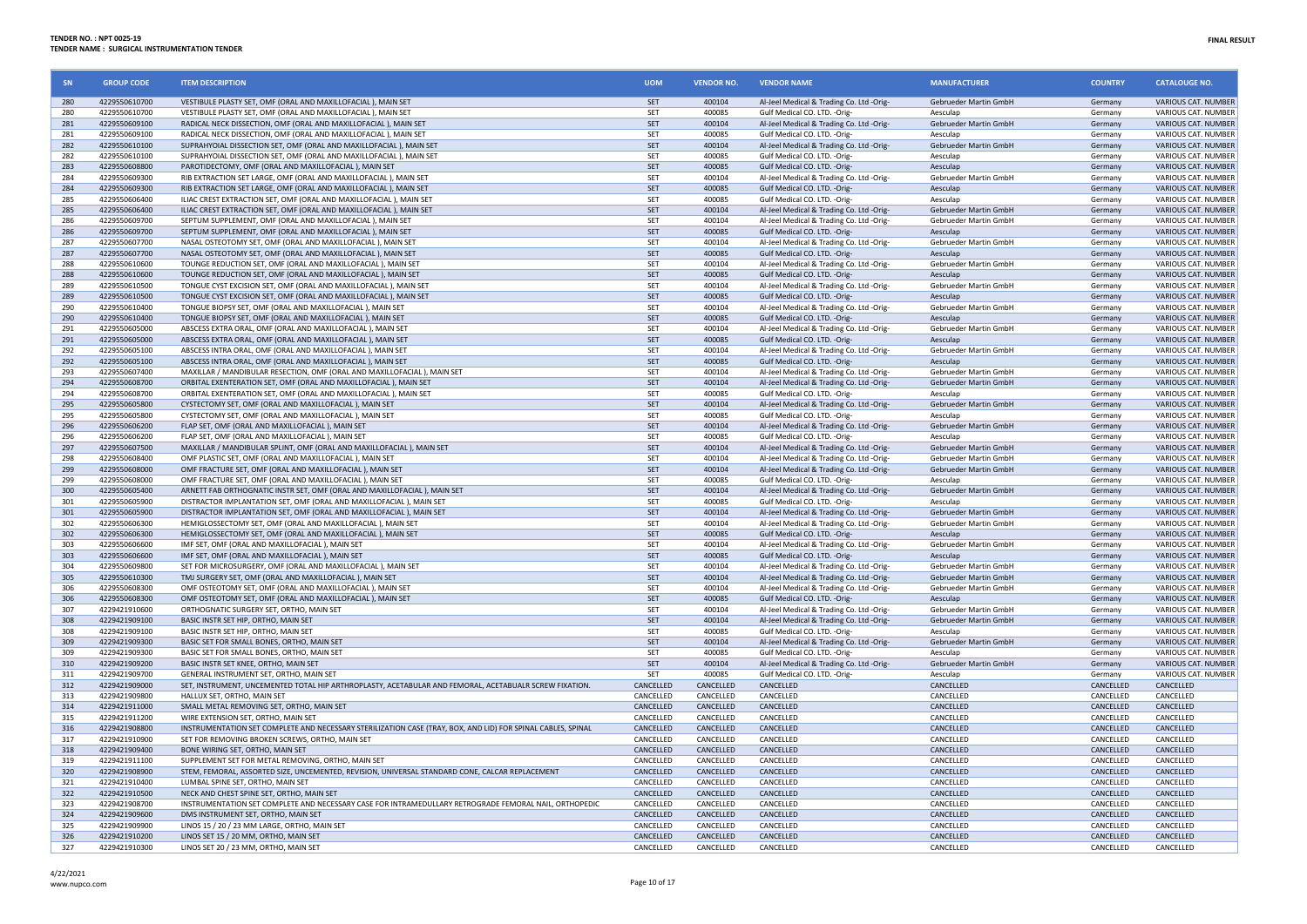**TENDER NO. : NPT 0025-19**
**TENDER NAME : SURGICAL INSTRUMENTATION TENDER**

**FINAL RESULT**

| SN | GROUP CODE | ITEM DESCRIPTION | UOM | VENDOR NO. | VENDOR NAME | MANUFACTURER | COUNTRY | CATALOUGE NO. |
|---|---|---|---|---|---|---|---|---|
| 280 | 4229550610700 | VESTIBULE PLASTY SET, OMF (ORAL AND MAXILLOFACIAL ), MAIN SET | SET | 400104 | Al-Jeel Medical & Trading Co. Ltd -Orig- | Gebrueder Martin GmbH | Germany | VARIOUS CAT. NUMBER |
| 280 | 4229550610700 | VESTIBULE PLASTY SET, OMF (ORAL AND MAXILLOFACIAL ), MAIN SET | SET | 400085 | Gulf Medical CO. LTD. -Orig- | Aesculap | Germany | VARIOUS CAT. NUMBER |
| 281 | 4229550609100 | RADICAL NECK DISSECTION, OMF (ORAL AND MAXILLOFACIAL ), MAIN SET | SET | 400104 | Al-Jeel Medical & Trading Co. Ltd -Orig- | Gebrueder Martin GmbH | Germany | VARIOUS CAT. NUMBER |
| 281 | 4229550609100 | RADICAL NECK DISSECTION, OMF (ORAL AND MAXILLOFACIAL ), MAIN SET | SET | 400085 | Gulf Medical CO. LTD. -Orig- | Aesculap | Germany | VARIOUS CAT. NUMBER |
| 282 | 4229550610100 | SUPRAHYOIAL DISSECTION SET, OMF (ORAL AND MAXILLOFACIAL ), MAIN SET | SET | 400104 | Al-Jeel Medical & Trading Co. Ltd -Orig- | Gebrueder Martin GmbH | Germany | VARIOUS CAT. NUMBER |
| 282 | 4229550610100 | SUPRAHYOIAL DISSECTION SET, OMF (ORAL AND MAXILLOFACIAL ), MAIN SET | SET | 400085 | Gulf Medical CO. LTD. -Orig- | Aesculap | Germany | VARIOUS CAT. NUMBER |
| 283 | 4229550608800 | PAROTIDECTOMY, OMF (ORAL AND MAXILLOFACIAL ), MAIN SET | SET | 400085 | Gulf Medical CO. LTD. -Orig- | Aesculap | Germany | VARIOUS CAT. NUMBER |
| 284 | 4229550609300 | RIB EXTRACTION SET LARGE, OMF (ORAL AND MAXILLOFACIAL ), MAIN SET | SET | 400104 | Al-Jeel Medical & Trading Co. Ltd -Orig- | Gebrueder Martin GmbH | Germany | VARIOUS CAT. NUMBER |
| 284 | 4229550609300 | RIB EXTRACTION SET LARGE, OMF (ORAL AND MAXILLOFACIAL ), MAIN SET | SET | 400085 | Gulf Medical CO. LTD. -Orig- | Aesculap | Germany | VARIOUS CAT. NUMBER |
| 285 | 4229550606400 | ILIAC CREST EXTRACTION SET, OMF (ORAL AND MAXILLOFACIAL ), MAIN SET | SET | 400085 | Gulf Medical CO. LTD. -Orig- | Aesculap | Germany | VARIOUS CAT. NUMBER |
| 285 | 4229550606400 | ILIAC CREST EXTRACTION SET, OMF (ORAL AND MAXILLOFACIAL ), MAIN SET | SET | 400104 | Al-Jeel Medical & Trading Co. Ltd -Orig- | Gebrueder Martin GmbH | Germany | VARIOUS CAT. NUMBER |
| 286 | 4229550609700 | SEPTUM SUPPLEMENT, OMF (ORAL AND MAXILLOFACIAL ), MAIN SET | SET | 400104 | Al-Jeel Medical & Trading Co. Ltd -Orig- | Gebrueder Martin GmbH | Germany | VARIOUS CAT. NUMBER |
| 286 | 4229550609700 | SEPTUM SUPPLEMENT, OMF (ORAL AND MAXILLOFACIAL ), MAIN SET | SET | 400085 | Gulf Medical CO. LTD. -Orig- | Aesculap | Germany | VARIOUS CAT. NUMBER |
| 287 | 4229550607700 | NASAL OSTEOTOMY SET, OMF (ORAL AND MAXILLOFACIAL ), MAIN SET | SET | 400104 | Al-Jeel Medical & Trading Co. Ltd -Orig- | Gebrueder Martin GmbH | Germany | VARIOUS CAT. NUMBER |
| 287 | 4229550607700 | NASAL OSTEOTOMY SET, OMF (ORAL AND MAXILLOFACIAL ), MAIN SET | SET | 400085 | Gulf Medical CO. LTD. -Orig- | Aesculap | Germany | VARIOUS CAT. NUMBER |
| 288 | 4229550610600 | TOUNGE REDUCTION SET, OMF (ORAL AND MAXILLOFACIAL ), MAIN SET | SET | 400104 | Al-Jeel Medical & Trading Co. Ltd -Orig- | Gebrueder Martin GmbH | Germany | VARIOUS CAT. NUMBER |
| 288 | 4229550610600 | TOUNGE REDUCTION SET, OMF (ORAL AND MAXILLOFACIAL ), MAIN SET | SET | 400085 | Gulf Medical CO. LTD. -Orig- | Aesculap | Germany | VARIOUS CAT. NUMBER |
| 289 | 4229550610500 | TONGUE CYST EXCISION SET, OMF (ORAL AND MAXILLOFACIAL ), MAIN SET | SET | 400104 | Al-Jeel Medical & Trading Co. Ltd -Orig- | Gebrueder Martin GmbH | Germany | VARIOUS CAT. NUMBER |
| 289 | 4229550610500 | TONGUE CYST EXCISION SET, OMF (ORAL AND MAXILLOFACIAL ), MAIN SET | SET | 400085 | Gulf Medical CO. LTD. -Orig- | Aesculap | Germany | VARIOUS CAT. NUMBER |
| 290 | 4229550610400 | TONGUE BIOPSY SET, OMF (ORAL AND MAXILLOFACIAL ), MAIN SET | SET | 400104 | Al-Jeel Medical & Trading Co. Ltd -Orig- | Gebrueder Martin GmbH | Germany | VARIOUS CAT. NUMBER |
| 290 | 4229550610400 | TONGUE BIOPSY SET, OMF (ORAL AND MAXILLOFACIAL ), MAIN SET | SET | 400085 | Gulf Medical CO. LTD. -Orig- | Aesculap | Germany | VARIOUS CAT. NUMBER |
| 291 | 4229550605000 | ABSCESS EXTRA ORAL, OMF (ORAL AND MAXILLOFACIAL ), MAIN SET | SET | 400104 | Al-Jeel Medical & Trading Co. Ltd -Orig- | Gebrueder Martin GmbH | Germany | VARIOUS CAT. NUMBER |
| 291 | 4229550605000 | ABSCESS EXTRA ORAL, OMF (ORAL AND MAXILLOFACIAL ), MAIN SET | SET | 400085 | Gulf Medical CO. LTD. -Orig- | Aesculap | Germany | VARIOUS CAT. NUMBER |
| 292 | 4229550605100 | ABSCESS INTRA ORAL, OMF (ORAL AND MAXILLOFACIAL ), MAIN SET | SET | 400104 | Al-Jeel Medical & Trading Co. Ltd -Orig- | Gebrueder Martin GmbH | Germany | VARIOUS CAT. NUMBER |
| 292 | 4229550605100 | ABSCESS INTRA ORAL, OMF (ORAL AND MAXILLOFACIAL ), MAIN SET | SET | 400085 | Gulf Medical CO. LTD. -Orig- | Aesculap | Germany | VARIOUS CAT. NUMBER |
| 293 | 4229550607400 | MAXILLAR / MANDIBULAR RESECTION, OMF (ORAL AND MAXILLOFACIAL ), MAIN SET | SET | 400104 | Al-Jeel Medical & Trading Co. Ltd -Orig- | Gebrueder Martin GmbH | Germany | VARIOUS CAT. NUMBER |
| 294 | 4229550608700 | ORBITAL EXENTERATION SET, OMF (ORAL AND MAXILLOFACIAL ), MAIN SET | SET | 400104 | Al-Jeel Medical & Trading Co. Ltd -Orig- | Gebrueder Martin GmbH | Germany | VARIOUS CAT. NUMBER |
| 294 | 4229550608700 | ORBITAL EXENTERATION SET, OMF (ORAL AND MAXILLOFACIAL ), MAIN SET | SET | 400085 | Gulf Medical CO. LTD. -Orig- | Aesculap | Germany | VARIOUS CAT. NUMBER |
| 295 | 4229550605800 | CYSTECTOMY SET, OMF (ORAL AND MAXILLOFACIAL ), MAIN SET | SET | 400104 | Al-Jeel Medical & Trading Co. Ltd -Orig- | Gebrueder Martin GmbH | Germany | VARIOUS CAT. NUMBER |
| 295 | 4229550605800 | CYSTECTOMY SET, OMF (ORAL AND MAXILLOFACIAL ), MAIN SET | SET | 400085 | Gulf Medical CO. LTD. -Orig- | Aesculap | Germany | VARIOUS CAT. NUMBER |
| 296 | 4229550606200 | FLAP SET, OMF (ORAL AND MAXILLOFACIAL ), MAIN SET | SET | 400104 | Al-Jeel Medical & Trading Co. Ltd -Orig- | Gebrueder Martin GmbH | Germany | VARIOUS CAT. NUMBER |
| 296 | 4229550606200 | FLAP SET, OMF (ORAL AND MAXILLOFACIAL ), MAIN SET | SET | 400085 | Gulf Medical CO. LTD. -Orig- | Aesculap | Germany | VARIOUS CAT. NUMBER |
| 297 | 4229550607500 | MAXILLAR / MANDIBULAR SPLINT, OMF (ORAL AND MAXILLOFACIAL ), MAIN SET | SET | 400104 | Al-Jeel Medical & Trading Co. Ltd -Orig- | Gebrueder Martin GmbH | Germany | VARIOUS CAT. NUMBER |
| 298 | 4229550608400 | OMF PLASTIC SET, OMF (ORAL AND MAXILLOFACIAL ), MAIN SET | SET | 400104 | Al-Jeel Medical & Trading Co. Ltd -Orig- | Gebrueder Martin GmbH | Germany | VARIOUS CAT. NUMBER |
| 299 | 4229550608000 | OMF FRACTURE SET, OMF (ORAL AND MAXILLOFACIAL ), MAIN SET | SET | 400104 | Al-Jeel Medical & Trading Co. Ltd -Orig- | Gebrueder Martin GmbH | Germany | VARIOUS CAT. NUMBER |
| 299 | 4229550608000 | OMF FRACTURE SET, OMF (ORAL AND MAXILLOFACIAL ), MAIN SET | SET | 400085 | Gulf Medical CO. LTD. -Orig- | Aesculap | Germany | VARIOUS CAT. NUMBER |
| 300 | 4229550605400 | ARNETT FAB ORTHOGNATIC INSTR SET, OMF (ORAL AND MAXILLOFACIAL ), MAIN SET | SET | 400104 | Al-Jeel Medical & Trading Co. Ltd -Orig- | Gebrueder Martin GmbH | Germany | VARIOUS CAT. NUMBER |
| 301 | 4229550605900 | DISTRACTOR IMPLANTATION SET, OMF (ORAL AND MAXILLOFACIAL ), MAIN SET | SET | 400085 | Gulf Medical CO. LTD. -Orig- | Aesculap | Germany | VARIOUS CAT. NUMBER |
| 301 | 4229550605900 | DISTRACTOR IMPLANTATION SET, OMF (ORAL AND MAXILLOFACIAL ), MAIN SET | SET | 400104 | Al-Jeel Medical & Trading Co. Ltd -Orig- | Gebrueder Martin GmbH | Germany | VARIOUS CAT. NUMBER |
| 302 | 4229550606300 | HEMIGLOSSECTOMY SET, OMF (ORAL AND MAXILLOFACIAL ), MAIN SET | SET | 400104 | Al-Jeel Medical & Trading Co. Ltd -Orig- | Gebrueder Martin GmbH | Germany | VARIOUS CAT. NUMBER |
| 302 | 4229550606300 | HEMIGLOSSECTOMY SET, OMF (ORAL AND MAXILLOFACIAL ), MAIN SET | SET | 400085 | Gulf Medical CO. LTD. -Orig- | Aesculap | Germany | VARIOUS CAT. NUMBER |
| 303 | 4229550606600 | IMF SET, OMF (ORAL AND MAXILLOFACIAL ), MAIN SET | SET | 400104 | Al-Jeel Medical & Trading Co. Ltd -Orig- | Gebrueder Martin GmbH | Germany | VARIOUS CAT. NUMBER |
| 303 | 4229550606600 | IMF SET, OMF (ORAL AND MAXILLOFACIAL ), MAIN SET | SET | 400085 | Gulf Medical CO. LTD. -Orig- | Aesculap | Germany | VARIOUS CAT. NUMBER |
| 304 | 4229550609800 | SET FOR MICROSURGERY, OMF (ORAL AND MAXILLOFACIAL ), MAIN SET | SET | 400104 | Al-Jeel Medical & Trading Co. Ltd -Orig- | Gebrueder Martin GmbH | Germany | VARIOUS CAT. NUMBER |
| 305 | 4229550610300 | TMJ SURGERY SET, OMF (ORAL AND MAXILLOFACIAL ), MAIN SET | SET | 400104 | Al-Jeel Medical & Trading Co. Ltd -Orig- | Gebrueder Martin GmbH | Germany | VARIOUS CAT. NUMBER |
| 306 | 4229550608300 | OMF OSTEOTOMY SET, OMF (ORAL AND MAXILLOFACIAL ), MAIN SET | SET | 400104 | Al-Jeel Medical & Trading Co. Ltd -Orig- | Gebrueder Martin GmbH | Germany | VARIOUS CAT. NUMBER |
| 306 | 4229550608300 | OMF OSTEOTOMY SET, OMF (ORAL AND MAXILLOFACIAL ), MAIN SET | SET | 400085 | Gulf Medical CO. LTD. -Orig- | Aesculap | Germany | VARIOUS CAT. NUMBER |
| 307 | 4229421910600 | ORTHOGNATIC SURGERY SET, ORTHO, MAIN SET | SET | 400104 | Al-Jeel Medical & Trading Co. Ltd -Orig- | Gebrueder Martin GmbH | Germany | VARIOUS CAT. NUMBER |
| 308 | 4229421909100 | BASIC INSTR SET HIP, ORTHO, MAIN SET | SET | 400104 | Al-Jeel Medical & Trading Co. Ltd -Orig- | Gebrueder Martin GmbH | Germany | VARIOUS CAT. NUMBER |
| 308 | 4229421909100 | BASIC INSTR SET HIP, ORTHO, MAIN SET | SET | 400085 | Gulf Medical CO. LTD. -Orig- | Aesculap | Germany | VARIOUS CAT. NUMBER |
| 309 | 4229421909300 | BASIC SET FOR SMALL BONES, ORTHO, MAIN SET | SET | 400104 | Al-Jeel Medical & Trading Co. Ltd -Orig- | Gebrueder Martin GmbH | Germany | VARIOUS CAT. NUMBER |
| 309 | 4229421909300 | BASIC SET FOR SMALL BONES, ORTHO, MAIN SET | SET | 400085 | Gulf Medical CO. LTD. -Orig- | Aesculap | Germany | VARIOUS CAT. NUMBER |
| 310 | 4229421909200 | BASIC INSTR SET KNEE, ORTHO, MAIN SET | SET | 400104 | Al-Jeel Medical & Trading Co. Ltd -Orig- | Gebrueder Martin GmbH | Germany | VARIOUS CAT. NUMBER |
| 311 | 4229421909700 | GENERAL INSTRUMENT SET, ORTHO, MAIN SET | SET | 400085 | Gulf Medical CO. LTD. -Orig- | Aesculap | Germany | VARIOUS CAT. NUMBER |
| 312 | 4229421909000 | SET, INSTRUMENT, UNCEMENTED TOTAL HIP ARTHROPLASTY, ACETABULAR AND FEMORAL, ACETABUALR SCREW FIXATION. | CANCELLED | CANCELLED | CANCELLED | CANCELLED | CANCELLED | CANCELLED |
| 313 | 4229421909800 | HALLUX SET, ORTHO, MAIN SET | CANCELLED | CANCELLED | CANCELLED | CANCELLED | CANCELLED | CANCELLED |
| 314 | 4229421911000 | SMALL METAL REMOVING SET, ORTHO, MAIN SET | CANCELLED | CANCELLED | CANCELLED | CANCELLED | CANCELLED | CANCELLED |
| 315 | 4229421911200 | WIRE EXTENSION SET, ORTHO, MAIN SET | CANCELLED | CANCELLED | CANCELLED | CANCELLED | CANCELLED | CANCELLED |
| 316 | 4229421908800 | INSTRUMENTATION SET COMPLETE AND NECESSARY STERILIZATION CASE (TRAY, BOX, AND LID) FOR SPINAL CABLES, SPINAL | CANCELLED | CANCELLED | CANCELLED | CANCELLED | CANCELLED | CANCELLED |
| 317 | 4229421910900 | SET FOR REMOVING BROKEN SCREWS, ORTHO, MAIN SET | CANCELLED | CANCELLED | CANCELLED | CANCELLED | CANCELLED | CANCELLED |
| 318 | 4229421909400 | BONE WIRING SET, ORTHO, MAIN SET | CANCELLED | CANCELLED | CANCELLED | CANCELLED | CANCELLED | CANCELLED |
| 319 | 4229421911100 | SUPPLEMENT SET FOR METAL REMOVING, ORTHO, MAIN SET | CANCELLED | CANCELLED | CANCELLED | CANCELLED | CANCELLED | CANCELLED |
| 320 | 4229421908900 | STEM, FEMORAL, ASSORTED SIZE, UNCEMENTED, REVISION, UNIVERSAL STANDARD CONE, CALCAR REPLACEMENT | CANCELLED | CANCELLED | CANCELLED | CANCELLED | CANCELLED | CANCELLED |
| 321 | 4229421910400 | LUMBAL SPINE SET, ORTHO, MAIN SET | CANCELLED | CANCELLED | CANCELLED | CANCELLED | CANCELLED | CANCELLED |
| 322 | 4229421910500 | NECK AND CHEST SPINE SET, ORTHO, MAIN SET | CANCELLED | CANCELLED | CANCELLED | CANCELLED | CANCELLED | CANCELLED |
| 323 | 4229421908700 | INSTRUMENTATION SET COMPLETE AND NECESSARY CASE FOR INTRAMEDULLARY RETROGRADE FEMORAL NAIL, ORTHOPEDIC | CANCELLED | CANCELLED | CANCELLED | CANCELLED | CANCELLED | CANCELLED |
| 324 | 4229421909600 | DMS INSTRUMENT SET, ORTHO, MAIN SET | CANCELLED | CANCELLED | CANCELLED | CANCELLED | CANCELLED | CANCELLED |
| 325 | 4229421909900 | LINOS 15 / 20 / 23 MM LARGE, ORTHO, MAIN SET | CANCELLED | CANCELLED | CANCELLED | CANCELLED | CANCELLED | CANCELLED |
| 326 | 4229421910200 | LINOS SET 15 / 20 MM, ORTHO, MAIN SET | CANCELLED | CANCELLED | CANCELLED | CANCELLED | CANCELLED | CANCELLED |
| 327 | 4229421910300 | LINOS SET 20 / 23 MM, ORTHO, MAIN SET | CANCELLED | CANCELLED | CANCELLED | CANCELLED | CANCELLED | CANCELLED |

4/22/2021
www.nupco.com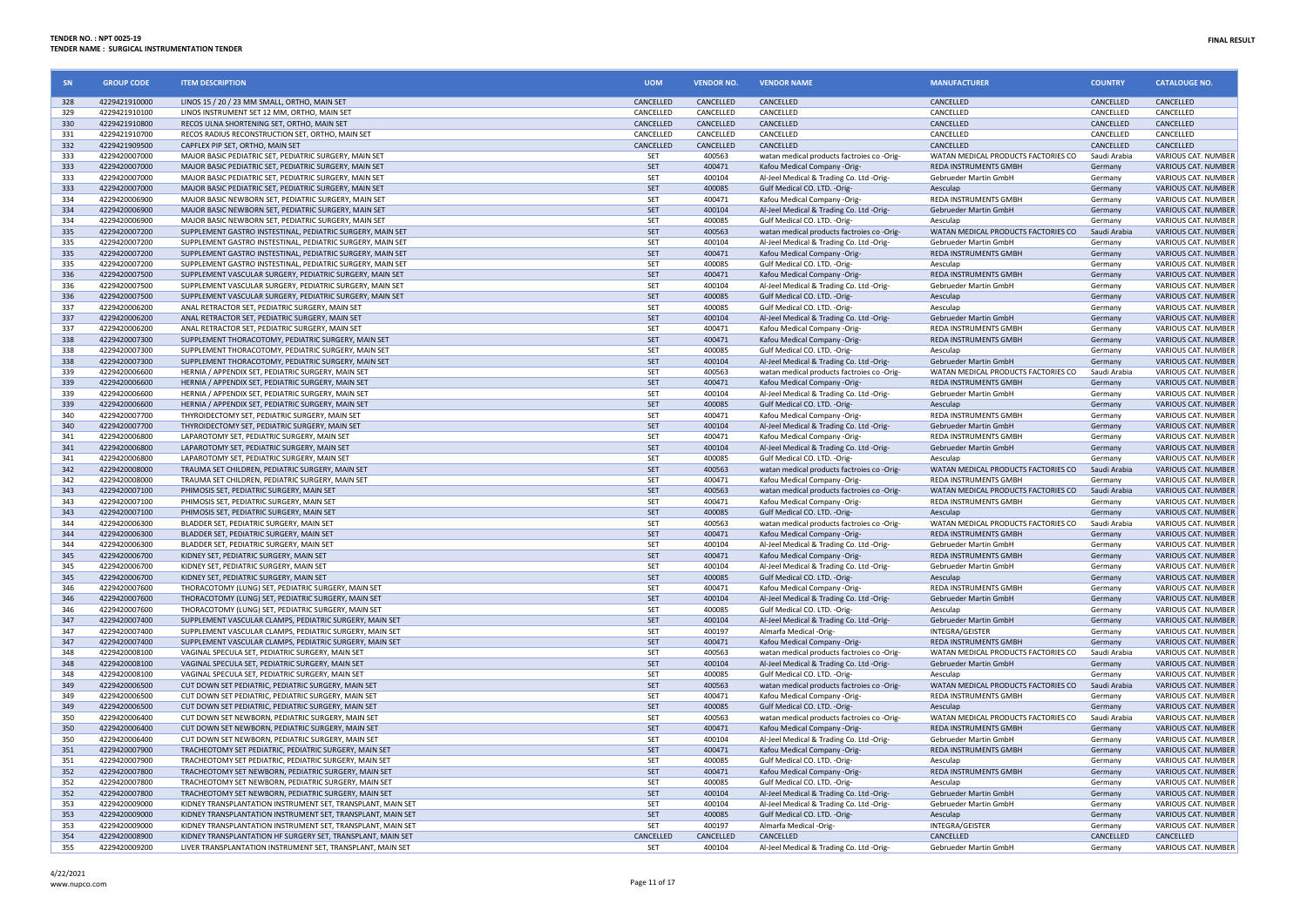**TENDER NO. : NPT 0025-19**
**TENDER NAME : SURGICAL INSTRUMENTATION TENDER**

**FINAL RESULT**

| SN | GROUP CODE | ITEM DESCRIPTION | UOM | VENDOR NO. | VENDOR NAME | MANUFACTURER | COUNTRY | CATALOUGE NO. |
|---|---|---|---|---|---|---|---|---|
| 328 | 4229421910000 | LINOS 15 / 20 / 23 MM SMALL, ORTHO, MAIN SET | CANCELLED | CANCELLED | CANCELLED | CANCELLED | CANCELLED | CANCELLED |
| 329 | 4229421910100 | LINOS INSTRUMENT SET 12 MM, ORTHO, MAIN SET | CANCELLED | CANCELLED | CANCELLED | CANCELLED | CANCELLED | CANCELLED |
| 330 | 4229421910800 | RECOS ULNA SHORTENING SET, ORTHO, MAIN SET | CANCELLED | CANCELLED | CANCELLED | CANCELLED | CANCELLED | CANCELLED |
| 331 | 4229421910700 | RECOS RADIUS RECONSTRUCTION SET, ORTHO, MAIN SET | CANCELLED | CANCELLED | CANCELLED | CANCELLED | CANCELLED | CANCELLED |
| 332 | 4229421909500 | CAPFLEX PIP SET, ORTHO, MAIN SET | CANCELLED | CANCELLED | CANCELLED | CANCELLED | CANCELLED | CANCELLED |
| 333 | 4229420007000 | MAJOR BASIC PEDIATRIC SET, PEDIATRIC SURGERY, MAIN SET | SET | 400563 | watan medical products factroies co -Orig- | WATAN MEDICAL PRODUCTS FACTORIES CO | Saudi Arabia | VARIOUS CAT. NUMBER |
| 333 | 4229420007000 | MAJOR BASIC PEDIATRIC SET, PEDIATRIC SURGERY, MAIN SET | SET | 400471 | Kafou Medical Company -Orig- | REDA INSTRUMENTS GMBH | Germany | VARIOUS CAT. NUMBER |
| 333 | 4229420007000 | MAJOR BASIC PEDIATRIC SET, PEDIATRIC SURGERY, MAIN SET | SET | 400104 | Al-Jeel Medical & Trading Co. Ltd -Orig- | Gebrueder Martin GmbH | Germany | VARIOUS CAT. NUMBER |
| 333 | 4229420007000 | MAJOR BASIC PEDIATRIC SET, PEDIATRIC SURGERY, MAIN SET | SET | 400085 | Gulf Medical CO. LTD. -Orig- | Aesculap | Germany | VARIOUS CAT. NUMBER |
| 334 | 4229420006900 | MAJOR BASIC NEWBORN SET, PEDIATRIC SURGERY, MAIN SET | SET | 400471 | Kafou Medical Company -Orig- | REDA INSTRUMENTS GMBH | Germany | VARIOUS CAT. NUMBER |
| 334 | 4229420006900 | MAJOR BASIC NEWBORN SET, PEDIATRIC SURGERY, MAIN SET | SET | 400104 | Al-Jeel Medical & Trading Co. Ltd -Orig- | Gebrueder Martin GmbH | Germany | VARIOUS CAT. NUMBER |
| 334 | 4229420006900 | MAJOR BASIC NEWBORN SET, PEDIATRIC SURGERY, MAIN SET | SET | 400085 | Gulf Medical CO. LTD. -Orig- | Aesculap | Germany | VARIOUS CAT. NUMBER |
| 335 | 4229420007200 | SUPPLEMENT GASTRO INSTESTINAL, PEDIATRIC SURGERY, MAIN SET | SET | 400563 | watan medical products factroies co -Orig- | WATAN MEDICAL PRODUCTS FACTORIES CO | Saudi Arabia | VARIOUS CAT. NUMBER |
| 335 | 4229420007200 | SUPPLEMENT GASTRO INSTESTINAL, PEDIATRIC SURGERY, MAIN SET | SET | 400104 | Al-Jeel Medical & Trading Co. Ltd -Orig- | Gebrueder Martin GmbH | Germany | VARIOUS CAT. NUMBER |
| 335 | 4229420007200 | SUPPLEMENT GASTRO INSTESTINAL, PEDIATRIC SURGERY, MAIN SET | SET | 400471 | Kafou Medical Company -Orig- | REDA INSTRUMENTS GMBH | Germany | VARIOUS CAT. NUMBER |
| 335 | 4229420007200 | SUPPLEMENT GASTRO INSTESTINAL, PEDIATRIC SURGERY, MAIN SET | SET | 400085 | Gulf Medical CO. LTD. -Orig- | Aesculap | Germany | VARIOUS CAT. NUMBER |
| 336 | 4229420007500 | SUPPLEMENT VASCULAR SURGERY, PEDIATRIC SURGERY, MAIN SET | SET | 400471 | Kafou Medical Company -Orig- | REDA INSTRUMENTS GMBH | Germany | VARIOUS CAT. NUMBER |
| 336 | 4229420007500 | SUPPLEMENT VASCULAR SURGERY, PEDIATRIC SURGERY, MAIN SET | SET | 400104 | Al-Jeel Medical & Trading Co. Ltd -Orig- | Gebrueder Martin GmbH | Germany | VARIOUS CAT. NUMBER |
| 336 | 4229420007500 | SUPPLEMENT VASCULAR SURGERY, PEDIATRIC SURGERY, MAIN SET | SET | 400085 | Gulf Medical CO. LTD. -Orig- | Aesculap | Germany | VARIOUS CAT. NUMBER |
| 337 | 4229420006200 | ANAL RETRACTOR SET, PEDIATRIC SURGERY, MAIN SET | SET | 400085 | Gulf Medical CO. LTD. -Orig- | Aesculap | Germany | VARIOUS CAT. NUMBER |
| 337 | 4229420006200 | ANAL RETRACTOR SET, PEDIATRIC SURGERY, MAIN SET | SET | 400104 | Al-Jeel Medical & Trading Co. Ltd -Orig- | Gebrueder Martin GmbH | Germany | VARIOUS CAT. NUMBER |
| 337 | 4229420006200 | ANAL RETRACTOR SET, PEDIATRIC SURGERY, MAIN SET | SET | 400471 | Kafou Medical Company -Orig- | REDA INSTRUMENTS GMBH | Germany | VARIOUS CAT. NUMBER |
| 338 | 4229420007300 | SUPPLEMENT THORACOTOMY, PEDIATRIC SURGERY, MAIN SET | SET | 400471 | Kafou Medical Company -Orig- | REDA INSTRUMENTS GMBH | Germany | VARIOUS CAT. NUMBER |
| 338 | 4229420007300 | SUPPLEMENT THORACOTOMY, PEDIATRIC SURGERY, MAIN SET | SET | 400085 | Gulf Medical CO. LTD. -Orig- | Aesculap | Germany | VARIOUS CAT. NUMBER |
| 338 | 4229420007300 | SUPPLEMENT THORACOTOMY, PEDIATRIC SURGERY, MAIN SET | SET | 400104 | Al-Jeel Medical & Trading Co. Ltd -Orig- | Gebrueder Martin GmbH | Germany | VARIOUS CAT. NUMBER |
| 339 | 4229420006600 | HERNIA / APPENDIX SET, PEDIATRIC SURGERY, MAIN SET | SET | 400563 | watan medical products factroies co -Orig- | WATAN MEDICAL PRODUCTS FACTORIES CO | Saudi Arabia | VARIOUS CAT. NUMBER |
| 339 | 4229420006600 | HERNIA / APPENDIX SET, PEDIATRIC SURGERY, MAIN SET | SET | 400471 | Kafou Medical Company -Orig- | REDA INSTRUMENTS GMBH | Germany | VARIOUS CAT. NUMBER |
| 339 | 4229420006600 | HERNIA / APPENDIX SET, PEDIATRIC SURGERY, MAIN SET | SET | 400104 | Al-Jeel Medical & Trading Co. Ltd -Orig- | Gebrueder Martin GmbH | Germany | VARIOUS CAT. NUMBER |
| 339 | 4229420006600 | HERNIA / APPENDIX SET, PEDIATRIC SURGERY, MAIN SET | SET | 400085 | Gulf Medical CO. LTD. -Orig- | Aesculap | Germany | VARIOUS CAT. NUMBER |
| 340 | 4229420007700 | THYROIDECTOMY SET, PEDIATRIC SURGERY, MAIN SET | SET | 400471 | Kafou Medical Company -Orig- | REDA INSTRUMENTS GMBH | Germany | VARIOUS CAT. NUMBER |
| 340 | 4229420007700 | THYROIDECTOMY SET, PEDIATRIC SURGERY, MAIN SET | SET | 400104 | Al-Jeel Medical & Trading Co. Ltd -Orig- | Gebrueder Martin GmbH | Germany | VARIOUS CAT. NUMBER |
| 341 | 4229420006800 | LAPAROTOMY SET, PEDIATRIC SURGERY, MAIN SET | SET | 400471 | Kafou Medical Company -Orig- | REDA INSTRUMENTS GMBH | Germany | VARIOUS CAT. NUMBER |
| 341 | 4229420006800 | LAPAROTOMY SET, PEDIATRIC SURGERY, MAIN SET | SET | 400104 | Al-Jeel Medical & Trading Co. Ltd -Orig- | Gebrueder Martin GmbH | Germany | VARIOUS CAT. NUMBER |
| 341 | 4229420006800 | LAPAROTOMY SET, PEDIATRIC SURGERY, MAIN SET | SET | 400085 | Gulf Medical CO. LTD. -Orig- | Aesculap | Germany | VARIOUS CAT. NUMBER |
| 342 | 4229420008000 | TRAUMA SET CHILDREN, PEDIATRIC SURGERY, MAIN SET | SET | 400563 | watan medical products factroies co -Orig- | WATAN MEDICAL PRODUCTS FACTORIES CO | Saudi Arabia | VARIOUS CAT. NUMBER |
| 342 | 4229420008000 | TRAUMA SET CHILDREN, PEDIATRIC SURGERY, MAIN SET | SET | 400471 | Kafou Medical Company -Orig- | REDA INSTRUMENTS GMBH | Germany | VARIOUS CAT. NUMBER |
| 343 | 4229420007100 | PHIMOSIS SET, PEDIATRIC SURGERY, MAIN SET | SET | 400563 | watan medical products factroies co -Orig- | WATAN MEDICAL PRODUCTS FACTORIES CO | Saudi Arabia | VARIOUS CAT. NUMBER |
| 343 | 4229420007100 | PHIMOSIS SET, PEDIATRIC SURGERY, MAIN SET | SET | 400471 | Kafou Medical Company -Orig- | REDA INSTRUMENTS GMBH | Germany | VARIOUS CAT. NUMBER |
| 343 | 4229420007100 | PHIMOSIS SET, PEDIATRIC SURGERY, MAIN SET | SET | 400085 | Gulf Medical CO. LTD. -Orig- | Aesculap | Germany | VARIOUS CAT. NUMBER |
| 344 | 4229420006300 | BLADDER SET, PEDIATRIC SURGERY, MAIN SET | SET | 400563 | watan medical products factroies co -Orig- | WATAN MEDICAL PRODUCTS FACTORIES CO | Saudi Arabia | VARIOUS CAT. NUMBER |
| 344 | 4229420006300 | BLADDER SET, PEDIATRIC SURGERY, MAIN SET | SET | 400471 | Kafou Medical Company -Orig- | REDA INSTRUMENTS GMBH | Germany | VARIOUS CAT. NUMBER |
| 344 | 4229420006300 | BLADDER SET, PEDIATRIC SURGERY, MAIN SET | SET | 400104 | Al-Jeel Medical & Trading Co. Ltd -Orig- | Gebrueder Martin GmbH | Germany | VARIOUS CAT. NUMBER |
| 345 | 4229420006700 | KIDNEY SET, PEDIATRIC SURGERY, MAIN SET | SET | 400471 | Kafou Medical Company -Orig- | REDA INSTRUMENTS GMBH | Germany | VARIOUS CAT. NUMBER |
| 345 | 4229420006700 | KIDNEY SET, PEDIATRIC SURGERY, MAIN SET | SET | 400104 | Al-Jeel Medical & Trading Co. Ltd -Orig- | Gebrueder Martin GmbH | Germany | VARIOUS CAT. NUMBER |
| 345 | 4229420006700 | KIDNEY SET, PEDIATRIC SURGERY, MAIN SET | SET | 400085 | Gulf Medical CO. LTD. -Orig- | Aesculap | Germany | VARIOUS CAT. NUMBER |
| 346 | 4229420007600 | THORACOTOMY (LUNG) SET, PEDIATRIC SURGERY, MAIN SET | SET | 400471 | Kafou Medical Company -Orig- | REDA INSTRUMENTS GMBH | Germany | VARIOUS CAT. NUMBER |
| 346 | 4229420007600 | THORACOTOMY (LUNG) SET, PEDIATRIC SURGERY, MAIN SET | SET | 400104 | Al-Jeel Medical & Trading Co. Ltd -Orig- | Gebrueder Martin GmbH | Germany | VARIOUS CAT. NUMBER |
| 346 | 4229420007600 | THORACOTOMY (LUNG) SET, PEDIATRIC SURGERY, MAIN SET | SET | 400085 | Gulf Medical CO. LTD. -Orig- | Aesculap | Germany | VARIOUS CAT. NUMBER |
| 347 | 4229420007400 | SUPPLEMENT VASCULAR CLAMPS, PEDIATRIC SURGERY, MAIN SET | SET | 400104 | Al-Jeel Medical & Trading Co. Ltd -Orig- | Gebrueder Martin GmbH | Germany | VARIOUS CAT. NUMBER |
| 347 | 4229420007400 | SUPPLEMENT VASCULAR CLAMPS, PEDIATRIC SURGERY, MAIN SET | SET | 400197 | Almarfa Medical -Orig- | INTEGRA/GEISTER | Germany | VARIOUS CAT. NUMBER |
| 347 | 4229420007400 | SUPPLEMENT VASCULAR CLAMPS, PEDIATRIC SURGERY, MAIN SET | SET | 400471 | Kafou Medical Company -Orig- | REDA INSTRUMENTS GMBH | Germany | VARIOUS CAT. NUMBER |
| 348 | 4229420008100 | VAGINAL SPECULA SET, PEDIATRIC SURGERY, MAIN SET | SET | 400563 | watan medical products factroies co -Orig- | WATAN MEDICAL PRODUCTS FACTORIES CO | Saudi Arabia | VARIOUS CAT. NUMBER |
| 348 | 4229420008100 | VAGINAL SPECULA SET, PEDIATRIC SURGERY, MAIN SET | SET | 400104 | Al-Jeel Medical & Trading Co. Ltd -Orig- | Gebrueder Martin GmbH | Germany | VARIOUS CAT. NUMBER |
| 348 | 4229420008100 | VAGINAL SPECULA SET, PEDIATRIC SURGERY, MAIN SET | SET | 400085 | Gulf Medical CO. LTD. -Orig- | Aesculap | Germany | VARIOUS CAT. NUMBER |
| 349 | 4229420006500 | CUT DOWN SET PEDIATRIC, PEDIATRIC SURGERY, MAIN SET | SET | 400563 | watan medical products factroies co -Orig- | WATAN MEDICAL PRODUCTS FACTORIES CO | Saudi Arabia | VARIOUS CAT. NUMBER |
| 349 | 4229420006500 | CUT DOWN SET PEDIATRIC, PEDIATRIC SURGERY, MAIN SET | SET | 400471 | Kafou Medical Company -Orig- | REDA INSTRUMENTS GMBH | Germany | VARIOUS CAT. NUMBER |
| 349 | 4229420006500 | CUT DOWN SET PEDIATRIC, PEDIATRIC SURGERY, MAIN SET | SET | 400085 | Gulf Medical CO. LTD. -Orig- | Aesculap | Germany | VARIOUS CAT. NUMBER |
| 350 | 4229420006400 | CUT DOWN SET NEWBORN, PEDIATRIC SURGERY, MAIN SET | SET | 400563 | watan medical products factroies co -Orig- | WATAN MEDICAL PRODUCTS FACTORIES CO | Saudi Arabia | VARIOUS CAT. NUMBER |
| 350 | 4229420006400 | CUT DOWN SET NEWBORN, PEDIATRIC SURGERY, MAIN SET | SET | 400471 | Kafou Medical Company -Orig- | REDA INSTRUMENTS GMBH | Germany | VARIOUS CAT. NUMBER |
| 350 | 4229420006400 | CUT DOWN SET NEWBORN, PEDIATRIC SURGERY, MAIN SET | SET | 400104 | Al-Jeel Medical & Trading Co. Ltd -Orig- | Gebrueder Martin GmbH | Germany | VARIOUS CAT. NUMBER |
| 351 | 4229420007900 | TRACHEOTOMY SET PEDIATRIC, PEDIATRIC SURGERY, MAIN SET | SET | 400471 | Kafou Medical Company -Orig- | REDA INSTRUMENTS GMBH | Germany | VARIOUS CAT. NUMBER |
| 351 | 4229420007900 | TRACHEOTOMY SET PEDIATRIC, PEDIATRIC SURGERY, MAIN SET | SET | 400085 | Gulf Medical CO. LTD. -Orig- | Aesculap | Germany | VARIOUS CAT. NUMBER |
| 352 | 4229420007800 | TRACHEOTOMY SET NEWBORN, PEDIATRIC SURGERY, MAIN SET | SET | 400471 | Kafou Medical Company -Orig- | REDA INSTRUMENTS GMBH | Germany | VARIOUS CAT. NUMBER |
| 352 | 4229420007800 | TRACHEOTOMY SET NEWBORN, PEDIATRIC SURGERY, MAIN SET | SET | 400085 | Gulf Medical CO. LTD. -Orig- | Aesculap | Germany | VARIOUS CAT. NUMBER |
| 352 | 4229420007800 | TRACHEOTOMY SET NEWBORN, PEDIATRIC SURGERY, MAIN SET | SET | 400104 | Al-Jeel Medical & Trading Co. Ltd -Orig- | Gebrueder Martin GmbH | Germany | VARIOUS CAT. NUMBER |
| 353 | 4229420009000 | KIDNEY TRANSPLANTATION INSTRUMENT SET, TRANSPLANT, MAIN SET | SET | 400104 | Al-Jeel Medical & Trading Co. Ltd -Orig- | Gebrueder Martin GmbH | Germany | VARIOUS CAT. NUMBER |
| 353 | 4229420009000 | KIDNEY TRANSPLANTATION INSTRUMENT SET, TRANSPLANT, MAIN SET | SET | 400085 | Gulf Medical CO. LTD. -Orig- | Aesculap | Germany | VARIOUS CAT. NUMBER |
| 353 | 4229420009000 | KIDNEY TRANSPLANTATION INSTRUMENT SET, TRANSPLANT, MAIN SET | SET | 400197 | Almarfa Medical -Orig- | INTEGRA/GEISTER | Germany | VARIOUS CAT. NUMBER |
| 354 | 4229420008900 | KIDNEY TRANSPLANTATION HF SURGERY SET, TRANSPLANT, MAIN SET | CANCELLED | CANCELLED | CANCELLED | CANCELLED | CANCELLED | CANCELLED |
| 355 | 4229420009200 | LIVER TRANSPLANTATION INSTRUMENT SET, TRANSPLANT, MAIN SET | SET | 400104 | Al-Jeel Medical & Trading Co. Ltd -Orig- | Gebrueder Martin GmbH | Germany | VARIOUS CAT. NUMBER |

4/22/2021
www.nupco.com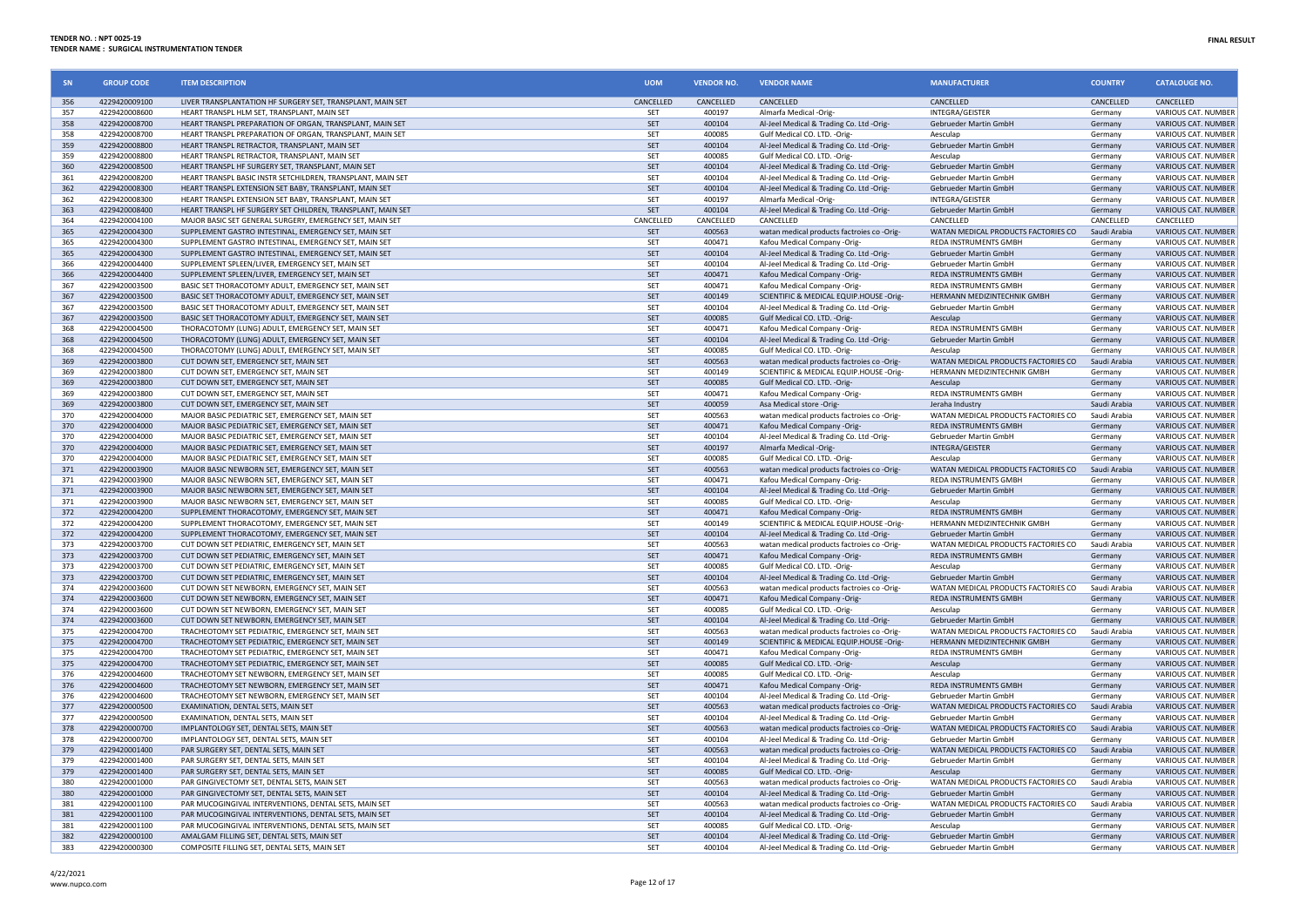**TENDER NO. : NPT 0025-19**
**TENDER NAME : SURGICAL INSTRUMENTATION TENDER**

**FINAL RESULT**

| SN | GROUP CODE | ITEM DESCRIPTION | UOM | VENDOR NO. | VENDOR NAME | MANUFACTURER | COUNTRY | CATALOUGE NO. |
|---|---|---|---|---|---|---|---|---|
| 356 | 4229420009100 | LIVER TRANSPLANTATION HF SURGERY SET, TRANSPLANT, MAIN SET | CANCELLED | CANCELLED | CANCELLED | CANCELLED | CANCELLED | CANCELLED |
| 357 | 4229420008600 | HEART TRANSPL HLM SET, TRANSPLANT, MAIN SET | SET | 400197 | Almarfa Medical -Orig- | INTEGRA/GEISTER | Germany | VARIOUS CAT. NUMBER |
| 358 | 4229420008700 | HEART TRANSPL PREPARATION OF ORGAN, TRANSPLANT, MAIN SET | SET | 400104 | Al-Jeel Medical & Trading Co. Ltd -Orig- | Gebrueder Martin GmbH | Germany | VARIOUS CAT. NUMBER |
| 358 | 4229420008700 | HEART TRANSPL PREPARATION OF ORGAN, TRANSPLANT, MAIN SET | SET | 400085 | Gulf Medical CO. LTD. -Orig- | Aesculap | Germany | VARIOUS CAT. NUMBER |
| 359 | 4229420008800 | HEART TRANSPL RETRACTOR, TRANSPLANT, MAIN SET | SET | 400104 | Al-Jeel Medical & Trading Co. Ltd -Orig- | Gebrueder Martin GmbH | Germany | VARIOUS CAT. NUMBER |
| 359 | 4229420008800 | HEART TRANSPL RETRACTOR, TRANSPLANT, MAIN SET | SET | 400085 | Gulf Medical CO. LTD. -Orig- | Aesculap | Germany | VARIOUS CAT. NUMBER |
| 360 | 4229420008500 | HEART TRANSPL HF SURGERY SET, TRANSPLANT, MAIN SET | SET | 400104 | Al-Jeel Medical & Trading Co. Ltd -Orig- | Gebrueder Martin GmbH | Germany | VARIOUS CAT. NUMBER |
| 361 | 4229420008200 | HEART TRANSPL BASIC INSTR SETCHILDREN, TRANSPLANT, MAIN SET | SET | 400104 | Al-Jeel Medical & Trading Co. Ltd -Orig- | Gebrueder Martin GmbH | Germany | VARIOUS CAT. NUMBER |
| 362 | 4229420008300 | HEART TRANSPL EXTENSION SET BABY, TRANSPLANT, MAIN SET | SET | 400104 | Al-Jeel Medical & Trading Co. Ltd -Orig- | Gebrueder Martin GmbH | Germany | VARIOUS CAT. NUMBER |
| 362 | 4229420008300 | HEART TRANSPL EXTENSION SET BABY, TRANSPLANT, MAIN SET | SET | 400197 | Almarfa Medical -Orig- | INTEGRA/GEISTER | Germany | VARIOUS CAT. NUMBER |
| 363 | 4229420008400 | HEART TRANSPL HF SURGERY SET CHILDREN, TRANSPLANT, MAIN SET | SET | 400104 | Al-Jeel Medical & Trading Co. Ltd -Orig- | Gebrueder Martin GmbH | Germany | VARIOUS CAT. NUMBER |
| 364 | 4229420004100 | MAJOR BASIC SET GENERAL SURGERY, EMERGENCY SET, MAIN SET | CANCELLED | CANCELLED | CANCELLED | CANCELLED | CANCELLED | CANCELLED |
| 365 | 4229420004300 | SUPPLEMENT GASTRO INTESTINAL, EMERGENCY SET, MAIN SET | SET | 400563 | watan medical products factroies co -Orig- | WATAN MEDICAL PRODUCTS FACTORIES CO | Saudi Arabia | VARIOUS CAT. NUMBER |
| 365 | 4229420004300 | SUPPLEMENT GASTRO INTESTINAL, EMERGENCY SET, MAIN SET | SET | 400471 | Kafou Medical Company -Orig- | REDA INSTRUMENTS GMBH | Germany | VARIOUS CAT. NUMBER |
| 365 | 4229420004300 | SUPPLEMENT GASTRO INTESTINAL, EMERGENCY SET, MAIN SET | SET | 400104 | Al-Jeel Medical & Trading Co. Ltd -Orig- | Gebrueder Martin GmbH | Germany | VARIOUS CAT. NUMBER |
| 366 | 4229420004400 | SUPPLEMENT SPLEEN/LIVER, EMERGENCY SET, MAIN SET | SET | 400104 | Al-Jeel Medical & Trading Co. Ltd -Orig- | Gebrueder Martin GmbH | Germany | VARIOUS CAT. NUMBER |
| 366 | 4229420004400 | SUPPLEMENT SPLEEN/LIVER, EMERGENCY SET, MAIN SET | SET | 400471 | Kafou Medical Company -Orig- | REDA INSTRUMENTS GMBH | Germany | VARIOUS CAT. NUMBER |
| 367 | 4229420003500 | BASIC SET THORACOTOMY ADULT, EMERGENCY SET, MAIN SET | SET | 400471 | Kafou Medical Company -Orig- | REDA INSTRUMENTS GMBH | Germany | VARIOUS CAT. NUMBER |
| 367 | 4229420003500 | BASIC SET THORACOTOMY ADULT, EMERGENCY SET, MAIN SET | SET | 400149 | SCIENTIFIC & MEDICAL EQUIP.HOUSE -Orig- | HERMANN MEDIZINTECHNIK GMBH | Germany | VARIOUS CAT. NUMBER |
| 367 | 4229420003500 | BASIC SET THORACOTOMY ADULT, EMERGENCY SET, MAIN SET | SET | 400104 | Al-Jeel Medical & Trading Co. Ltd -Orig- | Gebrueder Martin GmbH | Germany | VARIOUS CAT. NUMBER |
| 367 | 4229420003500 | BASIC SET THORACOTOMY ADULT, EMERGENCY SET, MAIN SET | SET | 400085 | Gulf Medical CO. LTD. -Orig- | Aesculap | Germany | VARIOUS CAT. NUMBER |
| 368 | 4229420004500 | THORACOTOMY (LUNG) ADULT, EMERGENCY SET, MAIN SET | SET | 400471 | Kafou Medical Company -Orig- | REDA INSTRUMENTS GMBH | Germany | VARIOUS CAT. NUMBER |
| 368 | 4229420004500 | THORACOTOMY (LUNG) ADULT, EMERGENCY SET, MAIN SET | SET | 400104 | Al-Jeel Medical & Trading Co. Ltd -Orig- | Gebrueder Martin GmbH | Germany | VARIOUS CAT. NUMBER |
| 368 | 4229420004500 | THORACOTOMY (LUNG) ADULT, EMERGENCY SET, MAIN SET | SET | 400085 | Gulf Medical CO. LTD. -Orig- | Aesculap | Germany | VARIOUS CAT. NUMBER |
| 369 | 4229420003800 | CUT DOWN SET, EMERGENCY SET, MAIN SET | SET | 400563 | watan medical products factroies co -Orig- | WATAN MEDICAL PRODUCTS FACTORIES CO | Saudi Arabia | VARIOUS CAT. NUMBER |
| 369 | 4229420003800 | CUT DOWN SET, EMERGENCY SET, MAIN SET | SET | 400149 | SCIENTIFIC & MEDICAL EQUIP.HOUSE -Orig- | HERMANN MEDIZINTECHNIK GMBH | Germany | VARIOUS CAT. NUMBER |
| 369 | 4229420003800 | CUT DOWN SET, EMERGENCY SET, MAIN SET | SET | 400085 | Gulf Medical CO. LTD. -Orig- | Aesculap | Germany | VARIOUS CAT. NUMBER |
| 369 | 4229420003800 | CUT DOWN SET, EMERGENCY SET, MAIN SET | SET | 400471 | Kafou Medical Company -Orig- | REDA INSTRUMENTS GMBH | Germany | VARIOUS CAT. NUMBER |
| 369 | 4229420003800 | CUT DOWN SET, EMERGENCY SET, MAIN SET | SET | 400059 | Asa Medical store -Orig- | Jeraha Industry | Saudi Arabia | VARIOUS CAT. NUMBER |
| 370 | 4229420004000 | MAJOR BASIC PEDIATRIC SET, EMERGENCY SET, MAIN SET | SET | 400563 | watan medical products factroies co -Orig- | WATAN MEDICAL PRODUCTS FACTORIES CO | Saudi Arabia | VARIOUS CAT. NUMBER |
| 370 | 4229420004000 | MAJOR BASIC PEDIATRIC SET, EMERGENCY SET, MAIN SET | SET | 400471 | Kafou Medical Company -Orig- | REDA INSTRUMENTS GMBH | Germany | VARIOUS CAT. NUMBER |
| 370 | 4229420004000 | MAJOR BASIC PEDIATRIC SET, EMERGENCY SET, MAIN SET | SET | 400104 | Al-Jeel Medical & Trading Co. Ltd -Orig- | Gebrueder Martin GmbH | Germany | VARIOUS CAT. NUMBER |
| 370 | 4229420004000 | MAJOR BASIC PEDIATRIC SET, EMERGENCY SET, MAIN SET | SET | 400197 | Almarfa Medical -Orig- | INTEGRA/GEISTER | Germany | VARIOUS CAT. NUMBER |
| 370 | 4229420004000 | MAJOR BASIC PEDIATRIC SET, EMERGENCY SET, MAIN SET | SET | 400085 | Gulf Medical CO. LTD. -Orig- | Aesculap | Germany | VARIOUS CAT. NUMBER |
| 371 | 4229420003900 | MAJOR BASIC NEWBORN SET, EMERGENCY SET, MAIN SET | SET | 400563 | watan medical products factroies co -Orig- | WATAN MEDICAL PRODUCTS FACTORIES CO | Saudi Arabia | VARIOUS CAT. NUMBER |
| 371 | 4229420003900 | MAJOR BASIC NEWBORN SET, EMERGENCY SET, MAIN SET | SET | 400471 | Kafou Medical Company -Orig- | REDA INSTRUMENTS GMBH | Germany | VARIOUS CAT. NUMBER |
| 371 | 4229420003900 | MAJOR BASIC NEWBORN SET, EMERGENCY SET, MAIN SET | SET | 400104 | Al-Jeel Medical & Trading Co. Ltd -Orig- | Gebrueder Martin GmbH | Germany | VARIOUS CAT. NUMBER |
| 371 | 4229420003900 | MAJOR BASIC NEWBORN SET, EMERGENCY SET, MAIN SET | SET | 400085 | Gulf Medical CO. LTD. -Orig- | Aesculap | Germany | VARIOUS CAT. NUMBER |
| 372 | 4229420004200 | SUPPLEMENT THORACOTOMY, EMERGENCY SET, MAIN SET | SET | 400471 | Kafou Medical Company -Orig- | REDA INSTRUMENTS GMBH | Germany | VARIOUS CAT. NUMBER |
| 372 | 4229420004200 | SUPPLEMENT THORACOTOMY, EMERGENCY SET, MAIN SET | SET | 400149 | SCIENTIFIC & MEDICAL EQUIP.HOUSE -Orig- | HERMANN MEDIZINTECHNIK GMBH | Germany | VARIOUS CAT. NUMBER |
| 372 | 4229420004200 | SUPPLEMENT THORACOTOMY, EMERGENCY SET, MAIN SET | SET | 400104 | Al-Jeel Medical & Trading Co. Ltd -Orig- | Gebrueder Martin GmbH | Germany | VARIOUS CAT. NUMBER |
| 373 | 4229420003700 | CUT DOWN SET PEDIATRIC, EMERGENCY SET, MAIN SET | SET | 400563 | watan medical products factroies co -Orig- | WATAN MEDICAL PRODUCTS FACTORIES CO | Saudi Arabia | VARIOUS CAT. NUMBER |
| 373 | 4229420003700 | CUT DOWN SET PEDIATRIC, EMERGENCY SET, MAIN SET | SET | 400471 | Kafou Medical Company -Orig- | REDA INSTRUMENTS GMBH | Germany | VARIOUS CAT. NUMBER |
| 373 | 4229420003700 | CUT DOWN SET PEDIATRIC, EMERGENCY SET, MAIN SET | SET | 400085 | Gulf Medical CO. LTD. -Orig- | Aesculap | Germany | VARIOUS CAT. NUMBER |
| 373 | 4229420003700 | CUT DOWN SET PEDIATRIC, EMERGENCY SET, MAIN SET | SET | 400104 | Al-Jeel Medical & Trading Co. Ltd -Orig- | Gebrueder Martin GmbH | Germany | VARIOUS CAT. NUMBER |
| 374 | 4229420003600 | CUT DOWN SET NEWBORN, EMERGENCY SET, MAIN SET | SET | 400563 | watan medical products factroies co -Orig- | WATAN MEDICAL PRODUCTS FACTORIES CO | Saudi Arabia | VARIOUS CAT. NUMBER |
| 374 | 4229420003600 | CUT DOWN SET NEWBORN, EMERGENCY SET, MAIN SET | SET | 400471 | Kafou Medical Company -Orig- | REDA INSTRUMENTS GMBH | Germany | VARIOUS CAT. NUMBER |
| 374 | 4229420003600 | CUT DOWN SET NEWBORN, EMERGENCY SET, MAIN SET | SET | 400085 | Gulf Medical CO. LTD. -Orig- | Aesculap | Germany | VARIOUS CAT. NUMBER |
| 374 | 4229420003600 | CUT DOWN SET NEWBORN, EMERGENCY SET, MAIN SET | SET | 400104 | Al-Jeel Medical & Trading Co. Ltd -Orig- | Gebrueder Martin GmbH | Germany | VARIOUS CAT. NUMBER |
| 375 | 4229420004700 | TRACHEOTOMY SET PEDIATRIC, EMERGENCY SET, MAIN SET | SET | 400563 | watan medical products factroies co -Orig- | WATAN MEDICAL PRODUCTS FACTORIES CO | Saudi Arabia | VARIOUS CAT. NUMBER |
| 375 | 4229420004700 | TRACHEOTOMY SET PEDIATRIC, EMERGENCY SET, MAIN SET | SET | 400149 | SCIENTIFIC & MEDICAL EQUIP.HOUSE -Orig- | HERMANN MEDIZINTECHNIK GMBH | Germany | VARIOUS CAT. NUMBER |
| 375 | 4229420004700 | TRACHEOTOMY SET PEDIATRIC, EMERGENCY SET, MAIN SET | SET | 400471 | Kafou Medical Company -Orig- | REDA INSTRUMENTS GMBH | Germany | VARIOUS CAT. NUMBER |
| 375 | 4229420004700 | TRACHEOTOMY SET PEDIATRIC, EMERGENCY SET, MAIN SET | SET | 400085 | Gulf Medical CO. LTD. -Orig- | Aesculap | Germany | VARIOUS CAT. NUMBER |
| 376 | 4229420004600 | TRACHEOTOMY SET NEWBORN, EMERGENCY SET, MAIN SET | SET | 400085 | Gulf Medical CO. LTD. -Orig- | Aesculap | Germany | VARIOUS CAT. NUMBER |
| 376 | 4229420004600 | TRACHEOTOMY SET NEWBORN, EMERGENCY SET, MAIN SET | SET | 400471 | Kafou Medical Company -Orig- | REDA INSTRUMENTS GMBH | Germany | VARIOUS CAT. NUMBER |
| 376 | 4229420004600 | TRACHEOTOMY SET NEWBORN, EMERGENCY SET, MAIN SET | SET | 400104 | Al-Jeel Medical & Trading Co. Ltd -Orig- | Gebrueder Martin GmbH | Germany | VARIOUS CAT. NUMBER |
| 377 | 4229420000500 | EXAMINATION, DENTAL SETS, MAIN SET | SET | 400563 | watan medical products factroies co -Orig- | WATAN MEDICAL PRODUCTS FACTORIES CO | Saudi Arabia | VARIOUS CAT. NUMBER |
| 377 | 4229420000500 | EXAMINATION, DENTAL SETS, MAIN SET | SET | 400104 | Al-Jeel Medical & Trading Co. Ltd -Orig- | Gebrueder Martin GmbH | Germany | VARIOUS CAT. NUMBER |
| 378 | 4229420000700 | IMPLANTOLOGY SET, DENTAL SETS, MAIN SET | SET | 400563 | watan medical products factroies co -Orig- | WATAN MEDICAL PRODUCTS FACTORIES CO | Saudi Arabia | VARIOUS CAT. NUMBER |
| 378 | 4229420000700 | IMPLANTOLOGY SET, DENTAL SETS, MAIN SET | SET | 400104 | Al-Jeel Medical & Trading Co. Ltd -Orig- | Gebrueder Martin GmbH | Germany | VARIOUS CAT. NUMBER |
| 379 | 4229420001400 | PAR SURGERY SET, DENTAL SETS, MAIN SET | SET | 400563 | watan medical products factroies co -Orig- | WATAN MEDICAL PRODUCTS FACTORIES CO | Saudi Arabia | VARIOUS CAT. NUMBER |
| 379 | 4229420001400 | PAR SURGERY SET, DENTAL SETS, MAIN SET | SET | 400104 | Al-Jeel Medical & Trading Co. Ltd -Orig- | Gebrueder Martin GmbH | Germany | VARIOUS CAT. NUMBER |
| 379 | 4229420001400 | PAR SURGERY SET, DENTAL SETS, MAIN SET | SET | 400085 | Gulf Medical CO. LTD. -Orig- | Aesculap | Germany | VARIOUS CAT. NUMBER |
| 380 | 4229420001000 | PAR GINGIVECTOMY SET, DENTAL SETS, MAIN SET | SET | 400563 | watan medical products factroies co -Orig- | WATAN MEDICAL PRODUCTS FACTORIES CO | Saudi Arabia | VARIOUS CAT. NUMBER |
| 380 | 4229420001000 | PAR GINGIVECTOMY SET, DENTAL SETS, MAIN SET | SET | 400104 | Al-Jeel Medical & Trading Co. Ltd -Orig- | Gebrueder Martin GmbH | Germany | VARIOUS CAT. NUMBER |
| 381 | 4229420001100 | PAR MUCOGINGIVAL INTERVENTIONS, DENTAL SETS, MAIN SET | SET | 400563 | watan medical products factroies co -Orig- | WATAN MEDICAL PRODUCTS FACTORIES CO | Saudi Arabia | VARIOUS CAT. NUMBER |
| 381 | 4229420001100 | PAR MUCOGINGIVAL INTERVENTIONS, DENTAL SETS, MAIN SET | SET | 400104 | Al-Jeel Medical & Trading Co. Ltd -Orig- | Gebrueder Martin GmbH | Germany | VARIOUS CAT. NUMBER |
| 381 | 4229420001100 | PAR MUCOGINGIVAL INTERVENTIONS, DENTAL SETS, MAIN SET | SET | 400085 | Gulf Medical CO. LTD. -Orig- | Aesculap | Germany | VARIOUS CAT. NUMBER |
| 382 | 4229420000100 | AMALGAM FILLING SET, DENTAL SETS, MAIN SET | SET | 400104 | Al-Jeel Medical & Trading Co. Ltd -Orig- | Gebrueder Martin GmbH | Germany | VARIOUS CAT. NUMBER |
| 383 | 4229420000300 | COMPOSITE FILLING SET, DENTAL SETS, MAIN SET | SET | 400104 | Al-Jeel Medical & Trading Co. Ltd -Orig- | Gebrueder Martin GmbH | Germany | VARIOUS CAT. NUMBER |

4/22/2021
www.nupco.com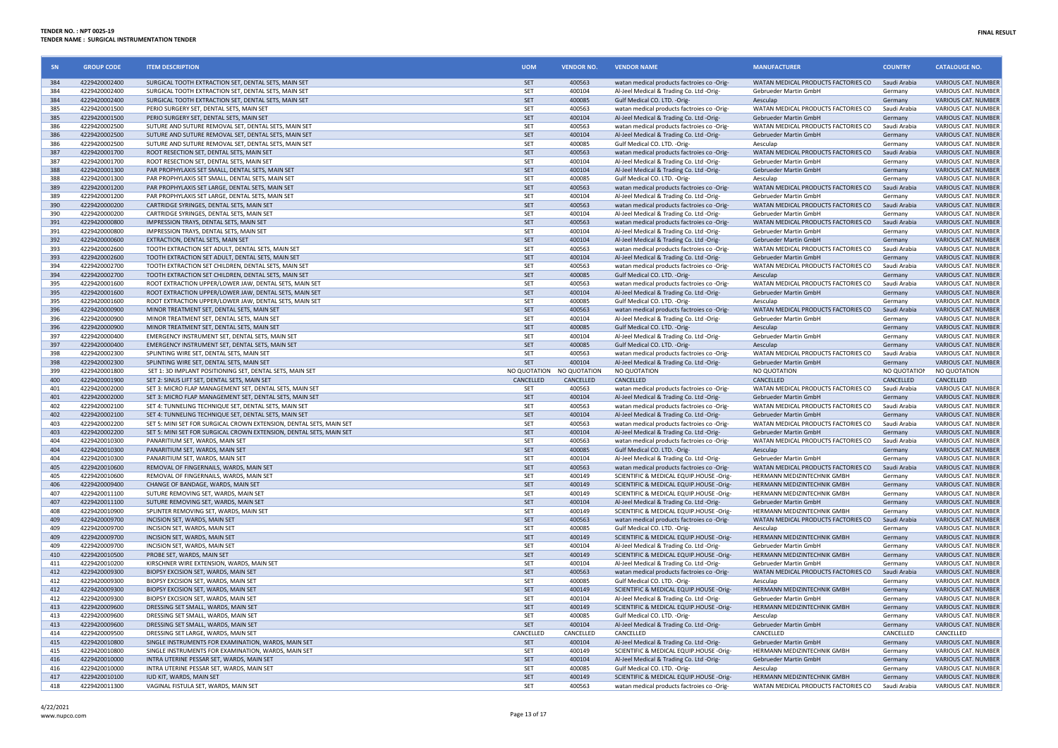**TENDER NO. : NPT 0025-19**
**TENDER NAME : SURGICAL INSTRUMENTATION TENDER**

**FINAL RESULT**

| SN | GROUP CODE | ITEM DESCRIPTION | UOM | VENDOR NO. | VENDOR NAME | MANUFACTURER | COUNTRY | CATALOUGE NO. |
|---|---|---|---|---|---|---|---|---|
| 384 | 4229420002400 | SURGICAL TOOTH EXTRACTION SET, DENTAL SETS, MAIN SET | SET | 400563 | watan medical products factroies co -Orig- | WATAN MEDICAL PRODUCTS FACTORIES CO | Saudi Arabia | VARIOUS CAT. NUMBER |
| 384 | 4229420002400 | SURGICAL TOOTH EXTRACTION SET, DENTAL SETS, MAIN SET | SET | 400104 | Al-Jeel Medical & Trading Co. Ltd -Orig- | Gebrueder Martin GmbH | Germany | VARIOUS CAT. NUMBER |
| 384 | 4229420002400 | SURGICAL TOOTH EXTRACTION SET, DENTAL SETS, MAIN SET | SET | 400085 | Gulf Medical CO. LTD. -Orig- | Aesculap | Germany | VARIOUS CAT. NUMBER |
| 385 | 4229420001500 | PERIO SURGERY SET, DENTAL SETS, MAIN SET | SET | 400563 | watan medical products factroies co -Orig- | WATAN MEDICAL PRODUCTS FACTORIES CO | Saudi Arabia | VARIOUS CAT. NUMBER |
| 385 | 4229420001500 | PERIO SURGERY SET, DENTAL SETS, MAIN SET | SET | 400104 | Al-Jeel Medical & Trading Co. Ltd -Orig- | Gebrueder Martin GmbH | Germany | VARIOUS CAT. NUMBER |
| 386 | 4229420002500 | SUTURE AND SUTURE REMOVAL SET, DENTAL SETS, MAIN SET | SET | 400563 | watan medical products factroies co -Orig- | WATAN MEDICAL PRODUCTS FACTORIES CO | Saudi Arabia | VARIOUS CAT. NUMBER |
| 386 | 4229420002500 | SUTURE AND SUTURE REMOVAL SET, DENTAL SETS, MAIN SET | SET | 400104 | Al-Jeel Medical & Trading Co. Ltd -Orig- | Gebrueder Martin GmbH | Germany | VARIOUS CAT. NUMBER |
| 386 | 4229420002500 | SUTURE AND SUTURE REMOVAL SET, DENTAL SETS, MAIN SET | SET | 400085 | Gulf Medical CO. LTD. -Orig- | Aesculap | Germany | VARIOUS CAT. NUMBER |
| 387 | 4229420001700 | ROOT RESECTION SET, DENTAL SETS, MAIN SET | SET | 400563 | watan medical products factroies co -Orig- | WATAN MEDICAL PRODUCTS FACTORIES CO | Saudi Arabia | VARIOUS CAT. NUMBER |
| 387 | 4229420001700 | ROOT RESECTION SET, DENTAL SETS, MAIN SET | SET | 400104 | Al-Jeel Medical & Trading Co. Ltd -Orig- | Gebrueder Martin GmbH | Germany | VARIOUS CAT. NUMBER |
| 388 | 4229420001300 | PAR PROPHYLAXIS SET SMALL, DENTAL SETS, MAIN SET | SET | 400104 | Al-Jeel Medical & Trading Co. Ltd -Orig- | Gebrueder Martin GmbH | Germany | VARIOUS CAT. NUMBER |
| 388 | 4229420001300 | PAR PROPHYLAXIS SET SMALL, DENTAL SETS, MAIN SET | SET | 400085 | Gulf Medical CO. LTD. -Orig- | Aesculap | Germany | VARIOUS CAT. NUMBER |
| 389 | 4229420001200 | PAR PROPHYLAXIS SET LARGE, DENTAL SETS, MAIN SET | SET | 400563 | watan medical products factroies co -Orig- | WATAN MEDICAL PRODUCTS FACTORIES CO | Saudi Arabia | VARIOUS CAT. NUMBER |
| 389 | 4229420001200 | PAR PROPHYLAXIS SET LARGE, DENTAL SETS, MAIN SET | SET | 400104 | Al-Jeel Medical & Trading Co. Ltd -Orig- | Gebrueder Martin GmbH | Germany | VARIOUS CAT. NUMBER |
| 390 | 4229420000200 | CARTRIDGE SYRINGES, DENTAL SETS, MAIN SET | SET | 400563 | watan medical products factroies co -Orig- | WATAN MEDICAL PRODUCTS FACTORIES CO | Saudi Arabia | VARIOUS CAT. NUMBER |
| 390 | 4229420000200 | CARTRIDGE SYRINGES, DENTAL SETS, MAIN SET | SET | 400104 | Al-Jeel Medical & Trading Co. Ltd -Orig- | Gebrueder Martin GmbH | Germany | VARIOUS CAT. NUMBER |
| 391 | 4229420000800 | IMPRESSION TRAYS, DENTAL SETS, MAIN SET | SET | 400563 | watan medical products factroies co -Orig- | WATAN MEDICAL PRODUCTS FACTORIES CO | Saudi Arabia | VARIOUS CAT. NUMBER |
| 391 | 4229420000800 | IMPRESSION TRAYS, DENTAL SETS, MAIN SET | SET | 400104 | Al-Jeel Medical & Trading Co. Ltd -Orig- | Gebrueder Martin GmbH | Germany | VARIOUS CAT. NUMBER |
| 392 | 4229420000600 | EXTRACTION, DENTAL SETS, MAIN SET | SET | 400104 | Al-Jeel Medical & Trading Co. Ltd -Orig- | Gebrueder Martin GmbH | Germany | VARIOUS CAT. NUMBER |
| 393 | 4229420002600 | TOOTH EXTRACTION SET ADULT, DENTAL SETS, MAIN SET | SET | 400563 | watan medical products factroies co -Orig- | WATAN MEDICAL PRODUCTS FACTORIES CO | Saudi Arabia | VARIOUS CAT. NUMBER |
| 393 | 4229420002600 | TOOTH EXTRACTION SET ADULT, DENTAL SETS, MAIN SET | SET | 400104 | Al-Jeel Medical & Trading Co. Ltd -Orig- | Gebrueder Martin GmbH | Germany | VARIOUS CAT. NUMBER |
| 394 | 4229420002700 | TOOTH EXTRACTION SET CHILDREN, DENTAL SETS, MAIN SET | SET | 400563 | watan medical products factroies co -Orig- | WATAN MEDICAL PRODUCTS FACTORIES CO | Saudi Arabia | VARIOUS CAT. NUMBER |
| 394 | 4229420002700 | TOOTH EXTRACTION SET CHILDREN, DENTAL SETS, MAIN SET | SET | 400085 | Gulf Medical CO. LTD. -Orig- | Aesculap | Germany | VARIOUS CAT. NUMBER |
| 395 | 4229420001600 | ROOT EXTRACTION UPPER/LOWER JAW, DENTAL SETS, MAIN SET | SET | 400563 | watan medical products factroies co -Orig- | WATAN MEDICAL PRODUCTS FACTORIES CO | Saudi Arabia | VARIOUS CAT. NUMBER |
| 395 | 4229420001600 | ROOT EXTRACTION UPPER/LOWER JAW, DENTAL SETS, MAIN SET | SET | 400104 | Al-Jeel Medical & Trading Co. Ltd -Orig- | Gebrueder Martin GmbH | Germany | VARIOUS CAT. NUMBER |
| 395 | 4229420001600 | ROOT EXTRACTION UPPER/LOWER JAW, DENTAL SETS, MAIN SET | SET | 400085 | Gulf Medical CO. LTD. -Orig- | Aesculap | Germany | VARIOUS CAT. NUMBER |
| 396 | 4229420000900 | MINOR TREATMENT SET, DENTAL SETS, MAIN SET | SET | 400563 | watan medical products factroies co -Orig- | WATAN MEDICAL PRODUCTS FACTORIES CO | Saudi Arabia | VARIOUS CAT. NUMBER |
| 396 | 4229420000900 | MINOR TREATMENT SET, DENTAL SETS, MAIN SET | SET | 400104 | Al-Jeel Medical & Trading Co. Ltd -Orig- | Gebrueder Martin GmbH | Germany | VARIOUS CAT. NUMBER |
| 396 | 4229420000900 | MINOR TREATMENT SET, DENTAL SETS, MAIN SET | SET | 400085 | Gulf Medical CO. LTD. -Orig- | Aesculap | Germany | VARIOUS CAT. NUMBER |
| 397 | 4229420000400 | EMERGENCY INSTRUMENT SET, DENTAL SETS, MAIN SET | SET | 400104 | Al-Jeel Medical & Trading Co. Ltd -Orig- | Gebrueder Martin GmbH | Germany | VARIOUS CAT. NUMBER |
| 397 | 4229420000400 | EMERGENCY INSTRUMENT SET, DENTAL SETS, MAIN SET | SET | 400085 | Gulf Medical CO. LTD. -Orig- | Aesculap | Germany | VARIOUS CAT. NUMBER |
| 398 | 4229420002300 | SPLINTING WIRE SET, DENTAL SETS, MAIN SET | SET | 400563 | watan medical products factroies co -Orig- | WATAN MEDICAL PRODUCTS FACTORIES CO | Saudi Arabia | VARIOUS CAT. NUMBER |
| 398 | 4229420002300 | SPLINTING WIRE SET, DENTAL SETS, MAIN SET | SET | 400104 | Al-Jeel Medical & Trading Co. Ltd -Orig- | Gebrueder Martin GmbH | Germany | VARIOUS CAT. NUMBER |
| 399 | 4229420001800 | SET 1: 3D IMPLANT POSITIONING SET, DENTAL SETS, MAIN SET | NO QUOTATION | NO QUOTATION | NO QUOTATION | NO QUOTATION | NO QUOTATION | NO QUOTATION |
| 400 | 4229420001900 | SET 2: SINUS LIFT SET, DENTAL SETS, MAIN SET | CANCELLED | CANCELLED | CANCELLED | CANCELLED | CANCELLED | CANCELLED |
| 401 | 4229420002000 | SET 3: MICRO FLAP MANAGEMENT SET, DENTAL SETS, MAIN SET | SET | 400563 | watan medical products factroies co -Orig- | WATAN MEDICAL PRODUCTS FACTORIES CO | Saudi Arabia | VARIOUS CAT. NUMBER |
| 401 | 4229420002000 | SET 3: MICRO FLAP MANAGEMENT SET, DENTAL SETS, MAIN SET | SET | 400104 | Al-Jeel Medical & Trading Co. Ltd -Orig- | Gebrueder Martin GmbH | Germany | VARIOUS CAT. NUMBER |
| 402 | 4229420002100 | SET 4: TUNNELING TECHNIQUE SET, DENTAL SETS, MAIN SET | SET | 400563 | watan medical products factroies co -Orig- | WATAN MEDICAL PRODUCTS FACTORIES CO | Saudi Arabia | VARIOUS CAT. NUMBER |
| 402 | 4229420002100 | SET 4: TUNNELING TECHNIQUE SET, DENTAL SETS, MAIN SET | SET | 400104 | Al-Jeel Medical & Trading Co. Ltd -Orig- | Gebrueder Martin GmbH | Germany | VARIOUS CAT. NUMBER |
| 403 | 4229420002200 | SET 5: MINI SET FOR SURGICAL CROWN EXTENSION, DENTAL SETS, MAIN SET | SET | 400563 | watan medical products factroies co -Orig- | WATAN MEDICAL PRODUCTS FACTORIES CO | Saudi Arabia | VARIOUS CAT. NUMBER |
| 403 | 4229420002200 | SET 5: MINI SET FOR SURGICAL CROWN EXTENSION, DENTAL SETS, MAIN SET | SET | 400104 | Al-Jeel Medical & Trading Co. Ltd -Orig- | Gebrueder Martin GmbH | Germany | VARIOUS CAT. NUMBER |
| 404 | 4229420010300 | PANARITIUM SET, WARDS, MAIN SET | SET | 400563 | watan medical products factroies co -Orig- | WATAN MEDICAL PRODUCTS FACTORIES CO | Saudi Arabia | VARIOUS CAT. NUMBER |
| 404 | 4229420010300 | PANARITIUM SET, WARDS, MAIN SET | SET | 400085 | Gulf Medical CO. LTD. -Orig- | Aesculap | Germany | VARIOUS CAT. NUMBER |
| 404 | 4229420010300 | PANARITIUM SET, WARDS, MAIN SET | SET | 400104 | Al-Jeel Medical & Trading Co. Ltd -Orig- | Gebrueder Martin GmbH | Germany | VARIOUS CAT. NUMBER |
| 405 | 4229420010600 | REMOVAL OF FINGERNAILS, WARDS, MAIN SET | SET | 400563 | watan medical products factroies co -Orig- | WATAN MEDICAL PRODUCTS FACTORIES CO | Saudi Arabia | VARIOUS CAT. NUMBER |
| 405 | 4229420010600 | REMOVAL OF FINGERNAILS, WARDS, MAIN SET | SET | 400149 | SCIENTIFIC & MEDICAL EQUIP.HOUSE -Orig- | HERMANN MEDIZINTECHNIK GMBH | Germany | VARIOUS CAT. NUMBER |
| 406 | 4229420009400 | CHANGE OF BANDAGE, WARDS, MAIN SET | SET | 400149 | SCIENTIFIC & MEDICAL EQUIP.HOUSE -Orig- | HERMANN MEDIZINTECHNIK GMBH | Germany | VARIOUS CAT. NUMBER |
| 407 | 4229420011100 | SUTURE REMOVING SET, WARDS, MAIN SET | SET | 400149 | SCIENTIFIC & MEDICAL EQUIP.HOUSE -Orig- | HERMANN MEDIZINTECHNIK GMBH | Germany | VARIOUS CAT. NUMBER |
| 407 | 4229420011100 | SUTURE REMOVING SET, WARDS, MAIN SET | SET | 400104 | Al-Jeel Medical & Trading Co. Ltd -Orig- | Gebrueder Martin GmbH | Germany | VARIOUS CAT. NUMBER |
| 408 | 4229420010900 | SPLINTER REMOVING SET, WARDS, MAIN SET | SET | 400149 | SCIENTIFIC & MEDICAL EQUIP.HOUSE -Orig- | HERMANN MEDIZINTECHNIK GMBH | Germany | VARIOUS CAT. NUMBER |
| 409 | 4229420009700 | INCISION SET, WARDS, MAIN SET | SET | 400563 | watan medical products factroies co -Orig- | WATAN MEDICAL PRODUCTS FACTORIES CO | Saudi Arabia | VARIOUS CAT. NUMBER |
| 409 | 4229420009700 | INCISION SET, WARDS, MAIN SET | SET | 400085 | Gulf Medical CO. LTD. -Orig- | Aesculap | Germany | VARIOUS CAT. NUMBER |
| 409 | 4229420009700 | INCISION SET, WARDS, MAIN SET | SET | 400149 | SCIENTIFIC & MEDICAL EQUIP.HOUSE -Orig- | HERMANN MEDIZINTECHNIK GMBH | Germany | VARIOUS CAT. NUMBER |
| 409 | 4229420009700 | INCISION SET, WARDS, MAIN SET | SET | 400104 | Al-Jeel Medical & Trading Co. Ltd -Orig- | Gebrueder Martin GmbH | Germany | VARIOUS CAT. NUMBER |
| 410 | 4229420010500 | PROBE SET, WARDS, MAIN SET | SET | 400149 | SCIENTIFIC & MEDICAL EQUIP.HOUSE -Orig- | HERMANN MEDIZINTECHNIK GMBH | Germany | VARIOUS CAT. NUMBER |
| 411 | 4229420010200 | KIRSCHNER WIRE EXTENSION, WARDS, MAIN SET | SET | 400104 | Al-Jeel Medical & Trading Co. Ltd -Orig- | Gebrueder Martin GmbH | Germany | VARIOUS CAT. NUMBER |
| 412 | 4229420009300 | BIOPSY EXCISION SET, WARDS, MAIN SET | SET | 400563 | watan medical products factroies co -Orig- | WATAN MEDICAL PRODUCTS FACTORIES CO | Saudi Arabia | VARIOUS CAT. NUMBER |
| 412 | 4229420009300 | BIOPSY EXCISION SET, WARDS, MAIN SET | SET | 400085 | Gulf Medical CO. LTD. -Orig- | Aesculap | Germany | VARIOUS CAT. NUMBER |
| 412 | 4229420009300 | BIOPSY EXCISION SET, WARDS, MAIN SET | SET | 400149 | SCIENTIFIC & MEDICAL EQUIP.HOUSE -Orig- | HERMANN MEDIZINTECHNIK GMBH | Germany | VARIOUS CAT. NUMBER |
| 412 | 4229420009300 | BIOPSY EXCISION SET, WARDS, MAIN SET | SET | 400104 | Al-Jeel Medical & Trading Co. Ltd -Orig- | Gebrueder Martin GmbH | Germany | VARIOUS CAT. NUMBER |
| 413 | 4229420009600 | DRESSING SET SMALL, WARDS, MAIN SET | SET | 400149 | SCIENTIFIC & MEDICAL EQUIP.HOUSE -Orig- | HERMANN MEDIZINTECHNIK GMBH | Germany | VARIOUS CAT. NUMBER |
| 413 | 4229420009600 | DRESSING SET SMALL, WARDS, MAIN SET | SET | 400085 | Gulf Medical CO. LTD. -Orig- | Aesculap | Germany | VARIOUS CAT. NUMBER |
| 413 | 4229420009600 | DRESSING SET SMALL, WARDS, MAIN SET | SET | 400104 | Al-Jeel Medical & Trading Co. Ltd -Orig- | Gebrueder Martin GmbH | Germany | VARIOUS CAT. NUMBER |
| 414 | 4229420009500 | DRESSING SET LARGE, WARDS, MAIN SET | CANCELLED | CANCELLED | CANCELLED | CANCELLED | CANCELLED | CANCELLED |
| 415 | 4229420010800 | SINGLE INSTRUMENTS FOR EXAMINATION, WARDS, MAIN SET | SET | 400104 | Al-Jeel Medical & Trading Co. Ltd -Orig- | Gebrueder Martin GmbH | Germany | VARIOUS CAT. NUMBER |
| 415 | 4229420010800 | SINGLE INSTRUMENTS FOR EXAMINATION, WARDS, MAIN SET | SET | 400149 | SCIENTIFIC & MEDICAL EQUIP.HOUSE -Orig- | HERMANN MEDIZINTECHNIK GMBH | Germany | VARIOUS CAT. NUMBER |
| 416 | 4229420010000 | INTRA UTERINE PESSAR SET, WARDS, MAIN SET | SET | 400104 | Al-Jeel Medical & Trading Co. Ltd -Orig- | Gebrueder Martin GmbH | Germany | VARIOUS CAT. NUMBER |
| 416 | 4229420010000 | INTRA UTERINE PESSAR SET, WARDS, MAIN SET | SET | 400085 | Gulf Medical CO. LTD. -Orig- | Aesculap | Germany | VARIOUS CAT. NUMBER |
| 417 | 4229420010100 | IUD KIT, WARDS, MAIN SET | SET | 400149 | SCIENTIFIC & MEDICAL EQUIP.HOUSE -Orig- | HERMANN MEDIZINTECHNIK GMBH | Germany | VARIOUS CAT. NUMBER |
| 418 | 4229420011300 | VAGINAL FISTULA SET, WARDS, MAIN SET | SET | 400563 | watan medical products factroies co -Orig- | WATAN MEDICAL PRODUCTS FACTORIES CO | Saudi Arabia | VARIOUS CAT. NUMBER |

4/22/2021
www.nupco.com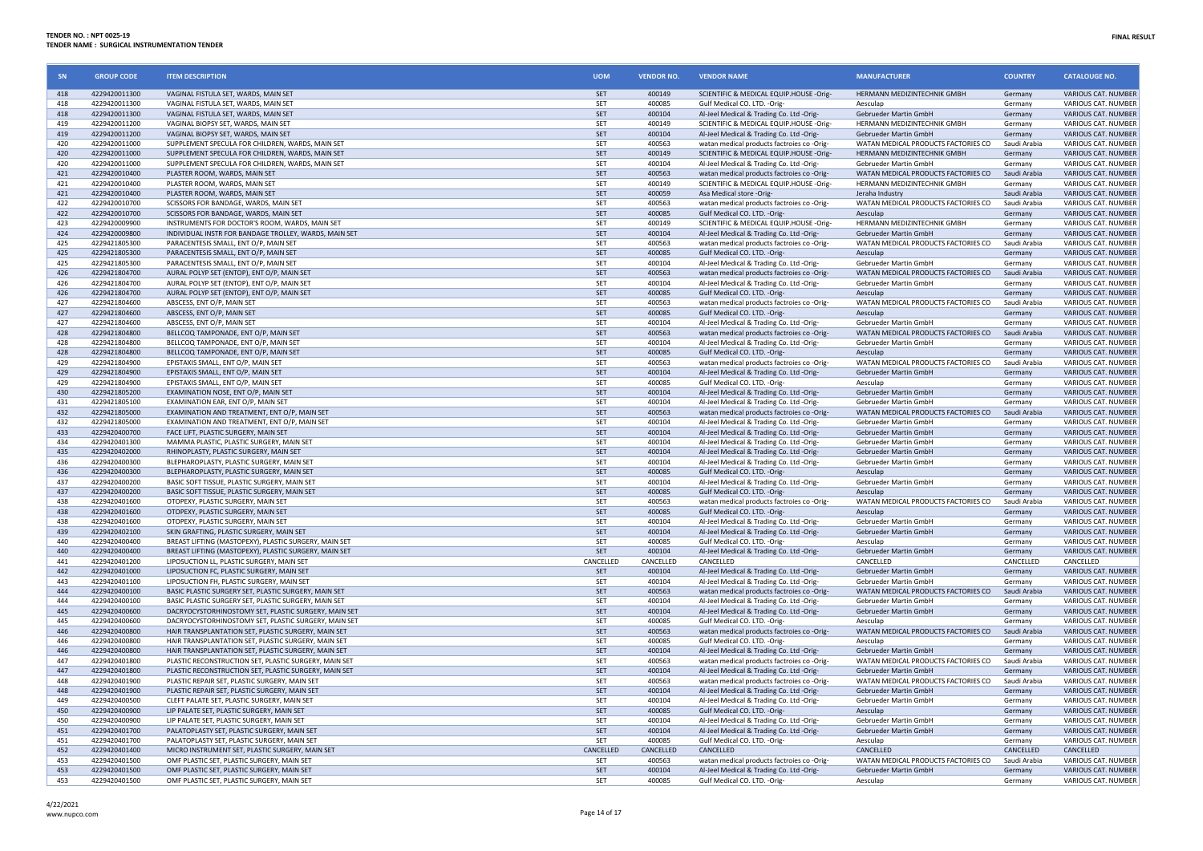**TENDER NO. : NPT 0025-19**
**TENDER NAME : SURGICAL INSTRUMENTATION TENDER**

**FINAL RESULT**

| SN | GROUP CODE | ITEM DESCRIPTION | UOM | VENDOR NO. | VENDOR NAME | MANUFACTURER | COUNTRY | CATALOUGE NO. |
|---|---|---|---|---|---|---|---|---|
| 418 | 4229420011300 | VAGINAL FISTULA SET, WARDS, MAIN SET | SET | 400149 | SCIENTIFIC & MEDICAL EQUIP.HOUSE -Orig- | HERMANN MEDIZINTECHNIK GMBH | Germany | VARIOUS CAT. NUMBER |
| 418 | 4229420011300 | VAGINAL FISTULA SET, WARDS, MAIN SET | SET | 400085 | Gulf Medical CO. LTD. -Orig- | Aesculap | Germany | VARIOUS CAT. NUMBER |
| 418 | 4229420011300 | VAGINAL FISTULA SET, WARDS, MAIN SET | SET | 400104 | Al-Jeel Medical & Trading Co. Ltd -Orig- | Gebrueder Martin GmbH | Germany | VARIOUS CAT. NUMBER |
| 419 | 4229420011200 | VAGINAL BIOPSY SET, WARDS, MAIN SET | SET | 400149 | SCIENTIFIC & MEDICAL EQUIP.HOUSE -Orig- | HERMANN MEDIZINTECHNIK GMBH | Germany | VARIOUS CAT. NUMBER |
| 419 | 4229420011200 | VAGINAL BIOPSY SET, WARDS, MAIN SET | SET | 400104 | Al-Jeel Medical & Trading Co. Ltd -Orig- | Gebrueder Martin GmbH | Germany | VARIOUS CAT. NUMBER |
| 420 | 4229420011000 | SUPPLEMENT SPECULA FOR CHILDREN, WARDS, MAIN SET | SET | 400563 | watan medical products factroies co -Orig- | WATAN MEDICAL PRODUCTS FACTORIES CO | Saudi Arabia | VARIOUS CAT. NUMBER |
| 420 | 4229420011000 | SUPPLEMENT SPECULA FOR CHILDREN, WARDS, MAIN SET | SET | 400149 | SCIENTIFIC & MEDICAL EQUIP.HOUSE -Orig- | HERMANN MEDIZINTECHNIK GMBH | Germany | VARIOUS CAT. NUMBER |
| 420 | 4229420011000 | SUPPLEMENT SPECULA FOR CHILDREN, WARDS, MAIN SET | SET | 400104 | Al-Jeel Medical & Trading Co. Ltd -Orig- | Gebrueder Martin GmbH | Germany | VARIOUS CAT. NUMBER |
| 421 | 4229420010400 | PLASTER ROOM, WARDS, MAIN SET | SET | 400563 | watan medical products factroies co -Orig- | WATAN MEDICAL PRODUCTS FACTORIES CO | Saudi Arabia | VARIOUS CAT. NUMBER |
| 421 | 4229420010400 | PLASTER ROOM, WARDS, MAIN SET | SET | 400149 | SCIENTIFIC & MEDICAL EQUIP.HOUSE -Orig- | HERMANN MEDIZINTECHNIK GMBH | Germany | VARIOUS CAT. NUMBER |
| 421 | 4229420010400 | PLASTER ROOM, WARDS, MAIN SET | SET | 400059 | Asa Medical store -Orig- | Jeraha Industry | Saudi Arabia | VARIOUS CAT. NUMBER |
| 422 | 4229420010700 | SCISSORS FOR BANDAGE, WARDS, MAIN SET | SET | 400563 | watan medical products factroies co -Orig- | WATAN MEDICAL PRODUCTS FACTORIES CO | Saudi Arabia | VARIOUS CAT. NUMBER |
| 422 | 4229420010700 | SCISSORS FOR BANDAGE, WARDS, MAIN SET | SET | 400085 | Gulf Medical CO. LTD. -Orig- | Aesculap | Germany | VARIOUS CAT. NUMBER |
| 423 | 4229420009900 | INSTRUMENTS FOR DOCTOR'S ROOM, WARDS, MAIN SET | SET | 400149 | SCIENTIFIC & MEDICAL EQUIP.HOUSE -Orig- | HERMANN MEDIZINTECHNIK GMBH | Germany | VARIOUS CAT. NUMBER |
| 424 | 4229420009800 | INDIVIDUAL INSTR FOR BANDAGE TROLLEY, WARDS, MAIN SET | SET | 400104 | Al-Jeel Medical & Trading Co. Ltd -Orig- | Gebrueder Martin GmbH | Germany | VARIOUS CAT. NUMBER |
| 425 | 4229421805300 | PARACENTESIS SMALL, ENT O/P, MAIN SET | SET | 400563 | watan medical products factroies co -Orig- | WATAN MEDICAL PRODUCTS FACTORIES CO | Saudi Arabia | VARIOUS CAT. NUMBER |
| 425 | 4229421805300 | PARACENTESIS SMALL, ENT O/P, MAIN SET | SET | 400085 | Gulf Medical CO. LTD. -Orig- | Aesculap | Germany | VARIOUS CAT. NUMBER |
| 425 | 4229421805300 | PARACENTESIS SMALL, ENT O/P, MAIN SET | SET | 400104 | Al-Jeel Medical & Trading Co. Ltd -Orig- | Gebrueder Martin GmbH | Germany | VARIOUS CAT. NUMBER |
| 426 | 4229421804700 | AURAL POLYP SET (ENTOP), ENT O/P, MAIN SET | SET | 400563 | watan medical products factroies co -Orig- | WATAN MEDICAL PRODUCTS FACTORIES CO | Saudi Arabia | VARIOUS CAT. NUMBER |
| 426 | 4229421804700 | AURAL POLYP SET (ENTOP), ENT O/P, MAIN SET | SET | 400104 | Al-Jeel Medical & Trading Co. Ltd -Orig- | Gebrueder Martin GmbH | Germany | VARIOUS CAT. NUMBER |
| 426 | 4229421804700 | AURAL POLYP SET (ENTOP), ENT O/P, MAIN SET | SET | 400085 | Gulf Medical CO. LTD. -Orig- | Aesculap | Germany | VARIOUS CAT. NUMBER |
| 427 | 4229421804600 | ABSCESS, ENT O/P, MAIN SET | SET | 400563 | watan medical products factroies co -Orig- | WATAN MEDICAL PRODUCTS FACTORIES CO | Saudi Arabia | VARIOUS CAT. NUMBER |
| 427 | 4229421804600 | ABSCESS, ENT O/P, MAIN SET | SET | 400085 | Gulf Medical CO. LTD. -Orig- | Aesculap | Germany | VARIOUS CAT. NUMBER |
| 427 | 4229421804600 | ABSCESS, ENT O/P, MAIN SET | SET | 400104 | Al-Jeel Medical & Trading Co. Ltd -Orig- | Gebrueder Martin GmbH | Germany | VARIOUS CAT. NUMBER |
| 428 | 4229421804800 | BELLCOQ TAMPONADE, ENT O/P, MAIN SET | SET | 400563 | watan medical products factroies co -Orig- | WATAN MEDICAL PRODUCTS FACTORIES CO | Saudi Arabia | VARIOUS CAT. NUMBER |
| 428 | 4229421804800 | BELLCOQ TAMPONADE, ENT O/P, MAIN SET | SET | 400104 | Al-Jeel Medical & Trading Co. Ltd -Orig- | Gebrueder Martin GmbH | Germany | VARIOUS CAT. NUMBER |
| 428 | 4229421804800 | BELLCOQ TAMPONADE, ENT O/P, MAIN SET | SET | 400085 | Gulf Medical CO. LTD. -Orig- | Aesculap | Germany | VARIOUS CAT. NUMBER |
| 429 | 4229421804900 | EPISTAXIS SMALL, ENT O/P, MAIN SET | SET | 400563 | watan medical products factroies co -Orig- | WATAN MEDICAL PRODUCTS FACTORIES CO | Saudi Arabia | VARIOUS CAT. NUMBER |
| 429 | 4229421804900 | EPISTAXIS SMALL, ENT O/P, MAIN SET | SET | 400104 | Al-Jeel Medical & Trading Co. Ltd -Orig- | Gebrueder Martin GmbH | Germany | VARIOUS CAT. NUMBER |
| 429 | 4229421804900 | EPISTAXIS SMALL, ENT O/P, MAIN SET | SET | 400085 | Gulf Medical CO. LTD. -Orig- | Aesculap | Germany | VARIOUS CAT. NUMBER |
| 430 | 4229421805200 | EXAMINATION NOSE, ENT O/P, MAIN SET | SET | 400104 | Al-Jeel Medical & Trading Co. Ltd -Orig- | Gebrueder Martin GmbH | Germany | VARIOUS CAT. NUMBER |
| 431 | 4229421805100 | EXAMINATION EAR, ENT O/P, MAIN SET | SET | 400104 | Al-Jeel Medical & Trading Co. Ltd -Orig- | Gebrueder Martin GmbH | Germany | VARIOUS CAT. NUMBER |
| 432 | 4229421805000 | EXAMINATION AND TREATMENT, ENT O/P, MAIN SET | SET | 400563 | watan medical products factroies co -Orig- | WATAN MEDICAL PRODUCTS FACTORIES CO | Saudi Arabia | VARIOUS CAT. NUMBER |
| 432 | 4229421805000 | EXAMINATION AND TREATMENT, ENT O/P, MAIN SET | SET | 400104 | Al-Jeel Medical & Trading Co. Ltd -Orig- | Gebrueder Martin GmbH | Germany | VARIOUS CAT. NUMBER |
| 433 | 4229420400700 | FACE LIFT, PLASTIC SURGERY, MAIN SET | SET | 400104 | Al-Jeel Medical & Trading Co. Ltd -Orig- | Gebrueder Martin GmbH | Germany | VARIOUS CAT. NUMBER |
| 434 | 4229420401300 | MAMMA PLASTIC, PLASTIC SURGERY, MAIN SET | SET | 400104 | Al-Jeel Medical & Trading Co. Ltd -Orig- | Gebrueder Martin GmbH | Germany | VARIOUS CAT. NUMBER |
| 435 | 4229420402000 | RHINOPLASTY, PLASTIC SURGERY, MAIN SET | SET | 400104 | Al-Jeel Medical & Trading Co. Ltd -Orig- | Gebrueder Martin GmbH | Germany | VARIOUS CAT. NUMBER |
| 436 | 4229420400300 | BLEPHAROPLASTY, PLASTIC SURGERY, MAIN SET | SET | 400104 | Al-Jeel Medical & Trading Co. Ltd -Orig- | Gebrueder Martin GmbH | Germany | VARIOUS CAT. NUMBER |
| 436 | 4229420400300 | BLEPHAROPLASTY, PLASTIC SURGERY, MAIN SET | SET | 400085 | Gulf Medical CO. LTD. -Orig- | Aesculap | Germany | VARIOUS CAT. NUMBER |
| 437 | 4229420400200 | BASIC SOFT TISSUE, PLASTIC SURGERY, MAIN SET | SET | 400104 | Al-Jeel Medical & Trading Co. Ltd -Orig- | Gebrueder Martin GmbH | Germany | VARIOUS CAT. NUMBER |
| 437 | 4229420400200 | BASIC SOFT TISSUE, PLASTIC SURGERY, MAIN SET | SET | 400085 | Gulf Medical CO. LTD. -Orig- | Aesculap | Germany | VARIOUS CAT. NUMBER |
| 438 | 4229420401600 | OTOPEXY, PLASTIC SURGERY, MAIN SET | SET | 400563 | watan medical products factroies co -Orig- | WATAN MEDICAL PRODUCTS FACTORIES CO | Saudi Arabia | VARIOUS CAT. NUMBER |
| 438 | 4229420401600 | OTOPEXY, PLASTIC SURGERY, MAIN SET | SET | 400085 | Gulf Medical CO. LTD. -Orig- | Aesculap | Germany | VARIOUS CAT. NUMBER |
| 438 | 4229420401600 | OTOPEXY, PLASTIC SURGERY, MAIN SET | SET | 400104 | Al-Jeel Medical & Trading Co. Ltd -Orig- | Gebrueder Martin GmbH | Germany | VARIOUS CAT. NUMBER |
| 439 | 4229420402100 | SKIN GRAFTING, PLASTIC SURGERY, MAIN SET | SET | 400104 | Al-Jeel Medical & Trading Co. Ltd -Orig- | Gebrueder Martin GmbH | Germany | VARIOUS CAT. NUMBER |
| 440 | 4229420400400 | BREAST LIFTING (MASTOPEXY), PLASTIC SURGERY, MAIN SET | SET | 400085 | Gulf Medical CO. LTD. -Orig- | Aesculap | Germany | VARIOUS CAT. NUMBER |
| 440 | 4229420400400 | BREAST LIFTING (MASTOPEXY), PLASTIC SURGERY, MAIN SET | SET | 400104 | Al-Jeel Medical & Trading Co. Ltd -Orig- | Gebrueder Martin GmbH | Germany | VARIOUS CAT. NUMBER |
| 441 | 4229420401200 | LIPOSUCTION LL, PLASTIC SURGERY, MAIN SET | CANCELLED | CANCELLED | CANCELLED | CANCELLED | CANCELLED | CANCELLED |
| 442 | 4229420401000 | LIPOSUCTION FC, PLASTIC SURGERY, MAIN SET | SET | 400104 | Al-Jeel Medical & Trading Co. Ltd -Orig- | Gebrueder Martin GmbH | Germany | VARIOUS CAT. NUMBER |
| 443 | 4229420401100 | LIPOSUCTION FH, PLASTIC SURGERY, MAIN SET | SET | 400104 | Al-Jeel Medical & Trading Co. Ltd -Orig- | Gebrueder Martin GmbH | Germany | VARIOUS CAT. NUMBER |
| 444 | 4229420400100 | BASIC PLASTIC SURGERY SET, PLASTIC SURGERY, MAIN SET | SET | 400563 | watan medical products factroies co -Orig- | WATAN MEDICAL PRODUCTS FACTORIES CO | Saudi Arabia | VARIOUS CAT. NUMBER |
| 444 | 4229420400100 | BASIC PLASTIC SURGERY SET, PLASTIC SURGERY, MAIN SET | SET | 400104 | Al-Jeel Medical & Trading Co. Ltd -Orig- | Gebrueder Martin GmbH | Germany | VARIOUS CAT. NUMBER |
| 445 | 4229420400600 | DACRYOCYSTORHINOSTOMY SET, PLASTIC SURGERY, MAIN SET | SET | 400104 | Al-Jeel Medical & Trading Co. Ltd -Orig- | Gebrueder Martin GmbH | Germany | VARIOUS CAT. NUMBER |
| 445 | 4229420400600 | DACRYOCYSTORHINOSTOMY SET, PLASTIC SURGERY, MAIN SET | SET | 400085 | Gulf Medical CO. LTD. -Orig- | Aesculap | Germany | VARIOUS CAT. NUMBER |
| 446 | 4229420400800 | HAIR TRANSPLANTATION SET, PLASTIC SURGERY, MAIN SET | SET | 400563 | watan medical products factroies co -Orig- | WATAN MEDICAL PRODUCTS FACTORIES CO | Saudi Arabia | VARIOUS CAT. NUMBER |
| 446 | 4229420400800 | HAIR TRANSPLANTATION SET, PLASTIC SURGERY, MAIN SET | SET | 400085 | Gulf Medical CO. LTD. -Orig- | Aesculap | Germany | VARIOUS CAT. NUMBER |
| 446 | 4229420400800 | HAIR TRANSPLANTATION SET, PLASTIC SURGERY, MAIN SET | SET | 400104 | Al-Jeel Medical & Trading Co. Ltd -Orig- | Gebrueder Martin GmbH | Germany | VARIOUS CAT. NUMBER |
| 447 | 4229420401800 | PLASTIC RECONSTRUCTION SET, PLASTIC SURGERY, MAIN SET | SET | 400563 | watan medical products factroies co -Orig- | WATAN MEDICAL PRODUCTS FACTORIES CO | Saudi Arabia | VARIOUS CAT. NUMBER |
| 447 | 4229420401800 | PLASTIC RECONSTRUCTION SET, PLASTIC SURGERY, MAIN SET | SET | 400104 | Al-Jeel Medical & Trading Co. Ltd -Orig- | Gebrueder Martin GmbH | Germany | VARIOUS CAT. NUMBER |
| 448 | 4229420401900 | PLASTIC REPAIR SET, PLASTIC SURGERY, MAIN SET | SET | 400563 | watan medical products factroies co -Orig- | WATAN MEDICAL PRODUCTS FACTORIES CO | Saudi Arabia | VARIOUS CAT. NUMBER |
| 448 | 4229420401900 | PLASTIC REPAIR SET, PLASTIC SURGERY, MAIN SET | SET | 400104 | Al-Jeel Medical & Trading Co. Ltd -Orig- | Gebrueder Martin GmbH | Germany | VARIOUS CAT. NUMBER |
| 449 | 4229420400500 | CLEFT PALATE SET, PLASTIC SURGERY, MAIN SET | SET | 400104 | Al-Jeel Medical & Trading Co. Ltd -Orig- | Gebrueder Martin GmbH | Germany | VARIOUS CAT. NUMBER |
| 450 | 4229420400900 | LIP PALATE SET, PLASTIC SURGERY, MAIN SET | SET | 400085 | Gulf Medical CO. LTD. -Orig- | Aesculap | Germany | VARIOUS CAT. NUMBER |
| 450 | 4229420400900 | LIP PALATE SET, PLASTIC SURGERY, MAIN SET | SET | 400104 | Al-Jeel Medical & Trading Co. Ltd -Orig- | Gebrueder Martin GmbH | Germany | VARIOUS CAT. NUMBER |
| 451 | 4229420401700 | PALATOPLASTY SET, PLASTIC SURGERY, MAIN SET | SET | 400104 | Al-Jeel Medical & Trading Co. Ltd -Orig- | Gebrueder Martin GmbH | Germany | VARIOUS CAT. NUMBER |
| 451 | 4229420401700 | PALATOPLASTY SET, PLASTIC SURGERY, MAIN SET | SET | 400085 | Gulf Medical CO. LTD. -Orig- | Aesculap | Germany | VARIOUS CAT. NUMBER |
| 452 | 4229420401400 | MICRO INSTRUMENT SET, PLASTIC SURGERY, MAIN SET | CANCELLED | CANCELLED | CANCELLED | CANCELLED | CANCELLED | CANCELLED |
| 453 | 4229420401500 | OMF PLASTIC SET, PLASTIC SURGERY, MAIN SET | SET | 400563 | watan medical products factroies co -Orig- | WATAN MEDICAL PRODUCTS FACTORIES CO | Saudi Arabia | VARIOUS CAT. NUMBER |
| 453 | 4229420401500 | OMF PLASTIC SET, PLASTIC SURGERY, MAIN SET | SET | 400104 | Al-Jeel Medical & Trading Co. Ltd -Orig- | Gebrueder Martin GmbH | Germany | VARIOUS CAT. NUMBER |
| 453 | 4229420401500 | OMF PLASTIC SET, PLASTIC SURGERY, MAIN SET | SET | 400085 | Gulf Medical CO. LTD. -Orig- | Aesculap | Germany | VARIOUS CAT. NUMBER |

4/22/2021
www.nupco.com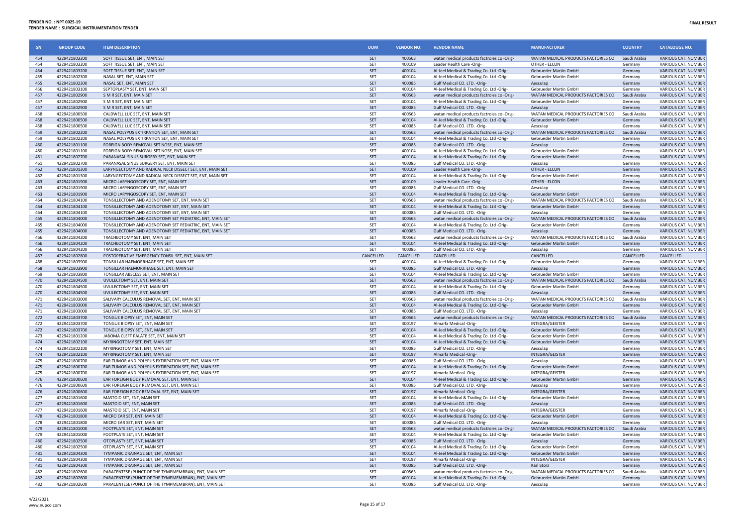**TENDER NO. : NPT 0025-19**
**TENDER NAME : SURGICAL INSTRUMENTATION TENDER**

**FINAL RESULT**

| SN | GROUP CODE | ITEM DESCRIPTION | UOM | VENDOR NO. | VENDOR NAME | MANUFACTURER | COUNTRY | CATALOUGE NO. |
|---|---|---|---|---|---|---|---|---|
| 454 | 4229421803200 | SOFT TISSUE SET, ENT, MAIN SET | SET | 400563 | watan medical products factroies co -Orig- | WATAN MEDICAL PRODUCTS FACTORIES CO | Saudi Arabia | VARIOUS CAT. NUMBER |
| 454 | 4229421803200 | SOFT TISSUE SET, ENT, MAIN SET | SET | 400109 | Leader Health Care -Orig- | OTHER - ELCON | Germany | VARIOUS CAT. NUMBER |
| 454 | 4229421803200 | SOFT TISSUE SET, ENT, MAIN SET | SET | 400104 | Al-Jeel Medical & Trading Co. Ltd -Orig- | Gebrueder Martin GmbH | Germany | VARIOUS CAT. NUMBER |
| 455 | 4229421802300 | NASAL SET, ENT, MAIN SET | SET | 400104 | Al-Jeel Medical & Trading Co. Ltd -Orig- | Gebrueder Martin GmbH | Germany | VARIOUS CAT. NUMBER |
| 455 | 4229421802300 | NASAL SET, ENT, MAIN SET | SET | 400085 | Gulf Medical CO. LTD. -Orig- | Aesculap | Germany | VARIOUS CAT. NUMBER |
| 456 | 4229421803100 | SEPTOPLASTY SET, ENT, MAIN SET | SET | 400104 | Al-Jeel Medical & Trading Co. Ltd -Orig- | Gebrueder Martin GmbH | Germany | VARIOUS CAT. NUMBER |
| 457 | 4229421802900 | S M R SET, ENT, MAIN SET | SET | 400563 | watan medical products factroies co -Orig- | WATAN MEDICAL PRODUCTS FACTORIES CO | Saudi Arabia | VARIOUS CAT. NUMBER |
| 457 | 4229421802900 | S M R SET, ENT, MAIN SET | SET | 400104 | Al-Jeel Medical & Trading Co. Ltd -Orig- | Gebrueder Martin GmbH | Germany | VARIOUS CAT. NUMBER |
| 457 | 4229421802900 | S M R SET, ENT, MAIN SET | SET | 400085 | Gulf Medical CO. LTD. -Orig- | Aesculap | Germany | VARIOUS CAT. NUMBER |
| 458 | 4229421800500 | CALDWELL LUC SET, ENT, MAIN SET | SET | 400563 | watan medical products factroies co -Orig- | WATAN MEDICAL PRODUCTS FACTORIES CO | Saudi Arabia | VARIOUS CAT. NUMBER |
| 458 | 4229421800500 | CALDWELL LUC SET, ENT, MAIN SET | SET | 400104 | Al-Jeel Medical & Trading Co. Ltd -Orig- | Gebrueder Martin GmbH | Germany | VARIOUS CAT. NUMBER |
| 458 | 4229421800500 | CALDWELL LUC SET, ENT, MAIN SET | SET | 400085 | Gulf Medical CO. LTD. -Orig- | Aesculap | Germany | VARIOUS CAT. NUMBER |
| 459 | 4229421802200 | NASAL POLYPUS EXTIRPATION SET, ENT, MAIN SET | SET | 400563 | watan medical products factroies co -Orig- | WATAN MEDICAL PRODUCTS FACTORIES CO | Saudi Arabia | VARIOUS CAT. NUMBER |
| 459 | 4229421802200 | NASAL POLYPUS EXTIRPATION SET, ENT, MAIN SET | SET | 400104 | Al-Jeel Medical & Trading Co. Ltd -Orig- | Gebrueder Martin GmbH | Germany | VARIOUS CAT. NUMBER |
| 460 | 4229421801100 | FOREIGN BODY REMOVAL SET NOSE, ENT, MAIN SET | SET | 400085 | Gulf Medical CO. LTD. -Orig- | Aesculap | Germany | VARIOUS CAT. NUMBER |
| 460 | 4229421801100 | FOREIGN BODY REMOVAL SET NOSE, ENT, MAIN SET | SET | 400104 | Al-Jeel Medical & Trading Co. Ltd -Orig- | Gebrueder Martin GmbH | Germany | VARIOUS CAT. NUMBER |
| 461 | 4229421802700 | PARANASAL SINUS SURGERY SET, ENT, MAIN SET | SET | 400104 | Al-Jeel Medical & Trading Co. Ltd -Orig- | Gebrueder Martin GmbH | Germany | VARIOUS CAT. NUMBER |
| 461 | 4229421802700 | PARANASAL SINUS SURGERY SET, ENT, MAIN SET | SET | 400085 | Gulf Medical CO. LTD. -Orig- | Aesculap | Germany | VARIOUS CAT. NUMBER |
| 462 | 4229421801300 | LARYNGECTOMY AND RADICAL NECK DISSECT SET, ENT, MAIN SET | SET | 400109 | Leader Health Care -Orig- | OTHER - ELCON | Germany | VARIOUS CAT. NUMBER |
| 462 | 4229421801300 | LARYNGECTOMY AND RADICAL NECK DISSECT SET, ENT, MAIN SET | SET | 400104 | Al-Jeel Medical & Trading Co. Ltd -Orig- | Gebrueder Martin GmbH | Germany | VARIOUS CAT. NUMBER |
| 463 | 4229421801900 | MICRO LARYNGOSCOPY SET, ENT, MAIN SET | SET | 400109 | Leader Health Care -Orig- | OTHER - ELCON | Germany | VARIOUS CAT. NUMBER |
| 463 | 4229421801900 | MICRO LARYNGOSCOPY SET, ENT, MAIN SET | SET | 400085 | Gulf Medical CO. LTD. -Orig- | Aesculap | Germany | VARIOUS CAT. NUMBER |
| 463 | 4229421801900 | MICRO LARYNGOSCOPY SET, ENT, MAIN SET | SET | 400104 | Al-Jeel Medical & Trading Co. Ltd -Orig- | Gebrueder Martin GmbH | Germany | VARIOUS CAT. NUMBER |
| 464 | 4229421804100 | TONSILLECTOMY AND ADENOTOMY SET, ENT, MAIN SET | SET | 400563 | watan medical products factroies co -Orig- | WATAN MEDICAL PRODUCTS FACTORIES CO | Saudi Arabia | VARIOUS CAT. NUMBER |
| 464 | 4229421804100 | TONSILLECTOMY AND ADENOTOMY SET, ENT, MAIN SET | SET | 400104 | Al-Jeel Medical & Trading Co. Ltd -Orig- | Gebrueder Martin GmbH | Germany | VARIOUS CAT. NUMBER |
| 464 | 4229421804100 | TONSILLECTOMY AND ADENOTOMY SET, ENT, MAIN SET | SET | 400085 | Gulf Medical CO. LTD. -Orig- | Aesculap | Germany | VARIOUS CAT. NUMBER |
| 465 | 4229421804000 | TONSILLECTOMY AND ADENOTOMY SET PEDIATRIC, ENT, MAIN SET | SET | 400563 | watan medical products factroies co -Orig- | WATAN MEDICAL PRODUCTS FACTORIES CO | Saudi Arabia | VARIOUS CAT. NUMBER |
| 465 | 4229421804000 | TONSILLECTOMY AND ADENOTOMY SET PEDIATRIC, ENT, MAIN SET | SET | 400104 | Al-Jeel Medical & Trading Co. Ltd -Orig- | Gebrueder Martin GmbH | Germany | VARIOUS CAT. NUMBER |
| 465 | 4229421804000 | TONSILLECTOMY AND ADENOTOMY SET PEDIATRIC, ENT, MAIN SET | SET | 400085 | Gulf Medical CO. LTD. -Orig- | Aesculap | Germany | VARIOUS CAT. NUMBER |
| 466 | 4229421804200 | TRACHEOTOMY SET, ENT, MAIN SET | SET | 400563 | watan medical products factroies co -Orig- | WATAN MEDICAL PRODUCTS FACTORIES CO | Saudi Arabia | VARIOUS CAT. NUMBER |
| 466 | 4229421804200 | TRACHEOTOMY SET, ENT, MAIN SET | SET | 400104 | Al-Jeel Medical & Trading Co. Ltd -Orig- | Gebrueder Martin GmbH | Germany | VARIOUS CAT. NUMBER |
| 466 | 4229421804200 | TRACHEOTOMY SET, ENT, MAIN SET | SET | 400085 | Gulf Medical CO. LTD. -Orig- | Aesculap | Germany | VARIOUS CAT. NUMBER |
| 467 | 4229421802800 | POSTOPERATIVE EMERGENCY TONSIL SET, ENT, MAIN SET | CANCELLED | CANCELLED | CANCELLED | CANCELLED | CANCELLED | CANCELLED |
| 468 | 4229421803900 | TONSILLAR HAEMORRHAGE SET, ENT, MAIN SET | SET | 400104 | Al-Jeel Medical & Trading Co. Ltd -Orig- | Gebrueder Martin GmbH | Germany | VARIOUS CAT. NUMBER |
| 468 | 4229421803900 | TONSILLAR HAEMORRHAGE SET, ENT, MAIN SET | SET | 400085 | Gulf Medical CO. LTD. -Orig- | Aesculap | Germany | VARIOUS CAT. NUMBER |
| 469 | 4229421803800 | TONSILLAR ABSCESS SET, ENT, MAIN SET | SET | 400104 | Al-Jeel Medical & Trading Co. Ltd -Orig- | Gebrueder Martin GmbH | Germany | VARIOUS CAT. NUMBER |
| 470 | 4229421804500 | UVULECTOMY SET, ENT, MAIN SET | SET | 400563 | watan medical products factroies co -Orig- | WATAN MEDICAL PRODUCTS FACTORIES CO | Saudi Arabia | VARIOUS CAT. NUMBER |
| 470 | 4229421804500 | UVULECTOMY SET, ENT, MAIN SET | SET | 400104 | Al-Jeel Medical & Trading Co. Ltd -Orig- | Gebrueder Martin GmbH | Germany | VARIOUS CAT. NUMBER |
| 470 | 4229421804500 | UVULECTOMY SET, ENT, MAIN SET | SET | 400085 | Gulf Medical CO. LTD. -Orig- | Aesculap | Germany | VARIOUS CAT. NUMBER |
| 471 | 4229421803000 | SALIVARY CALCULUS REMOVAL SET, ENT, MAIN SET | SET | 400563 | watan medical products factroies co -Orig- | WATAN MEDICAL PRODUCTS FACTORIES CO | Saudi Arabia | VARIOUS CAT. NUMBER |
| 471 | 4229421803000 | SALIVARY CALCULUS REMOVAL SET, ENT, MAIN SET | SET | 400104 | Al-Jeel Medical & Trading Co. Ltd -Orig- | Gebrueder Martin GmbH | Germany | VARIOUS CAT. NUMBER |
| 471 | 4229421803000 | SALIVARY CALCULUS REMOVAL SET, ENT, MAIN SET | SET | 400085 | Gulf Medical CO. LTD. -Orig- | Aesculap | Germany | VARIOUS CAT. NUMBER |
| 472 | 4229421803700 | TONGUE BIOPSY SET, ENT, MAIN SET | SET | 400563 | watan medical products factroies co -Orig- | WATAN MEDICAL PRODUCTS FACTORIES CO | Saudi Arabia | VARIOUS CAT. NUMBER |
| 472 | 4229421803700 | TONGUE BIOPSY SET, ENT, MAIN SET | SET | 400197 | Almarfa Medical -Orig- | INTEGRA/GEISTER | Germany | VARIOUS CAT. NUMBER |
| 472 | 4229421803700 | TONGUE BIOPSY SET, ENT, MAIN SET | SET | 400104 | Al-Jeel Medical & Trading Co. Ltd -Orig- | Gebrueder Martin GmbH | Germany | VARIOUS CAT. NUMBER |
| 473 | 4229421801200 | JABOMA CLEFT PALATE SET, ENT, MAIN SET | SET | 400104 | Al-Jeel Medical & Trading Co. Ltd -Orig- | Gebrueder Martin GmbH | Germany | VARIOUS CAT. NUMBER |
| 474 | 4229421802100 | MYRINGOTOMY SET, ENT, MAIN SET | SET | 400104 | Al-Jeel Medical & Trading Co. Ltd -Orig- | Gebrueder Martin GmbH | Germany | VARIOUS CAT. NUMBER |
| 474 | 4229421802100 | MYRINGOTOMY SET, ENT, MAIN SET | SET | 400085 | Gulf Medical CO. LTD. -Orig- | Aesculap | Germany | VARIOUS CAT. NUMBER |
| 474 | 4229421802100 | MYRINGOTOMY SET, ENT, MAIN SET | SET | 400197 | Almarfa Medical -Orig- | INTEGRA/GEISTER | Germany | VARIOUS CAT. NUMBER |
| 475 | 4229421800700 | EAR TUMOR AND POLYPUS EXTIRPATION SET, ENT, MAIN SET | SET | 400085 | Gulf Medical CO. LTD. -Orig- | Aesculap | Germany | VARIOUS CAT. NUMBER |
| 475 | 4229421800700 | EAR TUMOR AND POLYPUS EXTIRPATION SET, ENT, MAIN SET | SET | 400104 | Al-Jeel Medical & Trading Co. Ltd -Orig- | Gebrueder Martin GmbH | Germany | VARIOUS CAT. NUMBER |
| 475 | 4229421800700 | EAR TUMOR AND POLYPUS EXTIRPATION SET, ENT, MAIN SET | SET | 400197 | Almarfa Medical -Orig- | INTEGRA/GEISTER | Germany | VARIOUS CAT. NUMBER |
| 476 | 4229421800600 | EAR FOREIGN BODY REMOVAL SET, ENT, MAIN SET | SET | 400104 | Al-Jeel Medical & Trading Co. Ltd -Orig- | Gebrueder Martin GmbH | Germany | VARIOUS CAT. NUMBER |
| 476 | 4229421800600 | EAR FOREIGN BODY REMOVAL SET, ENT, MAIN SET | SET | 400085 | Gulf Medical CO. LTD. -Orig- | Aesculap | Germany | VARIOUS CAT. NUMBER |
| 476 | 4229421800600 | EAR FOREIGN BODY REMOVAL SET, ENT, MAIN SET | SET | 400197 | Almarfa Medical -Orig- | INTEGRA/GEISTER | Germany | VARIOUS CAT. NUMBER |
| 477 | 4229421801600 | MASTOID SET, ENT, MAIN SET | SET | 400104 | Al-Jeel Medical & Trading Co. Ltd -Orig- | Gebrueder Martin GmbH | Germany | VARIOUS CAT. NUMBER |
| 477 | 4229421801600 | MASTOID SET, ENT, MAIN SET | SET | 400085 | Gulf Medical CO. LTD. -Orig- | Aesculap | Germany | VARIOUS CAT. NUMBER |
| 477 | 4229421801600 | MASTOID SET, ENT, MAIN SET | SET | 400197 | Almarfa Medical -Orig- | INTEGRA/GEISTER | Germany | VARIOUS CAT. NUMBER |
| 478 | 4229421801800 | MICRO EAR SET, ENT, MAIN SET | SET | 400104 | Al-Jeel Medical & Trading Co. Ltd -Orig- | Gebrueder Martin GmbH | Germany | VARIOUS CAT. NUMBER |
| 478 | 4229421801800 | MICRO EAR SET, ENT, MAIN SET | SET | 400085 | Gulf Medical CO. LTD. -Orig- | Aesculap | Germany | VARIOUS CAT. NUMBER |
| 479 | 4229421801000 | FOOTPLATE SET, ENT, MAIN SET | SET | 400563 | watan medical products factroies co -Orig- | WATAN MEDICAL PRODUCTS FACTORIES CO | Saudi Arabia | VARIOUS CAT. NUMBER |
| 479 | 4229421801000 | FOOTPLATE SET, ENT, MAIN SET | SET | 400104 | Al-Jeel Medical & Trading Co. Ltd -Orig- | Gebrueder Martin GmbH | Germany | VARIOUS CAT. NUMBER |
| 480 | 4229421802500 | OTOPLASTY SET, ENT, MAIN SET | SET | 400085 | Gulf Medical CO. LTD. -Orig- | Aesculap | Germany | VARIOUS CAT. NUMBER |
| 480 | 4229421802500 | OTOPLASTY SET, ENT, MAIN SET | SET | 400104 | Al-Jeel Medical & Trading Co. Ltd -Orig- | Gebrueder Martin GmbH | Germany | VARIOUS CAT. NUMBER |
| 481 | 4229421804300 | TYMPANIC DRAINAGE SET, ENT, MAIN SET | SET | 400104 | Al-Jeel Medical & Trading Co. Ltd -Orig- | Gebrueder Martin GmbH | Germany | VARIOUS CAT. NUMBER |
| 481 | 4229421804300 | TYMPANIC DRAINAGE SET, ENT, MAIN SET | SET | 400197 | Almarfa Medical -Orig- | INTEGRA/GEISTER | Germany | VARIOUS CAT. NUMBER |
| 481 | 4229421804300 | TYMPANIC DRAINAGE SET, ENT, MAIN SET | SET | 400085 | Gulf Medical CO. LTD. -Orig- | Karl Storz | Germany | VARIOUS CAT. NUMBER |
| 482 | 4229421802600 | PARACENTESE (PUNCT OF THE TYMPMEMBRAN), ENT, MAIN SET | SET | 400563 | watan medical products factroies co -Orig- | WATAN MEDICAL PRODUCTS FACTORIES CO | Saudi Arabia | VARIOUS CAT. NUMBER |
| 482 | 4229421802600 | PARACENTESE (PUNCT OF THE TYMPMEMBRAN), ENT, MAIN SET | SET | 400104 | Al-Jeel Medical & Trading Co. Ltd -Orig- | Gebrueder Martin GmbH | Germany | VARIOUS CAT. NUMBER |
| 482 | 4229421802600 | PARACENTESE (PUNCT OF THE TYMPMEMBRAN), ENT, MAIN SET | SET | 400085 | Gulf Medical CO. LTD. -Orig- | Aesculap | Germany | VARIOUS CAT. NUMBER |

4/22/2021
www.nupco.com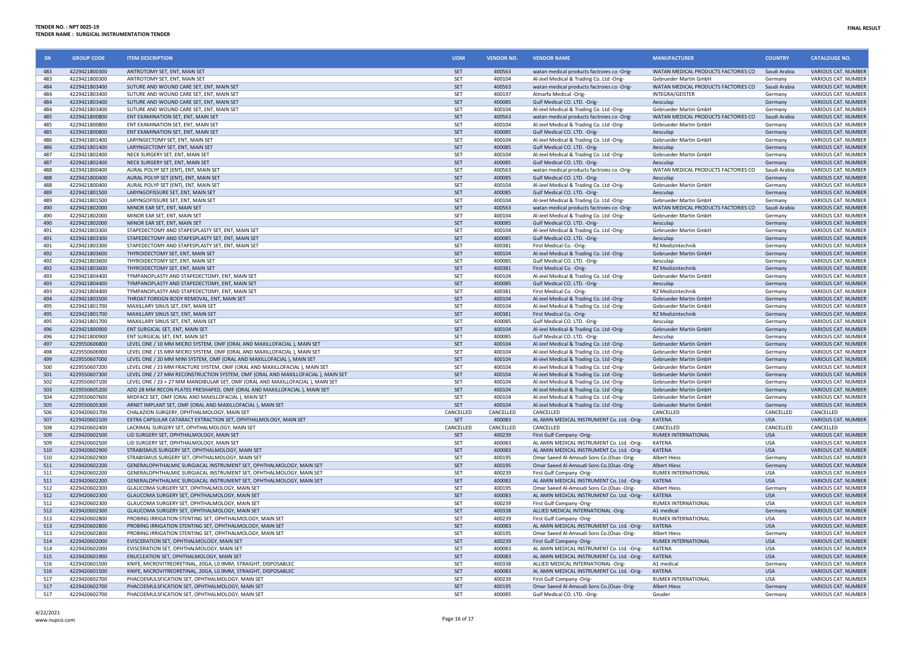**TENDER NO. : NPT 0025-19**
**TENDER NAME : SURGICAL INSTRUMENTATION TENDER**

**FINAL RESULT**

| SN | GROUP CODE | ITEM DESCRIPTION | UOM | VENDOR NO. | VENDOR NAME | MANUFACTURER | COUNTRY | CATALOUGE NO. |
|---|---|---|---|---|---|---|---|---|
| 483 | 4229421800300 | ANTROTOMY SET, ENT, MAIN SET | SET | 400563 | watan medical products factroies co -Orig- | WATAN MEDICAL PRODUCTS FACTORIES CO | Saudi Arabia | VARIOUS CAT. NUMBER |
| 483 | 4229421800300 | ANTROTOMY SET, ENT, MAIN SET | SET | 400104 | Al-Jeel Medical & Trading Co. Ltd -Orig- | Gebrueder Martin GmbH | Germany | VARIOUS CAT. NUMBER |
| 484 | 4229421803400 | SUTURE AND WOUND CARE SET, ENT, MAIN SET | SET | 400563 | watan medical products factroies co -Orig- | WATAN MEDICAL PRODUCTS FACTORIES CO | Saudi Arabia | VARIOUS CAT. NUMBER |
| 484 | 4229421803400 | SUTURE AND WOUND CARE SET, ENT, MAIN SET | SET | 400197 | Almarfa Medical -Orig- | INTEGRA/GEISTER | Germany | VARIOUS CAT. NUMBER |
| 484 | 4229421803400 | SUTURE AND WOUND CARE SET, ENT, MAIN SET | SET | 400085 | Gulf Medical CO. LTD. -Orig- | Aesculap | Germany | VARIOUS CAT. NUMBER |
| 484 | 4229421803400 | SUTURE AND WOUND CARE SET, ENT, MAIN SET | SET | 400104 | Al-Jeel Medical & Trading Co. Ltd -Orig- | Gebrueder Martin GmbH | Germany | VARIOUS CAT. NUMBER |
| 485 | 4229421800800 | ENT EXAMINATION SET, ENT, MAIN SET | SET | 400563 | watan medical products factroies co -Orig- | WATAN MEDICAL PRODUCTS FACTORIES CO | Saudi Arabia | VARIOUS CAT. NUMBER |
| 485 | 4229421800800 | ENT EXAMINATION SET, ENT, MAIN SET | SET | 400104 | Al-Jeel Medical & Trading Co. Ltd -Orig- | Gebrueder Martin GmbH | Germany | VARIOUS CAT. NUMBER |
| 485 | 4229421800800 | ENT EXAMINATION SET, ENT, MAIN SET | SET | 400085 | Gulf Medical CO. LTD. -Orig- | Aesculap | Germany | VARIOUS CAT. NUMBER |
| 486 | 4229421801400 | LARYNGECTOMY SET, ENT, MAIN SET | SET | 400104 | Al-Jeel Medical & Trading Co. Ltd -Orig- | Gebrueder Martin GmbH | Germany | VARIOUS CAT. NUMBER |
| 486 | 4229421801400 | LARYNGECTOMY SET, ENT, MAIN SET | SET | 400085 | Gulf Medical CO. LTD. -Orig- | Aesculap | Germany | VARIOUS CAT. NUMBER |
| 487 | 4229421802400 | NECK SURGERY SET, ENT, MAIN SET | SET | 400104 | Al-Jeel Medical & Trading Co. Ltd -Orig- | Gebrueder Martin GmbH | Germany | VARIOUS CAT. NUMBER |
| 487 | 4229421802400 | NECK SURGERY SET, ENT, MAIN SET | SET | 400085 | Gulf Medical CO. LTD. -Orig- | Aesculap | Germany | VARIOUS CAT. NUMBER |
| 488 | 4229421800400 | AURAL POLYP SET (ENT), ENT, MAIN SET | SET | 400563 | watan medical products factroies co -Orig- | WATAN MEDICAL PRODUCTS FACTORIES CO | Saudi Arabia | VARIOUS CAT. NUMBER |
| 488 | 4229421800400 | AURAL POLYP SET (ENT), ENT, MAIN SET | SET | 400085 | Gulf Medical CO. LTD. -Orig- | Aesculap | Germany | VARIOUS CAT. NUMBER |
| 488 | 4229421800400 | AURAL POLYP SET (ENT), ENT, MAIN SET | SET | 400104 | Al-Jeel Medical & Trading Co. Ltd -Orig- | Gebrueder Martin GmbH | Germany | VARIOUS CAT. NUMBER |
| 489 | 4229421801500 | LARYNGOFISSURE SET, ENT, MAIN SET | SET | 400085 | Gulf Medical CO. LTD. -Orig- | Aesculap | Germany | VARIOUS CAT. NUMBER |
| 489 | 4229421801500 | LARYNGOFISSURE SET, ENT, MAIN SET | SET | 400104 | Al-Jeel Medical & Trading Co. Ltd -Orig- | Gebrueder Martin GmbH | Germany | VARIOUS CAT. NUMBER |
| 490 | 4229421802000 | MINOR EAR SET, ENT, MAIN SET | SET | 400563 | watan medical products factroies co -Orig- | WATAN MEDICAL PRODUCTS FACTORIES CO | Saudi Arabia | VARIOUS CAT. NUMBER |
| 490 | 4229421802000 | MINOR EAR SET, ENT, MAIN SET | SET | 400104 | Al-Jeel Medical & Trading Co. Ltd -Orig- | Gebrueder Martin GmbH | Germany | VARIOUS CAT. NUMBER |
| 490 | 4229421802000 | MINOR EAR SET, ENT, MAIN SET | SET | 400085 | Gulf Medical CO. LTD. -Orig- | Aesculap | Germany | VARIOUS CAT. NUMBER |
| 491 | 4229421803300 | STAPEDECTOMY AND STAPESPLASTY SET, ENT, MAIN SET | SET | 400104 | Al-Jeel Medical & Trading Co. Ltd -Orig- | Gebrueder Martin GmbH | Germany | VARIOUS CAT. NUMBER |
| 491 | 4229421803300 | STAPEDECTOMY AND STAPESPLASTY SET, ENT, MAIN SET | SET | 400085 | Gulf Medical CO. LTD. -Orig- | Aesculap | Germany | VARIOUS CAT. NUMBER |
| 491 | 4229421803300 | STAPEDECTOMY AND STAPESPLASTY SET, ENT, MAIN SET | SET | 400381 | First Medical Co. -Orig- | RZ Medizintechnik | Germany | VARIOUS CAT. NUMBER |
| 492 | 4229421803600 | THYROIDECTOMY SET, ENT, MAIN SET | SET | 400104 | Al-Jeel Medical & Trading Co. Ltd -Orig- | Gebrueder Martin GmbH | Germany | VARIOUS CAT. NUMBER |
| 492 | 4229421803600 | THYROIDECTOMY SET, ENT, MAIN SET | SET | 400085 | Gulf Medical CO. LTD. -Orig- | Aesculap | Germany | VARIOUS CAT. NUMBER |
| 492 | 4229421803600 | THYROIDECTOMY SET, ENT, MAIN SET | SET | 400381 | First Medical Co. -Orig- | RZ Medizintechnik | Germany | VARIOUS CAT. NUMBER |
| 493 | 4229421804400 | TYMPANOPLASTY AND STAPEDECTOMY, ENT, MAIN SET | SET | 400104 | Al-Jeel Medical & Trading Co. Ltd -Orig- | Gebrueder Martin GmbH | Germany | VARIOUS CAT. NUMBER |
| 493 | 4229421804400 | TYMPANOPLASTY AND STAPEDECTOMY, ENT, MAIN SET | SET | 400085 | Gulf Medical CO. LTD. -Orig- | Aesculap | Germany | VARIOUS CAT. NUMBER |
| 493 | 4229421804400 | TYMPANOPLASTY AND STAPEDECTOMY, ENT, MAIN SET | SET | 400381 | First Medical Co. -Orig- | RZ Medizintechnik | Germany | VARIOUS CAT. NUMBER |
| 494 | 4229421803500 | THROAT FOREIGN BODY REMOVAL, ENT, MAIN SET | SET | 400104 | Al-Jeel Medical & Trading Co. Ltd -Orig- | Gebrueder Martin GmbH | Germany | VARIOUS CAT. NUMBER |
| 495 | 4229421801700 | MAXILLARY SINUS SET, ENT, MAIN SET | SET | 400104 | Al-Jeel Medical & Trading Co. Ltd -Orig- | Gebrueder Martin GmbH | Germany | VARIOUS CAT. NUMBER |
| 495 | 4229421801700 | MAXILLARY SINUS SET, ENT, MAIN SET | SET | 400381 | First Medical Co. -Orig- | RZ Medizintechnik | Germany | VARIOUS CAT. NUMBER |
| 495 | 4229421801700 | MAXILLARY SINUS SET, ENT, MAIN SET | SET | 400085 | Gulf Medical CO. LTD. -Orig- | Aesculap | Germany | VARIOUS CAT. NUMBER |
| 496 | 4229421800900 | ENT SURGICAL SET, ENT, MAIN SET | SET | 400104 | Al-Jeel Medical & Trading Co. Ltd -Orig- | Gebrueder Martin GmbH | Germany | VARIOUS CAT. NUMBER |
| 496 | 4229421800900 | ENT SURGICAL SET, ENT, MAIN SET | SET | 400085 | Gulf Medical CO. LTD. -Orig- | Aesculap | Germany | VARIOUS CAT. NUMBER |
| 497 | 4229550606800 | LEVEL ONE / 10 MM MICRO SYSTEM, OMF (ORAL AND MAXILLOFACIAL ), MAIN SET | SET | 400104 | Al-Jeel Medical & Trading Co. Ltd -Orig- | Gebrueder Martin GmbH | Germany | VARIOUS CAT. NUMBER |
| 498 | 4229550606900 | LEVEL ONE / 15 MM MICRO SYSTEM, OMF (ORAL AND MAXILLOFACIAL ), MAIN SET | SET | 400104 | Al-Jeel Medical & Trading Co. Ltd -Orig- | Gebrueder Martin GmbH | Germany | VARIOUS CAT. NUMBER |
| 499 | 4229550607000 | LEVEL ONE / 20 MM MINI SYSTEM, OMF (ORAL AND MAXILLOFACIAL ), MAIN SET | SET | 400104 | Al-Jeel Medical & Trading Co. Ltd -Orig- | Gebrueder Martin GmbH | Germany | VARIOUS CAT. NUMBER |
| 500 | 4229550607200 | LEVEL ONE / 23 MM FRACTURE SYSTEM, OMF (ORAL AND MAXILLOFACIAL ), MAIN SET | SET | 400104 | Al-Jeel Medical & Trading Co. Ltd -Orig- | Gebrueder Martin GmbH | Germany | VARIOUS CAT. NUMBER |
| 501 | 4229550607300 | LEVEL ONE / 27 MM RECONSTRUCTION SYSTEM, OMF (ORAL AND MAXILLOFACIAL ), MAIN SET | SET | 400104 | Al-Jeel Medical & Trading Co. Ltd -Orig- | Gebrueder Martin GmbH | Germany | VARIOUS CAT. NUMBER |
| 502 | 4229550607100 | LEVEL ONE / 23 + 27 MM MANDIBULAR SET, OMF (ORAL AND MAXILLOFACIAL ), MAIN SET | SET | 400104 | Al-Jeel Medical & Trading Co. Ltd -Orig- | Gebrueder Martin GmbH | Germany | VARIOUS CAT. NUMBER |
| 503 | 4229550605200 | ADD 28 MM RECON PLATES PRESHAPED, OMF (ORAL AND MAXILLOFACIAL ), MAIN SET | SET | 400104 | Al-Jeel Medical & Trading Co. Ltd -Orig- | Gebrueder Martin GmbH | Germany | VARIOUS CAT. NUMBER |
| 504 | 4229550607600 | MIDFACE SET, OMF (ORAL AND MAXILLOFACIAL ), MAIN SET | SET | 400104 | Al-Jeel Medical & Trading Co. Ltd -Orig- | Gebrueder Martin GmbH | Germany | VARIOUS CAT. NUMBER |
| 505 | 4229550605300 | ARNET IMPLANT SET, OMF (ORAL AND MAXILLOFACIAL ), MAIN SET | SET | 400104 | Al-Jeel Medical & Trading Co. Ltd -Orig- | Gebrueder Martin GmbH | Germany | VARIOUS CAT. NUMBER |
| 506 | 4229420601700 | CHALAZION SURGERY, OPHTHALMOLOGY, MAIN SET | CANCELLED | CANCELLED | CANCELLED | CANCELLED | CANCELLED | CANCELLED |
| 507 | 4229420602100 | EXTRA CAPSULAR CATARACT EXTRACTION SET, OPHTHALMOLOGY, MAIN SET | SET | 400083 | AL AMIN MEDICAL INSTRUMENT Co. Ltd. -Orig- | KATENA | USA | VARIOUS CAT. NUMBER |
| 508 | 4229420602400 | LACRIMAL SURGERY SET, OPHTHALMOLOGY, MAIN SET | CANCELLED | CANCELLED | CANCELLED | CANCELLED | CANCELLED | CANCELLED |
| 509 | 4229420602500 | LID SURGERY SET, OPHTHALMOLOGY, MAIN SET | SET | 400239 | First Gulf Company -Orig- | RUMEX INTERNATIONAL | USA | VARIOUS CAT. NUMBER |
| 509 | 4229420602500 | LID SURGERY SET, OPHTHALMOLOGY, MAIN SET | SET | 400083 | AL AMIN MEDICAL INSTRUMENT Co. Ltd. -Orig- | KATENA | USA | VARIOUS CAT. NUMBER |
| 510 | 4229420602900 | STRABISMUS SURGERY SET, OPHTHALMOLOGY, MAIN SET | SET | 400083 | AL AMIN MEDICAL INSTRUMENT Co. Ltd. -Orig- | KATENA | USA | VARIOUS CAT. NUMBER |
| 510 | 4229420602900 | STRABISMUS SURGERY SET, OPHTHALMOLOGY, MAIN SET | SET | 400195 | Omar Saeed Al-Amoudi Sons Co.(Osas -Orig- | Albert Hiess | Germany | VARIOUS CAT. NUMBER |
| 511 | 4229420602200 | GENERALOPHTHALMIC SURGIACAL INSTRUMENT SET, OPHTHALMOLOGY, MAIN SET | SET | 400195 | Omar Saeed Al-Amoudi Sons Co.(Osas -Orig- | Albert Hiess | Germany | VARIOUS CAT. NUMBER |
| 511 | 4229420602200 | GENERALOPHTHALMIC SURGIACAL INSTRUMENT SET, OPHTHALMOLOGY, MAIN SET | SET | 400239 | First Gulf Company -Orig- | RUMEX INTERNATIONAL | USA | VARIOUS CAT. NUMBER |
| 511 | 4229420602200 | GENERALOPHTHALMIC SURGIACAL INSTRUMENT SET, OPHTHALMOLOGY, MAIN SET | SET | 400083 | AL AMIN MEDICAL INSTRUMENT Co. Ltd. -Orig- | KATENA | USA | VARIOUS CAT. NUMBER |
| 512 | 4229420602300 | GLAUCOMA SURGERY SET, OPHTHALMOLOGY, MAIN SET | SET | 400195 | Omar Saeed Al-Amoudi Sons Co.(Osas -Orig- | Albert Hiess | Germany | VARIOUS CAT. NUMBER |
| 512 | 4229420602300 | GLAUCOMA SURGERY SET, OPHTHALMOLOGY, MAIN SET | SET | 400083 | AL AMIN MEDICAL INSTRUMENT Co. Ltd. -Orig- | KATENA | USA | VARIOUS CAT. NUMBER |
| 512 | 4229420602300 | GLAUCOMA SURGERY SET, OPHTHALMOLOGY, MAIN SET | SET | 400239 | First Gulf Company -Orig- | RUMEX INTERNATIONAL | USA | VARIOUS CAT. NUMBER |
| 512 | 4229420602300 | GLAUCOMA SURGERY SET, OPHTHALMOLOGY, MAIN SET | SET | 400338 | ALLIED MEDICAL INTERNATIONAL -Orig- | A1 medical | Germany | VARIOUS CAT. NUMBER |
| 513 | 4229420602800 | PROBING IRRIGATION STENTING SET, OPHTHALMOLOGY, MAIN SET | SET | 400239 | First Gulf Company -Orig- | RUMEX INTERNATIONAL | USA | VARIOUS CAT. NUMBER |
| 513 | 4229420602800 | PROBING IRRIGATION STENTING SET, OPHTHALMOLOGY, MAIN SET | SET | 400083 | AL AMIN MEDICAL INSTRUMENT Co. Ltd. -Orig- | KATENA | USA | VARIOUS CAT. NUMBER |
| 513 | 4229420602800 | PROBING IRRIGATION STENTING SET, OPHTHALMOLOGY, MAIN SET | SET | 400195 | Omar Saeed Al-Amoudi Sons Co.(Osas -Orig- | Albert Hiess | Germany | VARIOUS CAT. NUMBER |
| 514 | 4229420602000 | EVISCERATION SET, OPHTHALMOLOGY, MAIN SET | SET | 400239 | First Gulf Company -Orig- | RUMEX INTERNATIONAL | USA | VARIOUS CAT. NUMBER |
| 514 | 4229420602000 | EVISCERATION SET, OPHTHALMOLOGY, MAIN SET | SET | 400083 | AL AMIN MEDICAL INSTRUMENT Co. Ltd. -Orig- | KATENA | USA | VARIOUS CAT. NUMBER |
| 515 | 4229420601900 | ENUCLEATION SET, OPHTHALMOLOGY, MAIN SET | SET | 400083 | AL AMIN MEDICAL INSTRUMENT Co. Ltd. -Orig- | KATENA | USA | VARIOUS CAT. NUMBER |
| 516 | 4229420601500 | KNIFE, MICROVITREORETINAL, 20GA, L0.9MM, STRAIGHT, DISPOSABLEC | SET | 400338 | ALLIED MEDICAL INTERNATIONAL -Orig- | A1 medical | Germany | VARIOUS CAT. NUMBER |
| 516 | 4229420601500 | KNIFE, MICROVITREORETINAL, 20GA, L0.9MM, STRAIGHT, DISPOSABLEC | SET | 400083 | AL AMIN MEDICAL INSTRUMENT Co. Ltd. -Orig- | KATENA | USA | VARIOUS CAT. NUMBER |
| 517 | 4229420602700 | PHACOEMULSFICATION SET, OPHTHALMOLOGY, MAIN SET | SET | 400239 | First Gulf Company -Orig- | RUMEX INTERNATIONAL | USA | VARIOUS CAT. NUMBER |
| 517 | 4229420602700 | PHACOEMULSFICATION SET, OPHTHALMOLOGY, MAIN SET | SET | 400195 | Omar Saeed Al-Amoudi Sons Co.(Osas -Orig- | Albert Hiess | Germany | VARIOUS CAT. NUMBER |
| 517 | 4229420602700 | PHACOEMULSFICATION SET, OPHTHALMOLOGY, MAIN SET | SET | 400085 | Gulf Medical CO. LTD. -Orig- | Geuder | Germany | VARIOUS CAT. NUMBER |

4/22/2021
www.nupco.com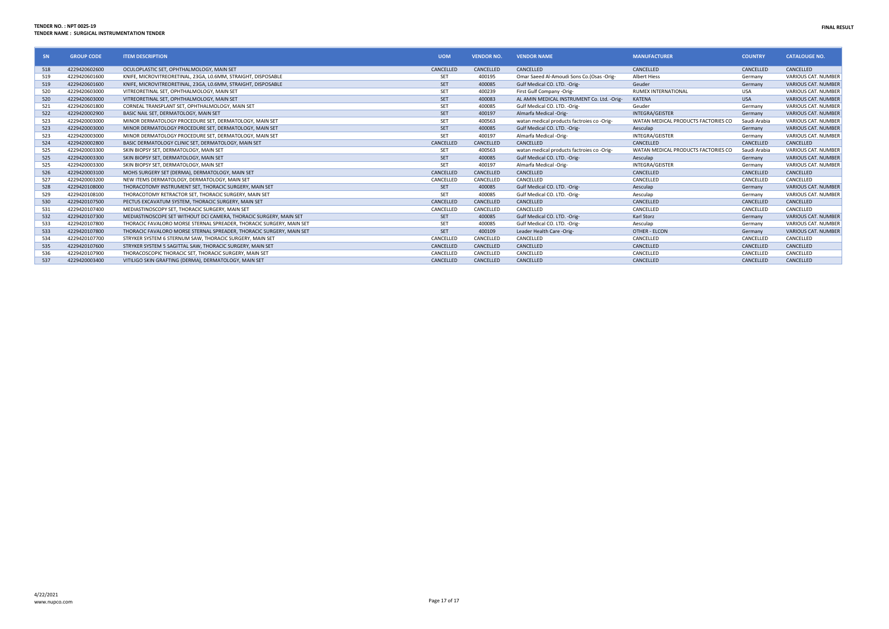**TENDER NO. : NPT 0025-19**
**TENDER NAME : SURGICAL INSTRUMENTATION TENDER**

**FINAL RESULT**

| SN | GROUP CODE | ITEM DESCRIPTION | UOM | VENDOR NO. | VENDOR NAME | MANUFACTURER | COUNTRY | CATALOUGE NO. |
|---|---|---|---|---|---|---|---|---|
| 518 | 4229420602600 | OCULOPLASTIC SET, OPHTHALMOLOGY, MAIN SET | CANCELLED | CANCELLED | CANCELLED | CANCELLED | CANCELLED | CANCELLED |
| 519 | 4229420601600 | KNIFE, MICROVITREORETINAL, 23GA, L0.6MM, STRAIGHT, DISPOSABLE | SET | 400195 | Omar Saeed Al-Amoudi Sons Co.(Osas -Orig- | Albert Hiess | Germany | VARIOUS CAT. NUMBER |
| 519 | 4229420601600 | KNIFE, MICROVITREORETINAL, 23GA, L0.6MM, STRAIGHT, DISPOSABLE | SET | 400085 | Gulf Medical CO. LTD. -Orig- | Geuder | Germany | VARIOUS CAT. NUMBER |
| 520 | 4229420603000 | VITREORETINAL SET, OPHTHALMOLOGY, MAIN SET | SET | 400239 | First Gulf Company -Orig- | RUMEX INTERNATIONAL | USA | VARIOUS CAT. NUMBER |
| 520 | 4229420603000 | VITREORETINAL SET, OPHTHALMOLOGY, MAIN SET | SET | 400083 | AL AMIN MEDICAL INSTRUMENT Co. Ltd. -Orig- | KATENA | USA | VARIOUS CAT. NUMBER |
| 521 | 4229420601800 | CORNEAL TRANSPLANT SET, OPHTHALMOLOGY, MAIN SET | SET | 400085 | Gulf Medical CO. LTD. -Orig- | Geuder | Germany | VARIOUS CAT. NUMBER |
| 522 | 4229420002900 | BASIC NAIL SET, DERMATOLOGY, MAIN SET | SET | 400197 | Almarfa Medical -Orig- | INTEGRA/GEISTER | Germany | VARIOUS CAT. NUMBER |
| 523 | 4229420003000 | MINOR DERMATOLOGY PROCEDURE SET, DERMATOLOGY, MAIN SET | SET | 400563 | watan medical products factroies co -Orig- | WATAN MEDICAL PRODUCTS FACTORIES CO | Saudi Arabia | VARIOUS CAT. NUMBER |
| 523 | 4229420003000 | MINOR DERMATOLOGY PROCEDURE SET, DERMATOLOGY, MAIN SET | SET | 400085 | Gulf Medical CO. LTD. -Orig- | Aesculap | Germany | VARIOUS CAT. NUMBER |
| 523 | 4229420003000 | MINOR DERMATOLOGY PROCEDURE SET, DERMATOLOGY, MAIN SET | SET | 400197 | Almarfa Medical -Orig- | INTEGRA/GEISTER | Germany | VARIOUS CAT. NUMBER |
| 524 | 4229420002800 | BASIC DERMATOLOGY CLINIC SET, DERMATOLOGY, MAIN SET | CANCELLED | CANCELLED | CANCELLED | CANCELLED | CANCELLED | CANCELLED |
| 525 | 4229420003300 | SKIN BIOPSY SET, DERMATOLOGY, MAIN SET | SET | 400563 | watan medical products factroies co -Orig- | WATAN MEDICAL PRODUCTS FACTORIES CO | Saudi Arabia | VARIOUS CAT. NUMBER |
| 525 | 4229420003300 | SKIN BIOPSY SET, DERMATOLOGY, MAIN SET | SET | 400085 | Gulf Medical CO. LTD. -Orig- | Aesculap | Germany | VARIOUS CAT. NUMBER |
| 525 | 4229420003300 | SKIN BIOPSY SET, DERMATOLOGY, MAIN SET | SET | 400197 | Almarfa Medical -Orig- | INTEGRA/GEISTER | Germany | VARIOUS CAT. NUMBER |
| 526 | 4229420003100 | MOHS SURGERY SET (DERMA), DERMATOLOGY, MAIN SET | CANCELLED | CANCELLED | CANCELLED | CANCELLED | CANCELLED | CANCELLED |
| 527 | 4229420003200 | NEW ITEMS DERMATOLOGY, DERMATOLOGY, MAIN SET | CANCELLED | CANCELLED | CANCELLED | CANCELLED | CANCELLED | CANCELLED |
| 528 | 4229420108000 | THORACOTOMY INSTRUMENT SET, THORACIC SURGERY, MAIN SET | SET | 400085 | Gulf Medical CO. LTD. -Orig- | Aesculap | Germany | VARIOUS CAT. NUMBER |
| 529 | 4229420108100 | THORACOTOMY RETRACTOR SET, THORACIC SURGERY, MAIN SET | SET | 400085 | Gulf Medical CO. LTD. -Orig- | Aesculap | Germany | VARIOUS CAT. NUMBER |
| 530 | 4229420107500 | PECTUS EXCAVATUM SYSTEM, THORACIC SURGERY, MAIN SET | CANCELLED | CANCELLED | CANCELLED | CANCELLED | CANCELLED | CANCELLED |
| 531 | 4229420107400 | MEDIASTINOSCOPY SET, THORACIC SURGERY, MAIN SET | CANCELLED | CANCELLED | CANCELLED | CANCELLED | CANCELLED | CANCELLED |
| 532 | 4229420107300 | MEDIASTINOSCOPE SET WITHOUT DCI CAMERA, THORACIC SURGERY, MAIN SET | SET | 400085 | Gulf Medical CO. LTD. -Orig- | Karl Storz | Germany | VARIOUS CAT. NUMBER |
| 533 | 4229420107800 | THORACIC FAVALORO MORSE STERNAL SPREADER, THORACIC SURGERY, MAIN SET | SET | 400085 | Gulf Medical CO. LTD. -Orig- | Aesculap | Germany | VARIOUS CAT. NUMBER |
| 533 | 4229420107800 | THORACIC FAVALORO MORSE STERNAL SPREADER, THORACIC SURGERY, MAIN SET | SET | 400109 | Leader Health Care -Orig- | OTHER - ELCON | Germany | VARIOUS CAT. NUMBER |
| 534 | 4229420107700 | STRYKER SYSTEM 6 STERNUM SAW, THORACIC SURGERY, MAIN SET | CANCELLED | CANCELLED | CANCELLED | CANCELLED | CANCELLED | CANCELLED |
| 535 | 4229420107600 | STRYKER SYSTEM 5 SAGITTAL SAW, THORACIC SURGERY, MAIN SET | CANCELLED | CANCELLED | CANCELLED | CANCELLED | CANCELLED | CANCELLED |
| 536 | 4229420107900 | THORACOSCOPIC THORACIC SET, THORACIC SURGERY, MAIN SET | CANCELLED | CANCELLED | CANCELLED | CANCELLED | CANCELLED | CANCELLED |
| 537 | 4229420003400 | VITILIGO SKIN GRAFTING (DERMA), DERMATOLOGY, MAIN SET | CANCELLED | CANCELLED | CANCELLED | CANCELLED | CANCELLED | CANCELLED |

4/22/2021
www.nupco.com